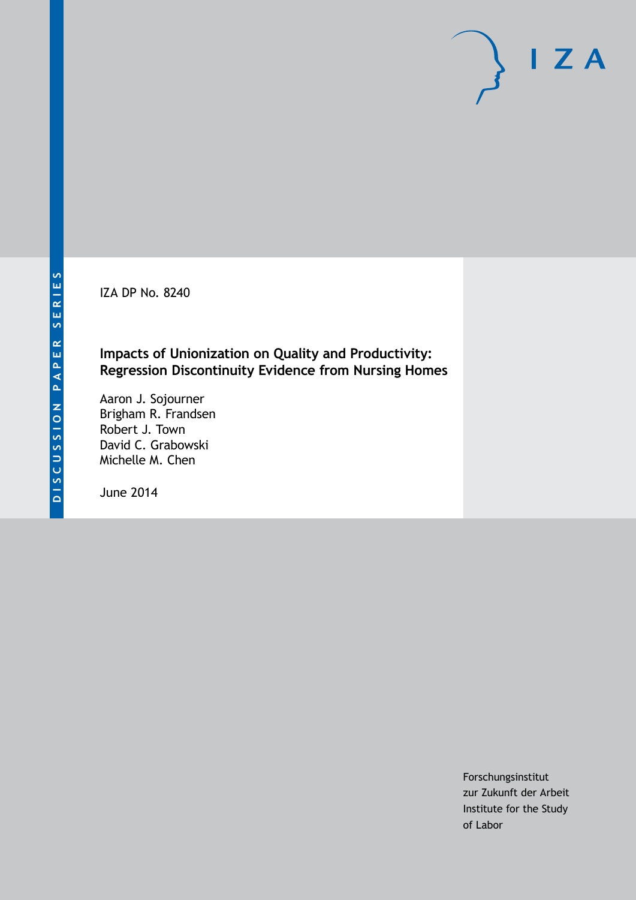DISCUSSION PAPER SERIES

IZA DP No. 8240

# Impacts of Unionization on Quality and Productivity: Regression Discontinuity Evidence from Nursing Homes

Aaron J. Sojourner
Brigham R. Frandsen
Robert J. Town
David C. Grabowski
Michelle M. Chen

June 2014

Forschungsinstitut
zur Zukunft der Arbeit
Institute for the Study
of Labor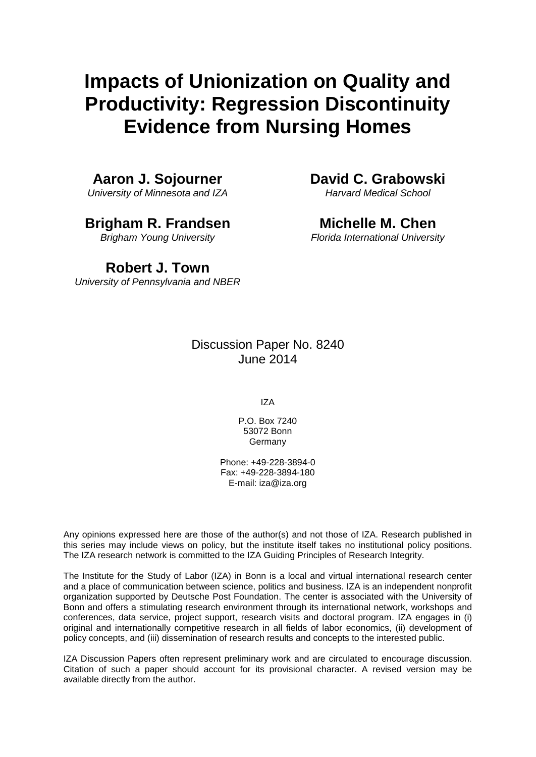# Impacts of Unionization on Quality and Productivity: Regression Discontinuity Evidence from Nursing Homes

**Aaron J. Sojourner**
*University of Minnesota and IZA*

**David C. Grabowski**
*Harvard Medical School*

**Brigham R. Frandsen**
*Brigham Young University*

**Michelle M. Chen**
*Florida International University*

**Robert J. Town**
*University of Pennsylvania and NBER*

Discussion Paper No. 8240
June 2014

IZA

P.O. Box 7240
53072 Bonn
Germany

Phone: +49-228-3894-0
Fax: +49-228-3894-180
E-mail: iza@iza.org

Any opinions expressed here are those of the author(s) and not those of IZA. Research published in this series may include views on policy, but the institute itself takes no institutional policy positions. The IZA research network is committed to the IZA Guiding Principles of Research Integrity.

The Institute for the Study of Labor (IZA) in Bonn is a local and virtual international research center and a place of communication between science, politics and business. IZA is an independent nonprofit organization supported by Deutsche Post Foundation. The center is associated with the University of Bonn and offers a stimulating research environment through its international network, workshops and conferences, data service, project support, research visits and doctoral program. IZA engages in (i) original and internationally competitive research in all fields of labor economics, (ii) development of policy concepts, and (iii) dissemination of research results and concepts to the interested public.

IZA Discussion Papers often represent preliminary work and are circulated to encourage discussion. Citation of such a paper should account for its provisional character. A revised version may be available directly from the author.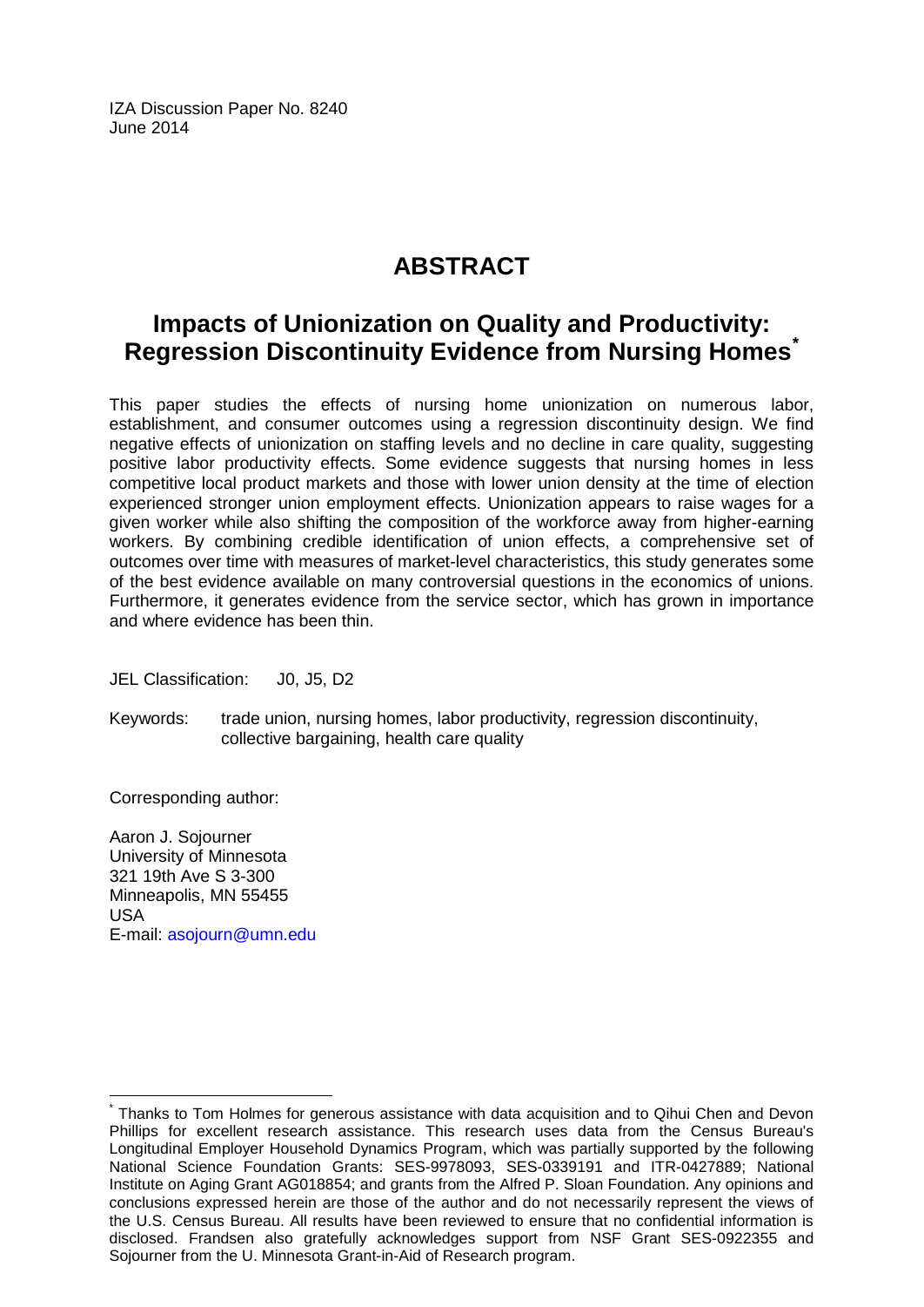IZA Discussion Paper No. 8240
June 2014

# ABSTRACT

## Impacts of Unionization on Quality and Productivity: Regression Discontinuity Evidence from Nursing Homes[*]

This paper studies the effects of nursing home unionization on numerous labor, establishment, and consumer outcomes using a regression discontinuity design. We find negative effects of unionization on staffing levels and no decline in care quality, suggesting positive labor productivity effects. Some evidence suggests that nursing homes in less competitive local product markets and those with lower union density at the time of election experienced stronger union employment effects. Unionization appears to raise wages for a given worker while also shifting the composition of the workforce away from higher-earning workers. By combining credible identification of union effects, a comprehensive set of outcomes over time with measures of market-level characteristics, this study generates some of the best evidence available on many controversial questions in the economics of unions. Furthermore, it generates evidence from the service sector, which has grown in importance and where evidence has been thin.

JEL Classification: J0, J5, D2

Keywords: trade union, nursing homes, labor productivity, regression discontinuity, collective bargaining, health care quality

Corresponding author:

Aaron J. Sojourner
University of Minnesota
321 19th Ave S 3-300
Minneapolis, MN 55455
USA
E-mail: asojourn@umn.edu

---

[*] Thanks to Tom Holmes for generous assistance with data acquisition and to Qihui Chen and Devon Phillips for excellent research assistance. This research uses data from the Census Bureau's Longitudinal Employer Household Dynamics Program, which was partially supported by the following National Science Foundation Grants: SES-9978093, SES-0339191 and ITR-0427889; National Institute on Aging Grant AG018854; and grants from the Alfred P. Sloan Foundation. Any opinions and conclusions expressed herein are those of the author and do not necessarily represent the views of the U.S. Census Bureau. All results have been reviewed to ensure that no confidential information is disclosed. Frandsen also gratefully acknowledges support from NSF Grant SES-0922355 and Sojourner from the U. Minnesota Grant-in-Aid of Research program.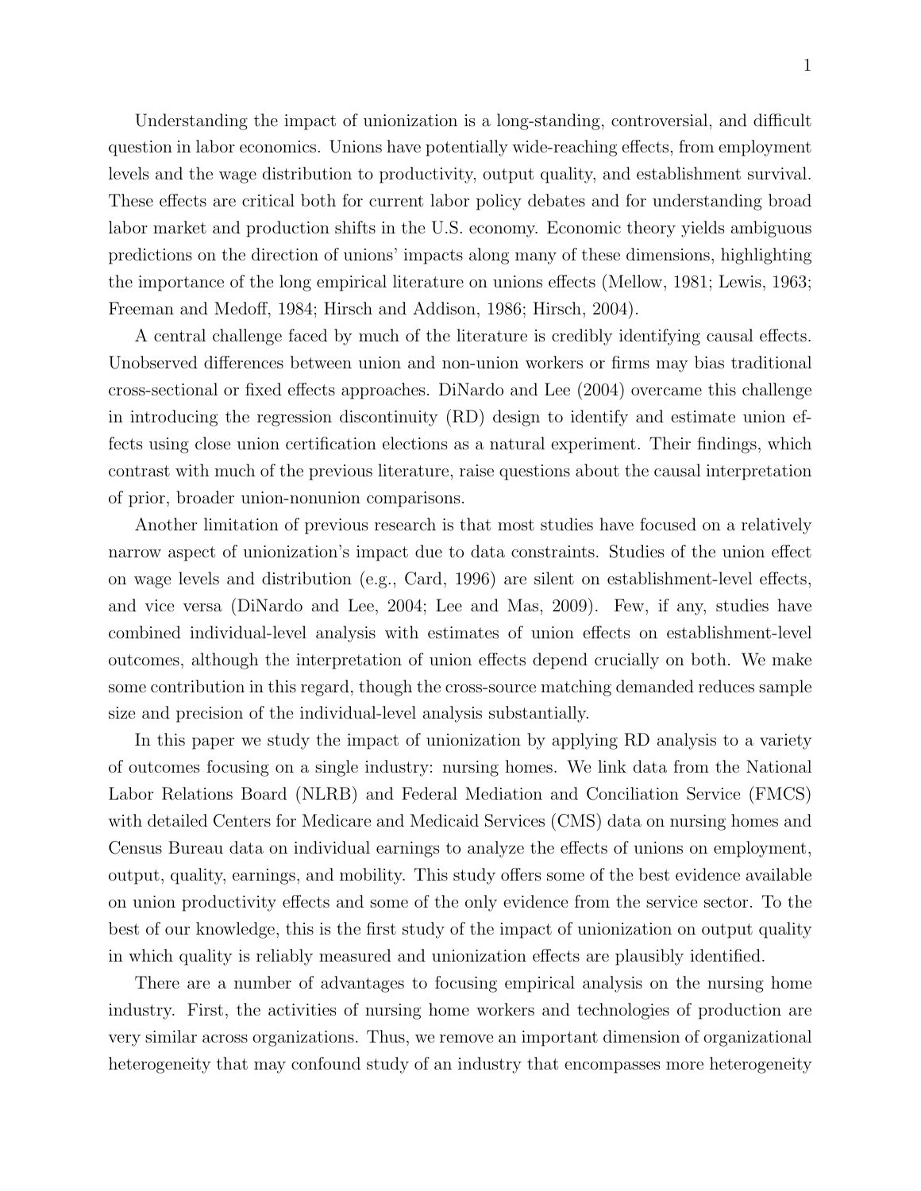Understanding the impact of unionization is a long-standing, controversial, and difficult question in labor economics. Unions have potentially wide-reaching effects, from employment levels and the wage distribution to productivity, output quality, and establishment survival. These effects are critical both for current labor policy debates and for understanding broad labor market and production shifts in the U.S. economy. Economic theory yields ambiguous predictions on the direction of unions' impacts along many of these dimensions, highlighting the importance of the long empirical literature on unions effects (Mellow, 1981; Lewis, 1963; Freeman and Medoff, 1984; Hirsch and Addison, 1986; Hirsch, 2004).

A central challenge faced by much of the literature is credibly identifying causal effects. Unobserved differences between union and non-union workers or firms may bias traditional cross-sectional or fixed effects approaches. DiNardo and Lee (2004) overcame this challenge in introducing the regression discontinuity (RD) design to identify and estimate union effects using close union certification elections as a natural experiment. Their findings, which contrast with much of the previous literature, raise questions about the causal interpretation of prior, broader union-nonunion comparisons.

Another limitation of previous research is that most studies have focused on a relatively narrow aspect of unionization's impact due to data constraints. Studies of the union effect on wage levels and distribution (e.g., Card, 1996) are silent on establishment-level effects, and vice versa (DiNardo and Lee, 2004; Lee and Mas, 2009). Few, if any, studies have combined individual-level analysis with estimates of union effects on establishment-level outcomes, although the interpretation of union effects depend crucially on both. We make some contribution in this regard, though the cross-source matching demanded reduces sample size and precision of the individual-level analysis substantially.

In this paper we study the impact of unionization by applying RD analysis to a variety of outcomes focusing on a single industry: nursing homes. We link data from the National Labor Relations Board (NLRB) and Federal Mediation and Conciliation Service (FMCS) with detailed Centers for Medicare and Medicaid Services (CMS) data on nursing homes and Census Bureau data on individual earnings to analyze the effects of unions on employment, output, quality, earnings, and mobility. This study offers some of the best evidence available on union productivity effects and some of the only evidence from the service sector. To the best of our knowledge, this is the first study of the impact of unionization on output quality in which quality is reliably measured and unionization effects are plausibly identified.

There are a number of advantages to focusing empirical analysis on the nursing home industry. First, the activities of nursing home workers and technologies of production are very similar across organizations. Thus, we remove an important dimension of organizational heterogeneity that may confound study of an industry that encompasses more heterogeneity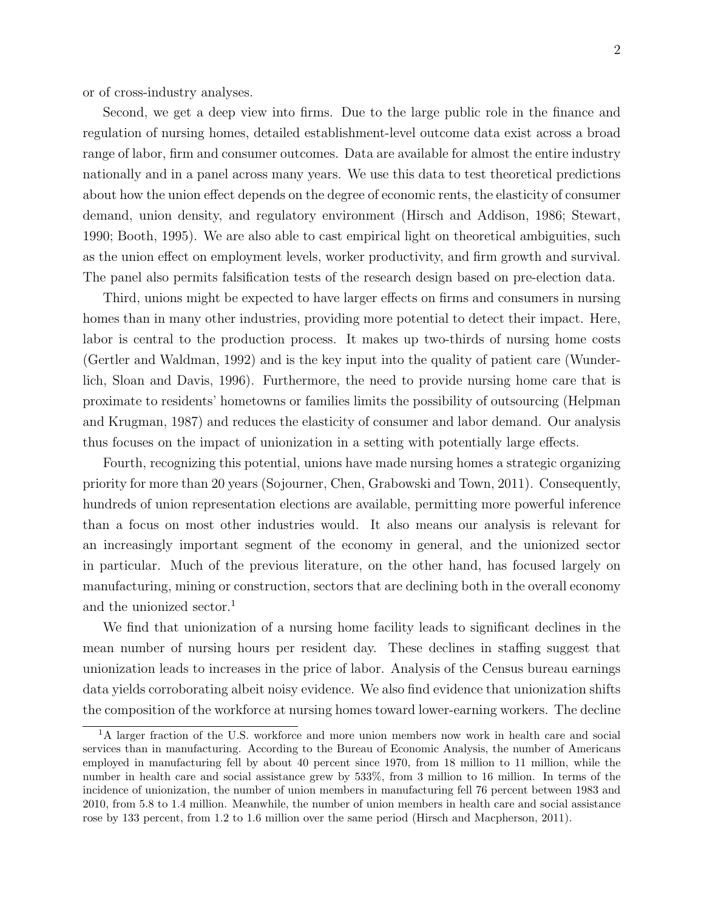or of cross-industry analyses.

Second, we get a deep view into firms. Due to the large public role in the finance and regulation of nursing homes, detailed establishment-level outcome data exist across a broad range of labor, firm and consumer outcomes. Data are available for almost the entire industry nationally and in a panel across many years. We use this data to test theoretical predictions about how the union effect depends on the degree of economic rents, the elasticity of consumer demand, union density, and regulatory environment (Hirsch and Addison, 1986; Stewart, 1990; Booth, 1995). We are also able to cast empirical light on theoretical ambiguities, such as the union effect on employment levels, worker productivity, and firm growth and survival. The panel also permits falsification tests of the research design based on pre-election data.

Third, unions might be expected to have larger effects on firms and consumers in nursing homes than in many other industries, providing more potential to detect their impact. Here, labor is central to the production process. It makes up two-thirds of nursing home costs (Gertler and Waldman, 1992) and is the key input into the quality of patient care (Wunderlich, Sloan and Davis, 1996). Furthermore, the need to provide nursing home care that is proximate to residents' hometowns or families limits the possibility of outsourcing (Helpman and Krugman, 1987) and reduces the elasticity of consumer and labor demand. Our analysis thus focuses on the impact of unionization in a setting with potentially large effects.

Fourth, recognizing this potential, unions have made nursing homes a strategic organizing priority for more than 20 years (Sojourner, Chen, Grabowski and Town, 2011). Consequently, hundreds of union representation elections are available, permitting more powerful inference than a focus on most other industries would. It also means our analysis is relevant for an increasingly important segment of the economy in general, and the unionized sector in particular. Much of the previous literature, on the other hand, has focused largely on manufacturing, mining or construction, sectors that are declining both in the overall economy and the unionized sector.[1]

We find that unionization of a nursing home facility leads to significant declines in the mean number of nursing hours per resident day. These declines in staffing suggest that unionization leads to increases in the price of labor. Analysis of the Census bureau earnings data yields corroborating albeit noisy evidence. We also find evidence that unionization shifts the composition of the workforce at nursing homes toward lower-earning workers. The decline

[1] A larger fraction of the U.S. workforce and more union members now work in health care and social services than in manufacturing. According to the Bureau of Economic Analysis, the number of Americans employed in manufacturing fell by about 40 percent since 1970, from 18 million to 11 million, while the number in health care and social assistance grew by 533%, from 3 million to 16 million. In terms of the incidence of unionization, the number of union members in manufacturing fell 76 percent between 1983 and 2010, from 5.8 to 1.4 million. Meanwhile, the number of union members in health care and social assistance rose by 133 percent, from 1.2 to 1.6 million over the same period (Hirsch and Macpherson, 2011).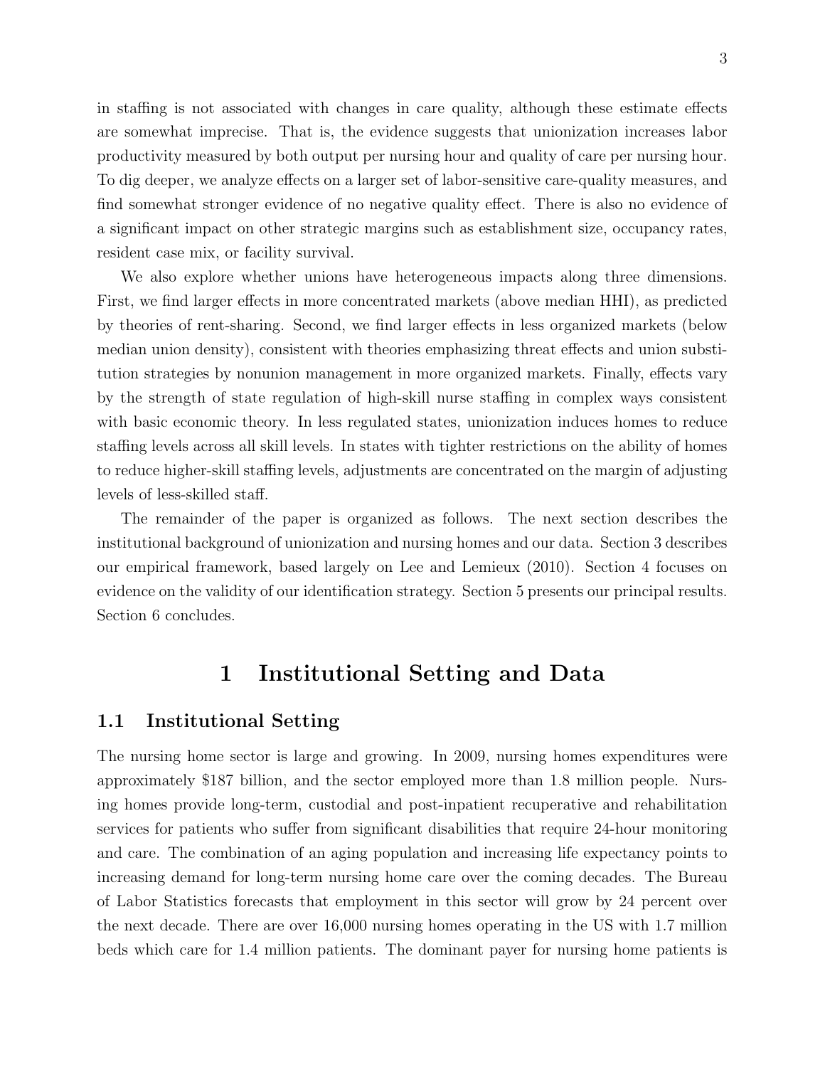in staffing is not associated with changes in care quality, although these estimate effects are somewhat imprecise. That is, the evidence suggests that unionization increases labor productivity measured by both output per nursing hour and quality of care per nursing hour. To dig deeper, we analyze effects on a larger set of labor-sensitive care-quality measures, and find somewhat stronger evidence of no negative quality effect. There is also no evidence of a significant impact on other strategic margins such as establishment size, occupancy rates, resident case mix, or facility survival.

We also explore whether unions have heterogeneous impacts along three dimensions. First, we find larger effects in more concentrated markets (above median HHI), as predicted by theories of rent-sharing. Second, we find larger effects in less organized markets (below median union density), consistent with theories emphasizing threat effects and union substitution strategies by nonunion management in more organized markets. Finally, effects vary by the strength of state regulation of high-skill nurse staffing in complex ways consistent with basic economic theory. In less regulated states, unionization induces homes to reduce staffing levels across all skill levels. In states with tighter restrictions on the ability of homes to reduce higher-skill staffing levels, adjustments are concentrated on the margin of adjusting levels of less-skilled staff.

The remainder of the paper is organized as follows. The next section describes the institutional background of unionization and nursing homes and our data. Section 3 describes our empirical framework, based largely on Lee and Lemieux (2010). Section 4 focuses on evidence on the validity of our identification strategy. Section 5 presents our principal results. Section 6 concludes.

# 1 Institutional Setting and Data

## 1.1 Institutional Setting

The nursing home sector is large and growing. In 2009, nursing homes expenditures were approximately $187 billion, and the sector employed more than 1.8 million people. Nursing homes provide long-term, custodial and post-inpatient recuperative and rehabilitation services for patients who suffer from significant disabilities that require 24-hour monitoring and care. The combination of an aging population and increasing life expectancy points to increasing demand for long-term nursing home care over the coming decades. The Bureau of Labor Statistics forecasts that employment in this sector will grow by 24 percent over the next decade. There are over 16,000 nursing homes operating in the US with 1.7 million beds which care for 1.4 million patients. The dominant payer for nursing home patients is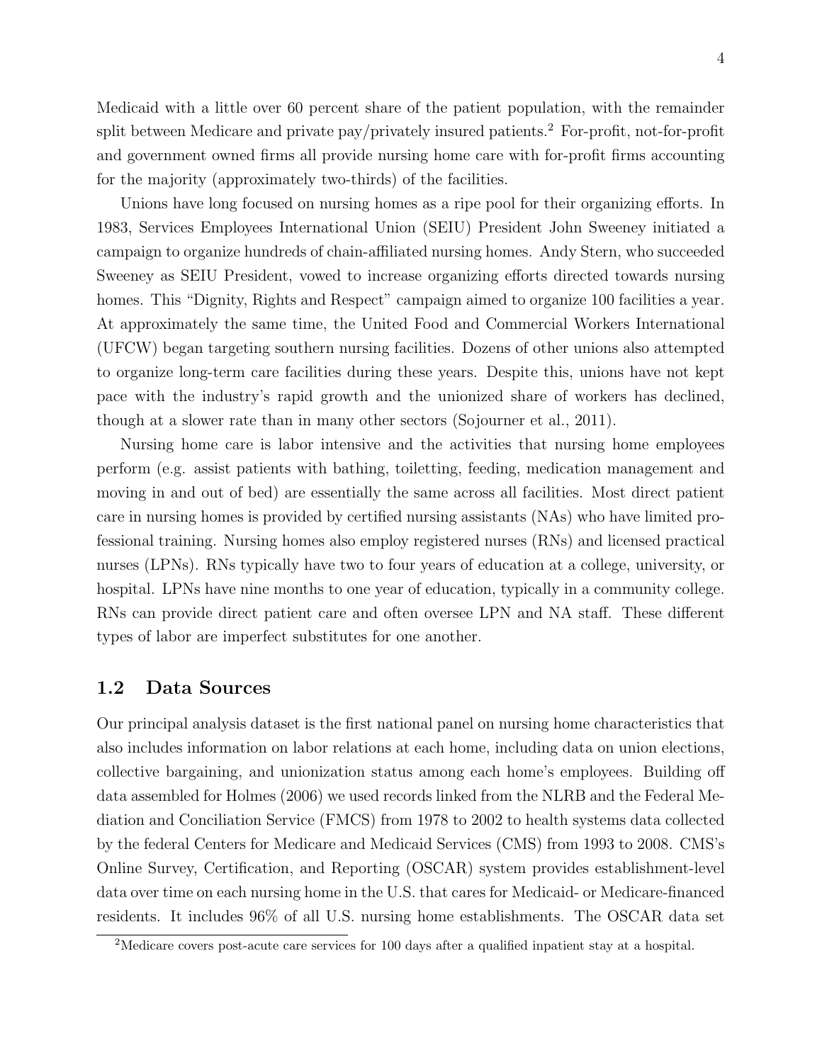Medicaid with a little over 60 percent share of the patient population, with the remainder split between Medicare and private pay/privately insured patients.[2] For-profit, not-for-profit and government owned firms all provide nursing home care with for-profit firms accounting for the majority (approximately two-thirds) of the facilities.

Unions have long focused on nursing homes as a ripe pool for their organizing efforts. In 1983, Services Employees International Union (SEIU) President John Sweeney initiated a campaign to organize hundreds of chain-affiliated nursing homes. Andy Stern, who succeeded Sweeney as SEIU President, vowed to increase organizing efforts directed towards nursing homes. This "Dignity, Rights and Respect" campaign aimed to organize 100 facilities a year. At approximately the same time, the United Food and Commercial Workers International (UFCW) began targeting southern nursing facilities. Dozens of other unions also attempted to organize long-term care facilities during these years. Despite this, unions have not kept pace with the industry's rapid growth and the unionized share of workers has declined, though at a slower rate than in many other sectors (Sojourner et al., 2011).

Nursing home care is labor intensive and the activities that nursing home employees perform (e.g. assist patients with bathing, toiletting, feeding, medication management and moving in and out of bed) are essentially the same across all facilities. Most direct patient care in nursing homes is provided by certified nursing assistants (NAs) who have limited professional training. Nursing homes also employ registered nurses (RNs) and licensed practical nurses (LPNs). RNs typically have two to four years of education at a college, university, or hospital. LPNs have nine months to one year of education, typically in a community college. RNs can provide direct patient care and often oversee LPN and NA staff. These different types of labor are imperfect substitutes for one another.

## 1.2 Data Sources

Our principal analysis dataset is the first national panel on nursing home characteristics that also includes information on labor relations at each home, including data on union elections, collective bargaining, and unionization status among each home's employees. Building off data assembled for Holmes (2006) we used records linked from the NLRB and the Federal Mediation and Conciliation Service (FMCS) from 1978 to 2002 to health systems data collected by the federal Centers for Medicare and Medicaid Services (CMS) from 1993 to 2008. CMS's Online Survey, Certification, and Reporting (OSCAR) system provides establishment-level data over time on each nursing home in the U.S. that cares for Medicaid- or Medicare-financed residents. It includes 96% of all U.S. nursing home establishments. The OSCAR data set

[2] Medicare covers post-acute care services for 100 days after a qualified inpatient stay at a hospital.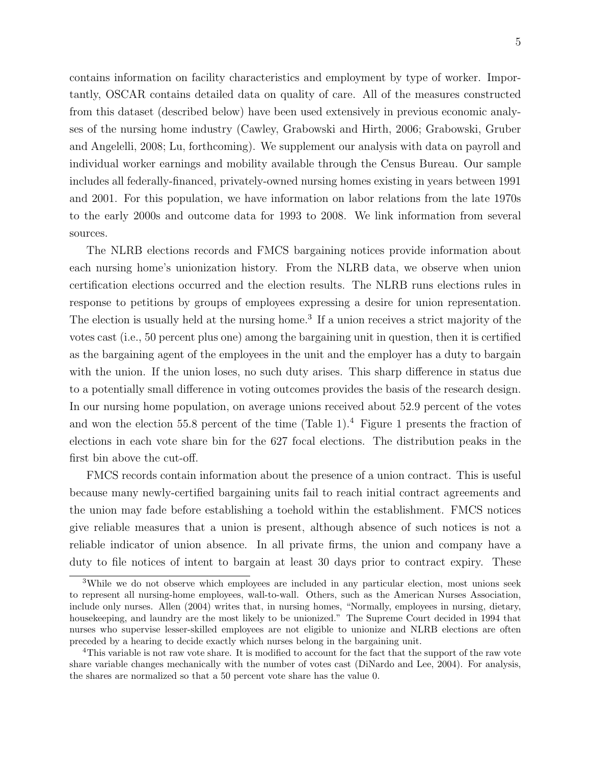contains information on facility characteristics and employment by type of worker. Importantly, OSCAR contains detailed data on quality of care. All of the measures constructed from this dataset (described below) have been used extensively in previous economic analyses of the nursing home industry (Cawley, Grabowski and Hirth, 2006; Grabowski, Gruber and Angelelli, 2008; Lu, forthcoming). We supplement our analysis with data on payroll and individual worker earnings and mobility available through the Census Bureau. Our sample includes all federally-financed, privately-owned nursing homes existing in years between 1991 and 2001. For this population, we have information on labor relations from the late 1970s to the early 2000s and outcome data for 1993 to 2008. We link information from several sources.

The NLRB elections records and FMCS bargaining notices provide information about each nursing home's unionization history. From the NLRB data, we observe when union certification elections occurred and the election results. The NLRB runs elections rules in response to petitions by groups of employees expressing a desire for union representation. The election is usually held at the nursing home.[3] If a union receives a strict majority of the votes cast (i.e., 50 percent plus one) among the bargaining unit in question, then it is certified as the bargaining agent of the employees in the unit and the employer has a duty to bargain with the union. If the union loses, no such duty arises. This sharp difference in status due to a potentially small difference in voting outcomes provides the basis of the research design. In our nursing home population, on average unions received about 52.9 percent of the votes and won the election 55.8 percent of the time (Table 1).[4] Figure 1 presents the fraction of elections in each vote share bin for the 627 focal elections. The distribution peaks in the first bin above the cut-off.

FMCS records contain information about the presence of a union contract. This is useful because many newly-certified bargaining units fail to reach initial contract agreements and the union may fade before establishing a toehold within the establishment. FMCS notices give reliable measures that a union is present, although absence of such notices is not a reliable indicator of union absence. In all private firms, the union and company have a duty to file notices of intent to bargain at least 30 days prior to contract expiry. These

[3] While we do not observe which employees are included in any particular election, most unions seek to represent all nursing-home employees, wall-to-wall. Others, such as the American Nurses Association, include only nurses. Allen (2004) writes that, in nursing homes, "Normally, employees in nursing, dietary, housekeeping, and laundry are the most likely to be unionized." The Supreme Court decided in 1994 that nurses who supervise lesser-skilled employees are not eligible to unionize and NLRB elections are often preceded by a hearing to decide exactly which nurses belong in the bargaining unit.

[4] This variable is not raw vote share. It is modified to account for the fact that the support of the raw vote share variable changes mechanically with the number of votes cast (DiNardo and Lee, 2004). For analysis, the shares are normalized so that a 50 percent vote share has the value 0.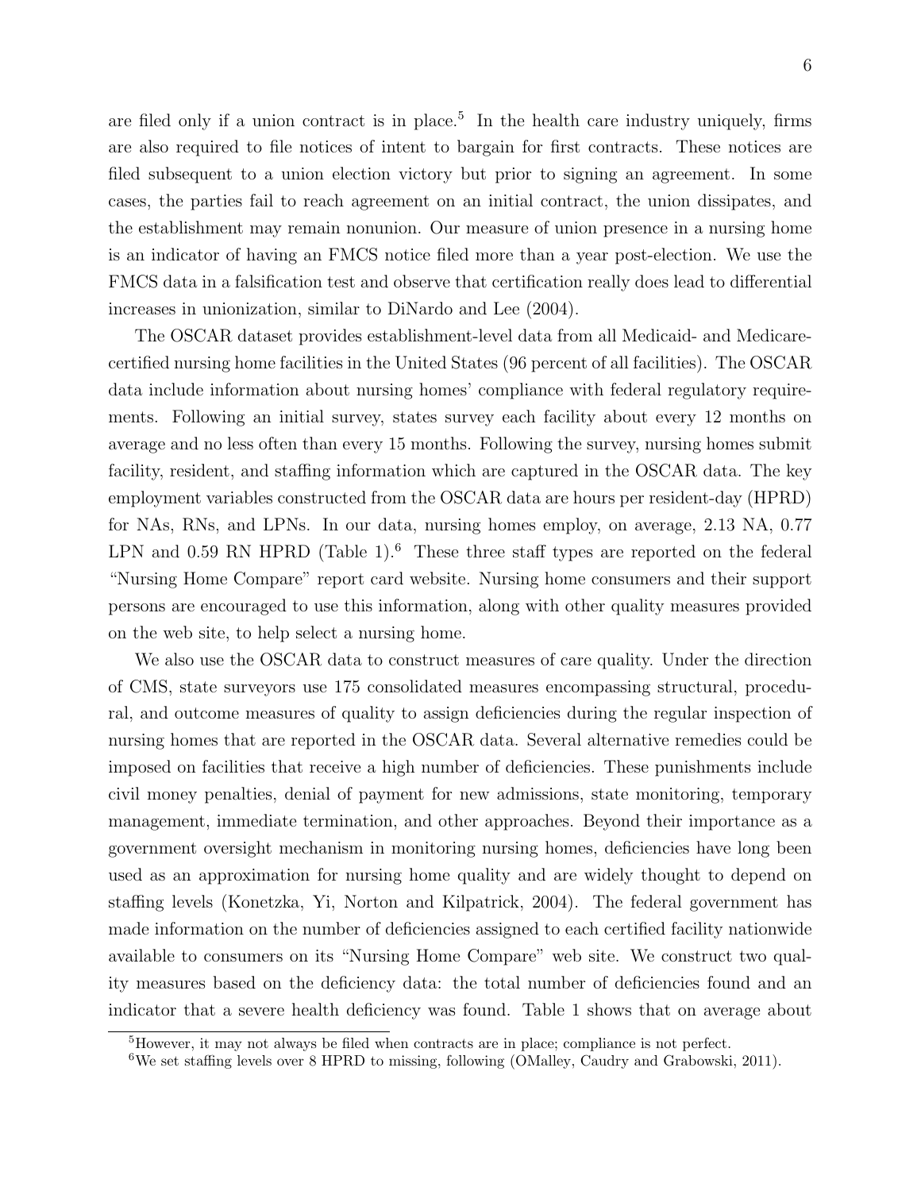are filed only if a union contract is in place.[5] In the health care industry uniquely, firms are also required to file notices of intent to bargain for first contracts. These notices are filed subsequent to a union election victory but prior to signing an agreement. In some cases, the parties fail to reach agreement on an initial contract, the union dissipates, and the establishment may remain nonunion. Our measure of union presence in a nursing home is an indicator of having an FMCS notice filed more than a year post-election. We use the FMCS data in a falsification test and observe that certification really does lead to differential increases in unionization, similar to DiNardo and Lee (2004).

The OSCAR dataset provides establishment-level data from all Medicaid- and Medicare-certified nursing home facilities in the United States (96 percent of all facilities). The OSCAR data include information about nursing homes' compliance with federal regulatory requirements. Following an initial survey, states survey each facility about every 12 months on average and no less often than every 15 months. Following the survey, nursing homes submit facility, resident, and staffing information which are captured in the OSCAR data. The key employment variables constructed from the OSCAR data are hours per resident-day (HPRD) for NAs, RNs, and LPNs. In our data, nursing homes employ, on average, 2.13 NA, 0.77 LPN and 0.59 RN HPRD (Table 1).[6] These three staff types are reported on the federal "Nursing Home Compare" report card website. Nursing home consumers and their support persons are encouraged to use this information, along with other quality measures provided on the web site, to help select a nursing home.

We also use the OSCAR data to construct measures of care quality. Under the direction of CMS, state surveyors use 175 consolidated measures encompassing structural, procedural, and outcome measures of quality to assign deficiencies during the regular inspection of nursing homes that are reported in the OSCAR data. Several alternative remedies could be imposed on facilities that receive a high number of deficiencies. These punishments include civil money penalties, denial of payment for new admissions, state monitoring, temporary management, immediate termination, and other approaches. Beyond their importance as a government oversight mechanism in monitoring nursing homes, deficiencies have long been used as an approximation for nursing home quality and are widely thought to depend on staffing levels (Konetzka, Yi, Norton and Kilpatrick, 2004). The federal government has made information on the number of deficiencies assigned to each certified facility nationwide available to consumers on its "Nursing Home Compare" web site. We construct two quality measures based on the deficiency data: the total number of deficiencies found and an indicator that a severe health deficiency was found. Table 1 shows that on average about

[5] However, it may not always be filed when contracts are in place; compliance is not perfect.

[6] We set staffing levels over 8 HPRD to missing, following (OMalley, Caudry and Grabowski, 2011).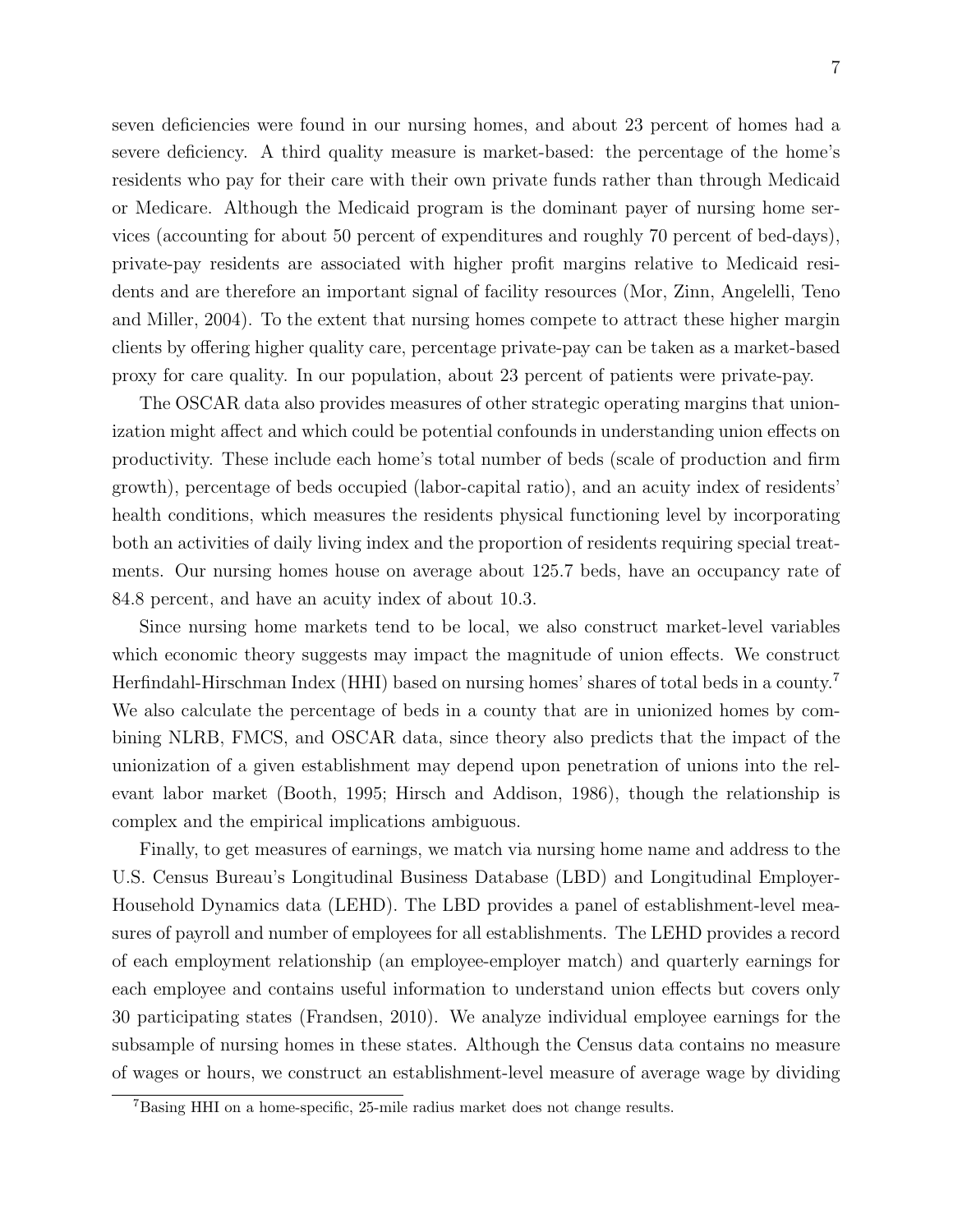seven deficiencies were found in our nursing homes, and about 23 percent of homes had a severe deficiency. A third quality measure is market-based: the percentage of the home's residents who pay for their care with their own private funds rather than through Medicaid or Medicare. Although the Medicaid program is the dominant payer of nursing home services (accounting for about 50 percent of expenditures and roughly 70 percent of bed-days), private-pay residents are associated with higher profit margins relative to Medicaid residents and are therefore an important signal of facility resources (Mor, Zinn, Angelelli, Teno and Miller, 2004). To the extent that nursing homes compete to attract these higher margin clients by offering higher quality care, percentage private-pay can be taken as a market-based proxy for care quality. In our population, about 23 percent of patients were private-pay.

The OSCAR data also provides measures of other strategic operating margins that unionization might affect and which could be potential confounds in understanding union effects on productivity. These include each home's total number of beds (scale of production and firm growth), percentage of beds occupied (labor-capital ratio), and an acuity index of residents' health conditions, which measures the residents physical functioning level by incorporating both an activities of daily living index and the proportion of residents requiring special treatments. Our nursing homes house on average about 125.7 beds, have an occupancy rate of 84.8 percent, and have an acuity index of about 10.3.

Since nursing home markets tend to be local, we also construct market-level variables which economic theory suggests may impact the magnitude of union effects. We construct Herfindahl-Hirschman Index (HHI) based on nursing homes' shares of total beds in a county.[7] We also calculate the percentage of beds in a county that are in unionized homes by combining NLRB, FMCS, and OSCAR data, since theory also predicts that the impact of the unionization of a given establishment may depend upon penetration of unions into the relevant labor market (Booth, 1995; Hirsch and Addison, 1986), though the relationship is complex and the empirical implications ambiguous.

Finally, to get measures of earnings, we match via nursing home name and address to the U.S. Census Bureau's Longitudinal Business Database (LBD) and Longitudinal Employer-Household Dynamics data (LEHD). The LBD provides a panel of establishment-level measures of payroll and number of employees for all establishments. The LEHD provides a record of each employment relationship (an employee-employer match) and quarterly earnings for each employee and contains useful information to understand union effects but covers only 30 participating states (Frandsen, 2010). We analyze individual employee earnings for the subsample of nursing homes in these states. Although the Census data contains no measure of wages or hours, we construct an establishment-level measure of average wage by dividing

[7] Basing HHI on a home-specific, 25-mile radius market does not change results.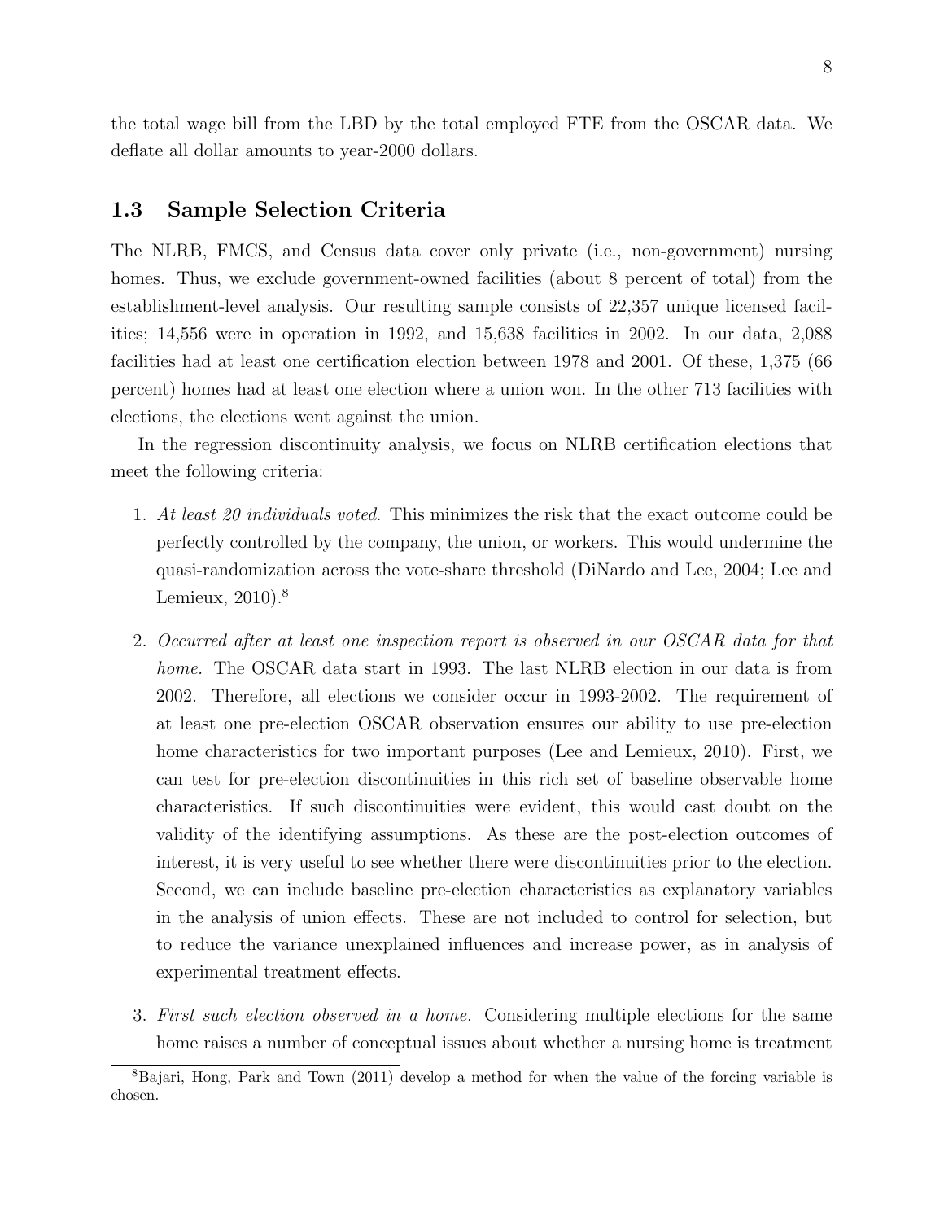the total wage bill from the LBD by the total employed FTE from the OSCAR data. We deflate all dollar amounts to year-2000 dollars.

### 1.3 Sample Selection Criteria

The NLRB, FMCS, and Census data cover only private (i.e., non-government) nursing homes. Thus, we exclude government-owned facilities (about 8 percent of total) from the establishment-level analysis. Our resulting sample consists of 22,357 unique licensed facilities; 14,556 were in operation in 1992, and 15,638 facilities in 2002. In our data, 2,088 facilities had at least one certification election between 1978 and 2001. Of these, 1,375 (66 percent) homes had at least one election where a union won. In the other 713 facilities with elections, the elections went against the union.

In the regression discontinuity analysis, we focus on NLRB certification elections that meet the following criteria:

1. *At least 20 individuals voted.* This minimizes the risk that the exact outcome could be perfectly controlled by the company, the union, or workers. This would undermine the quasi-randomization across the vote-share threshold (DiNardo and Lee, 2004; Lee and Lemieux, 2010).[8]

2. *Occurred after at least one inspection report is observed in our OSCAR data for that home.* The OSCAR data start in 1993. The last NLRB election in our data is from 2002. Therefore, all elections we consider occur in 1993-2002. The requirement of at least one pre-election OSCAR observation ensures our ability to use pre-election home characteristics for two important purposes (Lee and Lemieux, 2010). First, we can test for pre-election discontinuities in this rich set of baseline observable home characteristics. If such discontinuities were evident, this would cast doubt on the validity of the identifying assumptions. As these are the post-election outcomes of interest, it is very useful to see whether there were discontinuities prior to the election. Second, we can include baseline pre-election characteristics as explanatory variables in the analysis of union effects. These are not included to control for selection, but to reduce the variance unexplained influences and increase power, as in analysis of experimental treatment effects.

3. *First such election observed in a home.* Considering multiple elections for the same home raises a number of conceptual issues about whether a nursing home is treatment

[8] Bajari, Hong, Park and Town (2011) develop a method for when the value of the forcing variable is chosen.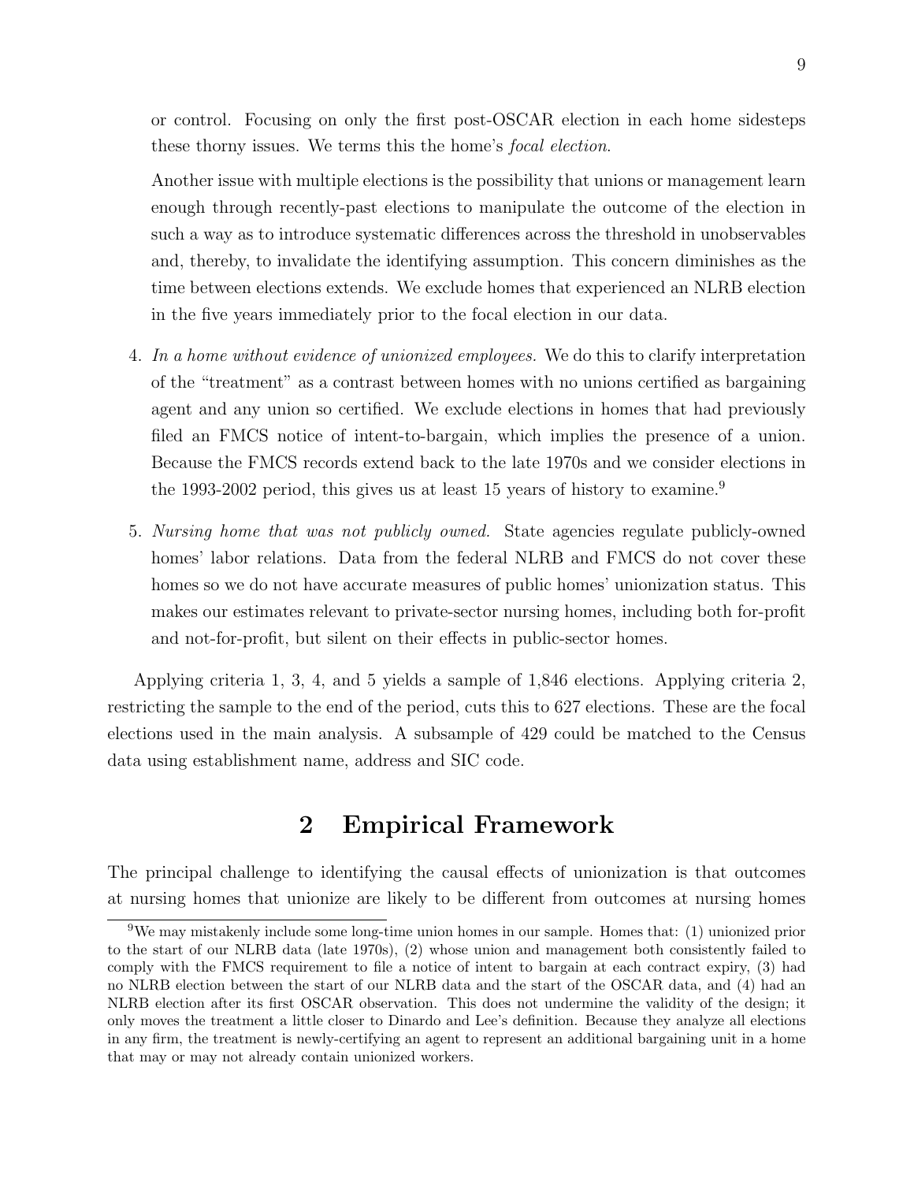or control. Focusing on only the first post-OSCAR election in each home sidesteps these thorny issues. We terms this the home's *focal election*.

Another issue with multiple elections is the possibility that unions or management learn enough through recently-past elections to manipulate the outcome of the election in such a way as to introduce systematic differences across the threshold in unobservables and, thereby, to invalidate the identifying assumption. This concern diminishes as the time between elections extends. We exclude homes that experienced an NLRB election in the five years immediately prior to the focal election in our data.

4. *In a home without evidence of unionized employees.* We do this to clarify interpretation of the "treatment" as a contrast between homes with no unions certified as bargaining agent and any union so certified. We exclude elections in homes that had previously filed an FMCS notice of intent-to-bargain, which implies the presence of a union. Because the FMCS records extend back to the late 1970s and we consider elections in the 1993-2002 period, this gives us at least 15 years of history to examine.[9]

5. *Nursing home that was not publicly owned.* State agencies regulate publicly-owned homes' labor relations. Data from the federal NLRB and FMCS do not cover these homes so we do not have accurate measures of public homes' unionization status. This makes our estimates relevant to private-sector nursing homes, including both for-profit and not-for-profit, but silent on their effects in public-sector homes.

Applying criteria 1, 3, 4, and 5 yields a sample of 1,846 elections. Applying criteria 2, restricting the sample to the end of the period, cuts this to 627 elections. These are the focal elections used in the main analysis. A subsample of 429 could be matched to the Census data using establishment name, address and SIC code.

## 2 Empirical Framework

The principal challenge to identifying the causal effects of unionization is that outcomes at nursing homes that unionize are likely to be different from outcomes at nursing homes

[9] We may mistakenly include some long-time union homes in our sample. Homes that: (1) unionized prior to the start of our NLRB data (late 1970s), (2) whose union and management both consistently failed to comply with the FMCS requirement to file a notice of intent to bargain at each contract expiry, (3) had no NLRB election between the start of our NLRB data and the start of the OSCAR data, and (4) had an NLRB election after its first OSCAR observation. This does not undermine the validity of the design; it only moves the treatment a little closer to Dinardo and Lee's definition. Because they analyze all elections in any firm, the treatment is newly-certifying an agent to represent an additional bargaining unit in a home that may or may not already contain unionized workers.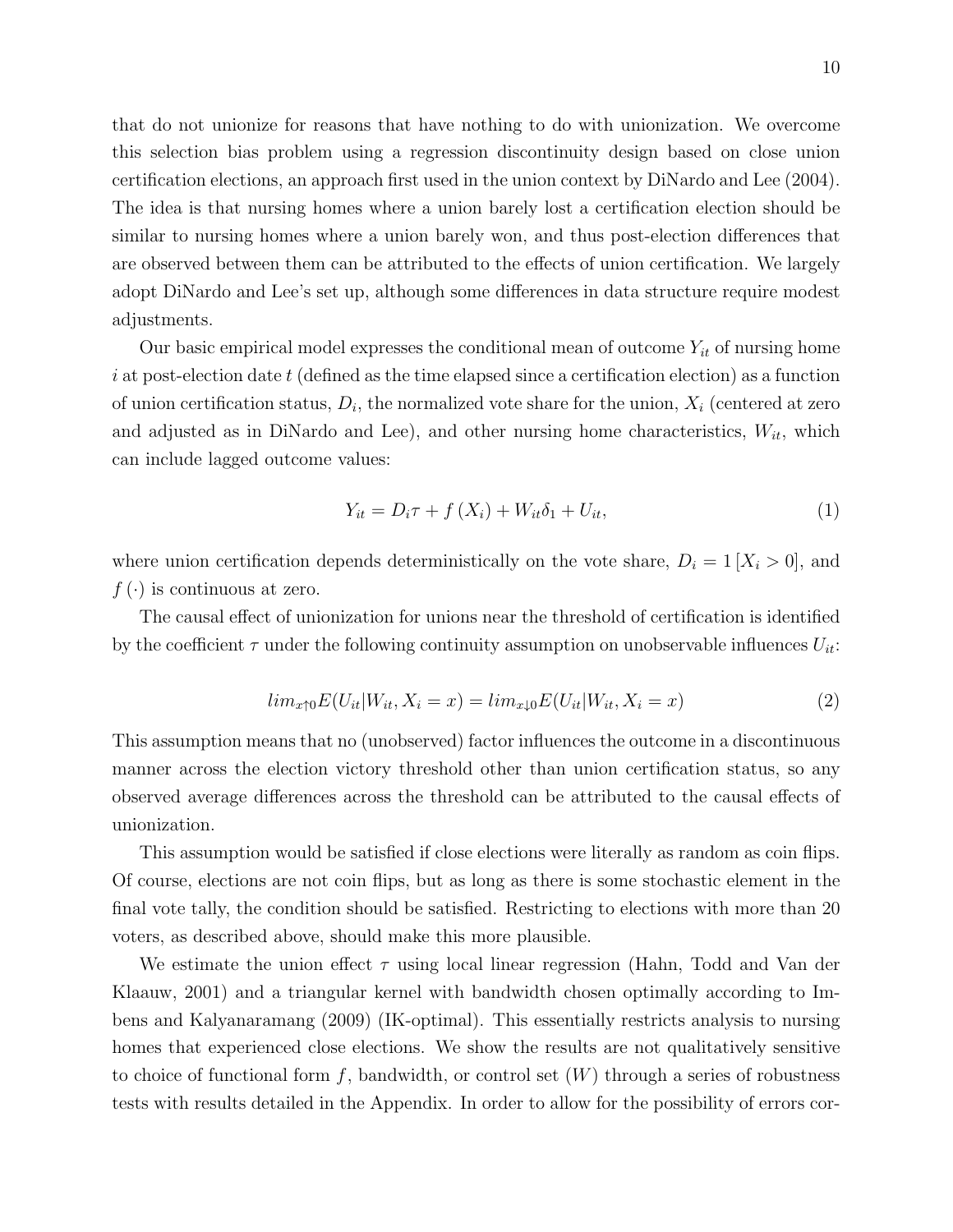that do not unionize for reasons that have nothing to do with unionization. We overcome this selection bias problem using a regression discontinuity design based on close union certification elections, an approach first used in the union context by DiNardo and Lee (2004). The idea is that nursing homes where a union barely lost a certification election should be similar to nursing homes where a union barely won, and thus post-election differences that are observed between them can be attributed to the effects of union certification. We largely adopt DiNardo and Lee's set up, although some differences in data structure require modest adjustments.

Our basic empirical model expresses the conditional mean of outcome $Y_{it}$ of nursing home $i$ at post-election date $t$ (defined as the time elapsed since a certification election) as a function of union certification status, $D_i$, the normalized vote share for the union, $X_i$ (centered at zero and adjusted as in DiNardo and Lee), and other nursing home characteristics, $W_{it}$, which can include lagged outcome values:

$$Y_{it} = D_i\tau + f\left(X_i\right) + W_{it}\delta_1 + U_{it}, \tag{1}$$

where union certification depends deterministically on the vote share, $D_i = 1\left[X_i > 0\right]$, and $f\left(\cdot\right)$ is continuous at zero.

The causal effect of unionization for unions near the threshold of certification is identified by the coefficient $\tau$ under the following continuity assumption on unobservable influences $U_{it}$:

$$lim_{x\uparrow 0}E(U_{it}|W_{it}, X_i = x) = lim_{x\downarrow 0}E(U_{it}|W_{it}, X_i = x) \tag{2}$$

This assumption means that no (unobserved) factor influences the outcome in a discontinuous manner across the election victory threshold other than union certification status, so any observed average differences across the threshold can be attributed to the causal effects of unionization.

This assumption would be satisfied if close elections were literally as random as coin flips. Of course, elections are not coin flips, but as long as there is some stochastic element in the final vote tally, the condition should be satisfied. Restricting to elections with more than 20 voters, as described above, should make this more plausible.

We estimate the union effect $\tau$ using local linear regression (Hahn, Todd and Van der Klaauw, 2001) and a triangular kernel with bandwidth chosen optimally according to Imbens and Kalyanaramang (2009) (IK-optimal). This essentially restricts analysis to nursing homes that experienced close elections. We show the results are not qualitatively sensitive to choice of functional form $f$, bandwidth, or control set $(W)$ through a series of robustness tests with results detailed in the Appendix. In order to allow for the possibility of errors cor-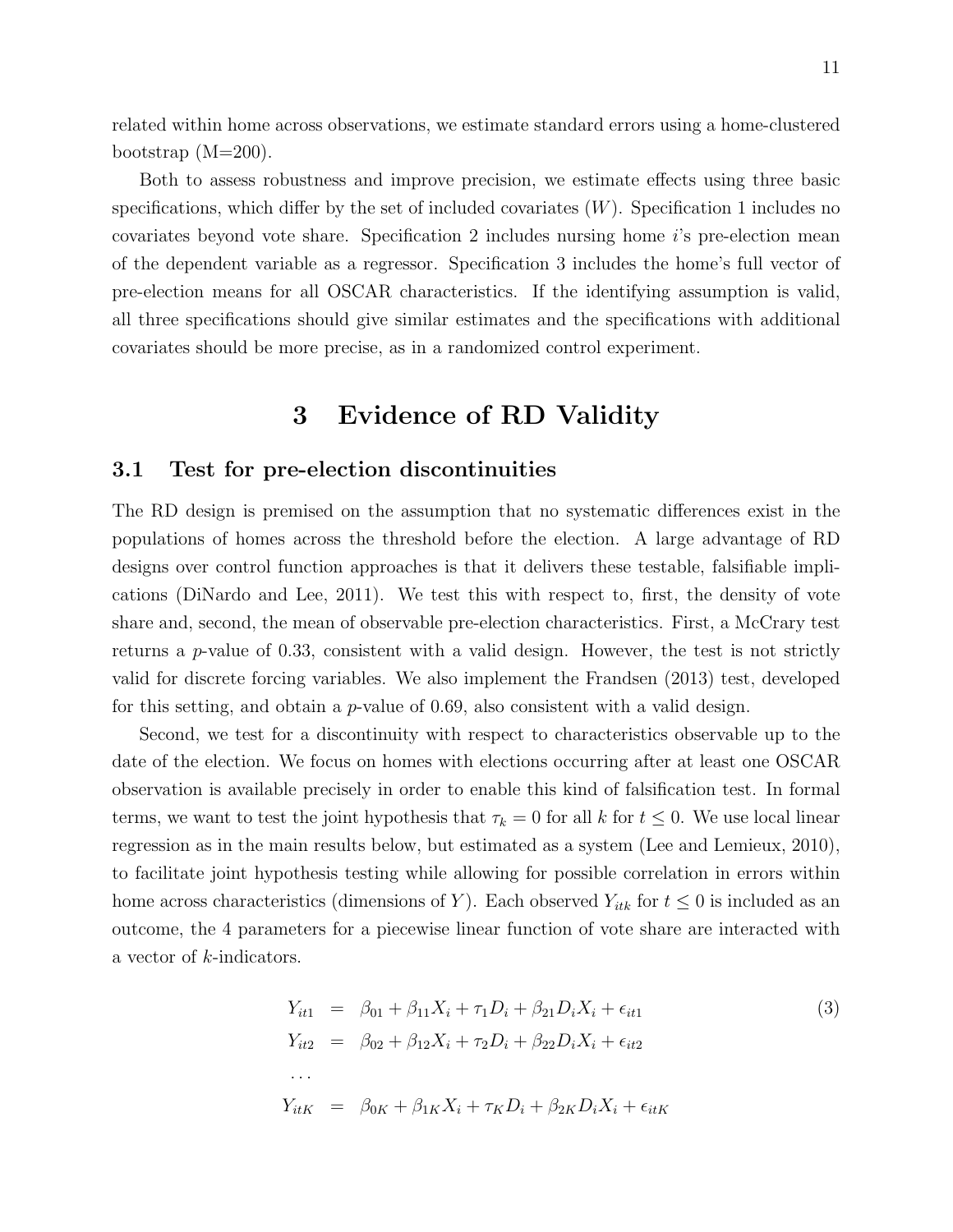related within home across observations, we estimate standard errors using a home-clustered bootstrap (M=200).

Both to assess robustness and improve precision, we estimate effects using three basic specifications, which differ by the set of included covariates ($W$). Specification 1 includes no covariates beyond vote share. Specification 2 includes nursing home $i$'s pre-election mean of the dependent variable as a regressor. Specification 3 includes the home's full vector of pre-election means for all OSCAR characteristics. If the identifying assumption is valid, all three specifications should give similar estimates and the specifications with additional covariates should be more precise, as in a randomized control experiment.

# 3 Evidence of RD Validity

## 3.1 Test for pre-election discontinuities

The RD design is premised on the assumption that no systematic differences exist in the populations of homes across the threshold before the election. A large advantage of RD designs over control function approaches is that it delivers these testable, falsifiable implications (DiNardo and Lee, 2011). We test this with respect to, first, the density of vote share and, second, the mean of observable pre-election characteristics. First, a McCrary test returns a $p$-value of 0.33, consistent with a valid design. However, the test is not strictly valid for discrete forcing variables. We also implement the Frandsen (2013) test, developed for this setting, and obtain a $p$-value of 0.69, also consistent with a valid design.

Second, we test for a discontinuity with respect to characteristics observable up to the date of the election. We focus on homes with elections occurring after at least one OSCAR observation is available precisely in order to enable this kind of falsification test. In formal terms, we want to test the joint hypothesis that $\tau_k = 0$ for all $k$ for $t \leq 0$. We use local linear regression as in the main results below, but estimated as a system (Lee and Lemieux, 2010), to facilitate joint hypothesis testing while allowing for possible correlation in errors within home across characteristics (dimensions of $Y$). Each observed $Y_{itk}$ for $t \leq 0$ is included as an outcome, the 4 parameters for a piecewise linear function of vote share are interacted with a vector of $k$-indicators.

$$
\begin{aligned}
Y_{it1} &= \beta_{01} + \beta_{11} X_i + \tau_1 D_i + \beta_{21} D_i X_i + \epsilon_{it1} \\
Y_{it2} &= \beta_{02} + \beta_{12} X_i + \tau_2 D_i + \beta_{22} D_i X_i + \epsilon_{it2} \\
&\cdots \\
Y_{itK} &= \beta_{0K} + \beta_{1K} X_i + \tau_K D_i + \beta_{2K} D_i X_i + \epsilon_{itK}
\end{aligned}
\tag{3}
$$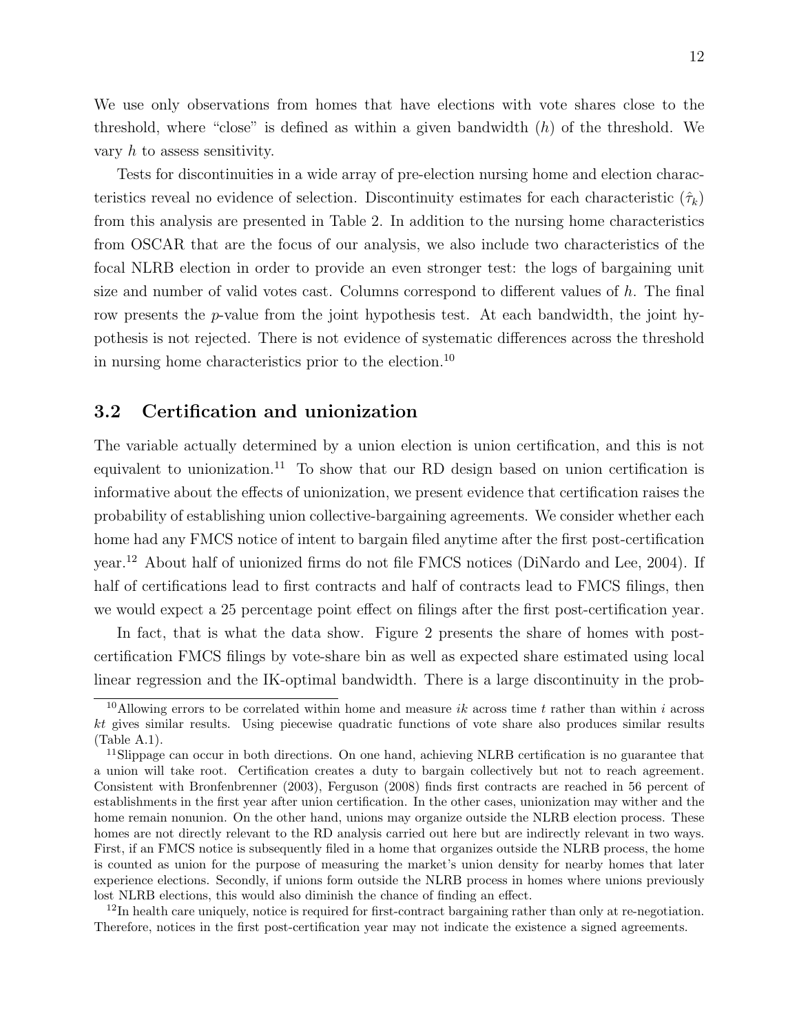We use only observations from homes that have elections with vote shares close to the threshold, where "close" is defined as within a given bandwidth ($h$) of the threshold. We vary $h$ to assess sensitivity.

Tests for discontinuities in a wide array of pre-election nursing home and election characteristics reveal no evidence of selection. Discontinuity estimates for each characteristic ($\hat{\tau}_k$) from this analysis are presented in Table 2. In addition to the nursing home characteristics from OSCAR that are the focus of our analysis, we also include two characteristics of the focal NLRB election in order to provide an even stronger test: the logs of bargaining unit size and number of valid votes cast. Columns correspond to different values of $h$. The final row presents the $p$-value from the joint hypothesis test. At each bandwidth, the joint hypothesis is not rejected. There is not evidence of systematic differences across the threshold in nursing home characteristics prior to the election.[10]

## 3.2 Certification and unionization

The variable actually determined by a union election is union certification, and this is not equivalent to unionization.[11] To show that our RD design based on union certification is informative about the effects of unionization, we present evidence that certification raises the probability of establishing union collective-bargaining agreements. We consider whether each home had any FMCS notice of intent to bargain filed anytime after the first post-certification year.[12] About half of unionized firms do not file FMCS notices (DiNardo and Lee, 2004). If half of certifications lead to first contracts and half of contracts lead to FMCS filings, then we would expect a 25 percentage point effect on filings after the first post-certification year.

In fact, that is what the data show. Figure 2 presents the share of homes with post-certification FMCS filings by vote-share bin as well as expected share estimated using local linear regression and the IK-optimal bandwidth. There is a large discontinuity in the prob-

[10] Allowing errors to be correlated within home and measure $ik$ across time $t$ rather than within $i$ across $kt$ gives similar results. Using piecewise quadratic functions of vote share also produces similar results (Table A.1).

[11] Slippage can occur in both directions. On one hand, achieving NLRB certification is no guarantee that a union will take root. Certification creates a duty to bargain collectively but not to reach agreement. Consistent with Bronfenbrenner (2003), Ferguson (2008) finds first contracts are reached in 56 percent of establishments in the first year after union certification. In the other cases, unionization may wither and the home remain nonunion. On the other hand, unions may organize outside the NLRB election process. These homes are not directly relevant to the RD analysis carried out here but are indirectly relevant in two ways. First, if an FMCS notice is subsequently filed in a home that organizes outside the NLRB process, the home is counted as union for the purpose of measuring the market's union density for nearby homes that later experience elections. Secondly, if unions form outside the NLRB process in homes where unions previously lost NLRB elections, this would also diminish the chance of finding an effect.

[12] In health care uniquely, notice is required for first-contract bargaining rather than only at re-negotiation. Therefore, notices in the first post-certification year may not indicate the existence a signed agreements.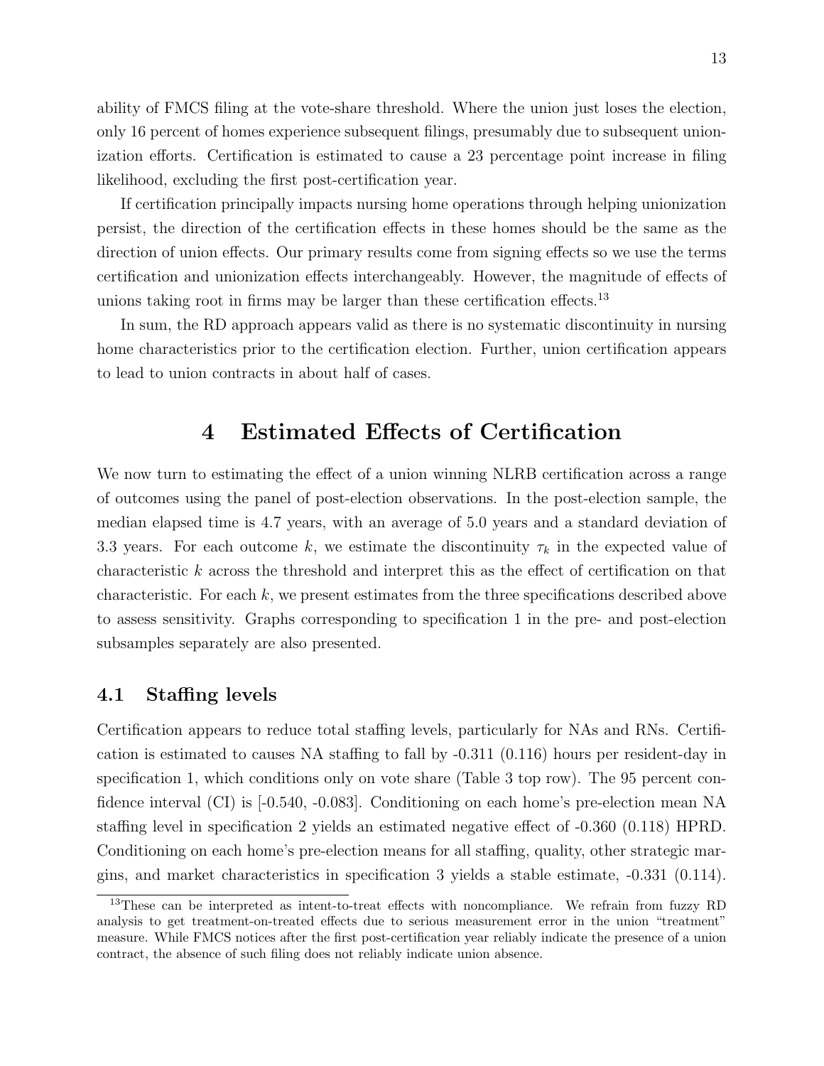ability of FMCS filing at the vote-share threshold. Where the union just loses the election, only 16 percent of homes experience subsequent filings, presumably due to subsequent unionization efforts. Certification is estimated to cause a 23 percentage point increase in filing likelihood, excluding the first post-certification year.

If certification principally impacts nursing home operations through helping unionization persist, the direction of the certification effects in these homes should be the same as the direction of union effects. Our primary results come from signing effects so we use the terms certification and unionization effects interchangeably. However, the magnitude of effects of unions taking root in firms may be larger than these certification effects.[13]

In sum, the RD approach appears valid as there is no systematic discontinuity in nursing home characteristics prior to the certification election. Further, union certification appears to lead to union contracts in about half of cases.

# 4 Estimated Effects of Certification

We now turn to estimating the effect of a union winning NLRB certification across a range of outcomes using the panel of post-election observations. In the post-election sample, the median elapsed time is 4.7 years, with an average of 5.0 years and a standard deviation of 3.3 years. For each outcome $k$, we estimate the discontinuity $\tau_k$ in the expected value of characteristic $k$ across the threshold and interpret this as the effect of certification on that characteristic. For each $k$, we present estimates from the three specifications described above to assess sensitivity. Graphs corresponding to specification 1 in the pre- and post-election subsamples separately are also presented.

## 4.1 Staffing levels

Certification appears to reduce total staffing levels, particularly for NAs and RNs. Certification is estimated to causes NA staffing to fall by -0.311 (0.116) hours per resident-day in specification 1, which conditions only on vote share (Table 3 top row). The 95 percent confidence interval (CI) is [-0.540, -0.083]. Conditioning on each home's pre-election mean NA staffing level in specification 2 yields an estimated negative effect of -0.360 (0.118) HPRD. Conditioning on each home's pre-election means for all staffing, quality, other strategic margins, and market characteristics in specification 3 yields a stable estimate, -0.331 (0.114).

[13] These can be interpreted as intent-to-treat effects with noncompliance. We refrain from fuzzy RD analysis to get treatment-on-treated effects due to serious measurement error in the union "treatment" measure. While FMCS notices after the first post-certification year reliably indicate the presence of a union contract, the absence of such filing does not reliably indicate union absence.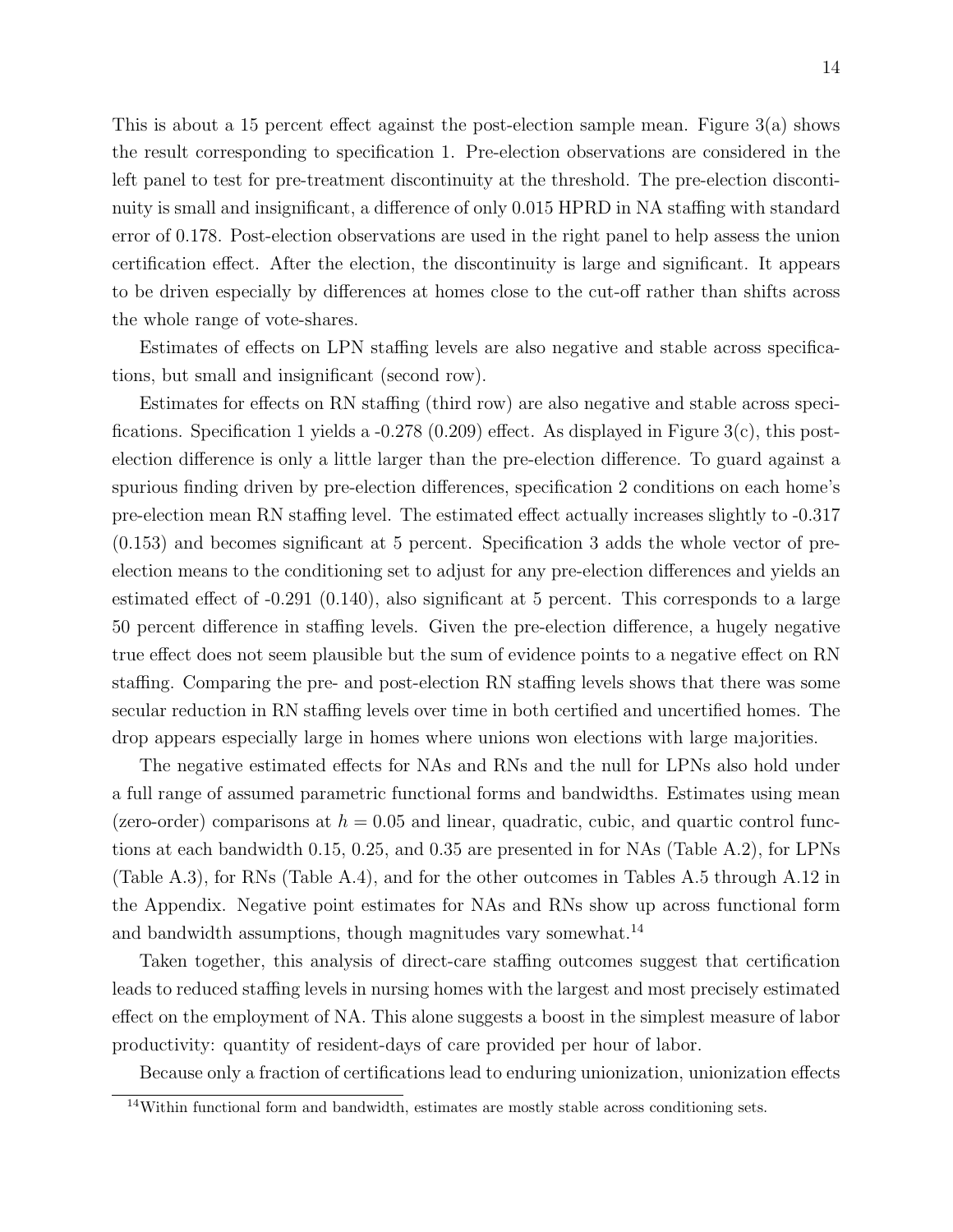This is about a 15 percent effect against the post-election sample mean. Figure 3(a) shows the result corresponding to specification 1. Pre-election observations are considered in the left panel to test for pre-treatment discontinuity at the threshold. The pre-election discontinuity is small and insignificant, a difference of only 0.015 HPRD in NA staffing with standard error of 0.178. Post-election observations are used in the right panel to help assess the union certification effect. After the election, the discontinuity is large and significant. It appears to be driven especially by differences at homes close to the cut-off rather than shifts across the whole range of vote-shares.

Estimates of effects on LPN staffing levels are also negative and stable across specifications, but small and insignificant (second row).

Estimates for effects on RN staffing (third row) are also negative and stable across specifications. Specification 1 yields a -0.278 (0.209) effect. As displayed in Figure 3(c), this post-election difference is only a little larger than the pre-election difference. To guard against a spurious finding driven by pre-election differences, specification 2 conditions on each home's pre-election mean RN staffing level. The estimated effect actually increases slightly to -0.317 (0.153) and becomes significant at 5 percent. Specification 3 adds the whole vector of pre-election means to the conditioning set to adjust for any pre-election differences and yields an estimated effect of -0.291 (0.140), also significant at 5 percent. This corresponds to a large 50 percent difference in staffing levels. Given the pre-election difference, a hugely negative true effect does not seem plausible but the sum of evidence points to a negative effect on RN staffing. Comparing the pre- and post-election RN staffing levels shows that there was some secular reduction in RN staffing levels over time in both certified and uncertified homes. The drop appears especially large in homes where unions won elections with large majorities.

The negative estimated effects for NAs and RNs and the null for LPNs also hold under a full range of assumed parametric functional forms and bandwidths. Estimates using mean (zero-order) comparisons at $h = 0.05$ and linear, quadratic, cubic, and quartic control functions at each bandwidth 0.15, 0.25, and 0.35 are presented in for NAs (Table A.2), for LPNs (Table A.3), for RNs (Table A.4), and for the other outcomes in Tables A.5 through A.12 in the Appendix. Negative point estimates for NAs and RNs show up across functional form and bandwidth assumptions, though magnitudes vary somewhat.[14]

Taken together, this analysis of direct-care staffing outcomes suggest that certification leads to reduced staffing levels in nursing homes with the largest and most precisely estimated effect on the employment of NA. This alone suggests a boost in the simplest measure of labor productivity: quantity of resident-days of care provided per hour of labor.

Because only a fraction of certifications lead to enduring unionization, unionization effects

[14] Within functional form and bandwidth, estimates are mostly stable across conditioning sets.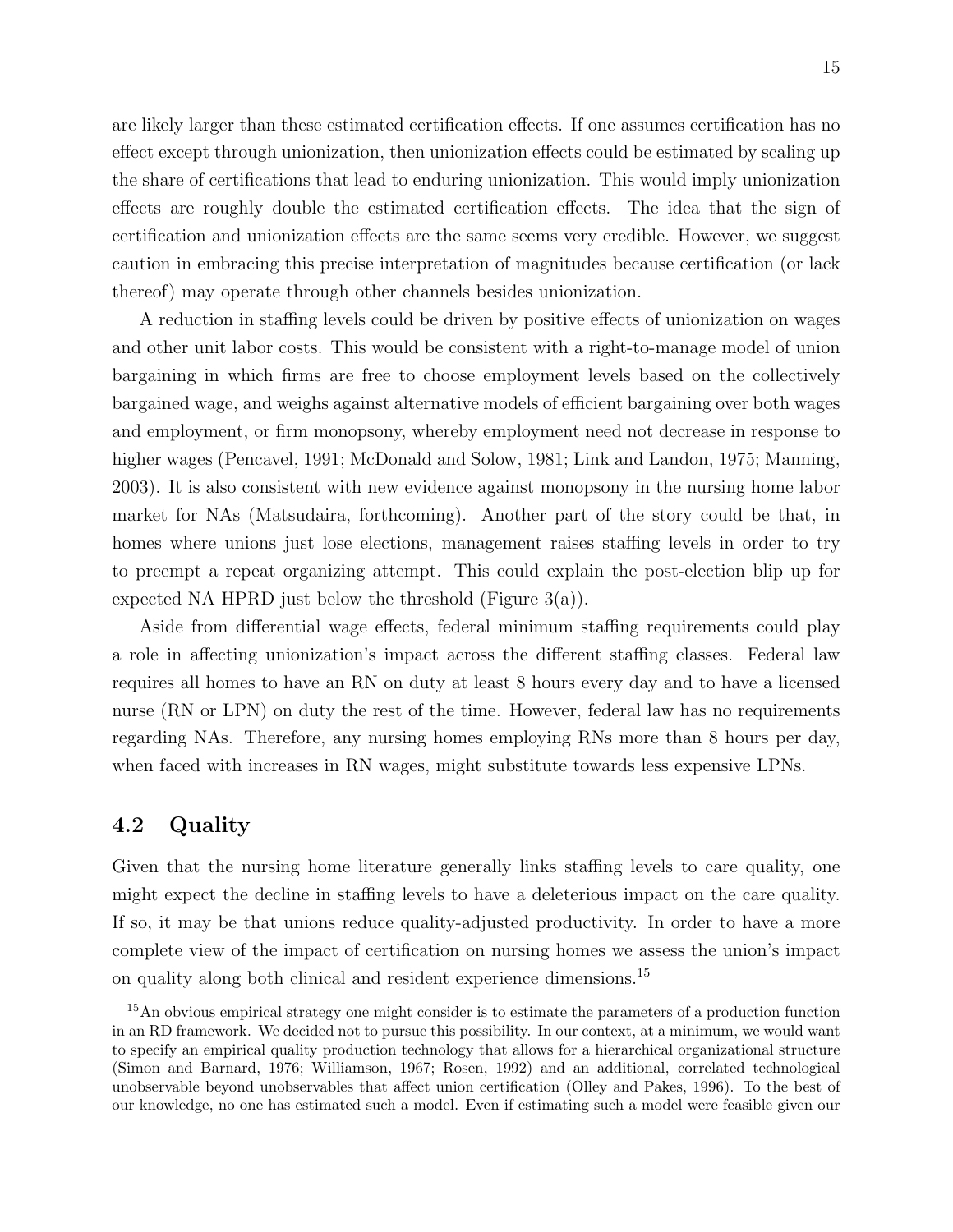are likely larger than these estimated certification effects. If one assumes certification has no effect except through unionization, then unionization effects could be estimated by scaling up the share of certifications that lead to enduring unionization. This would imply unionization effects are roughly double the estimated certification effects. The idea that the sign of certification and unionization effects are the same seems very credible. However, we suggest caution in embracing this precise interpretation of magnitudes because certification (or lack thereof) may operate through other channels besides unionization.

A reduction in staffing levels could be driven by positive effects of unionization on wages and other unit labor costs. This would be consistent with a right-to-manage model of union bargaining in which firms are free to choose employment levels based on the collectively bargained wage, and weighs against alternative models of efficient bargaining over both wages and employment, or firm monopsony, whereby employment need not decrease in response to higher wages (Pencavel, 1991; McDonald and Solow, 1981; Link and Landon, 1975; Manning, 2003). It is also consistent with new evidence against monopsony in the nursing home labor market for NAs (Matsudaira, forthcoming). Another part of the story could be that, in homes where unions just lose elections, management raises staffing levels in order to try to preempt a repeat organizing attempt. This could explain the post-election blip up for expected NA HPRD just below the threshold (Figure 3(a)).

Aside from differential wage effects, federal minimum staffing requirements could play a role in affecting unionization's impact across the different staffing classes. Federal law requires all homes to have an RN on duty at least 8 hours every day and to have a licensed nurse (RN or LPN) on duty the rest of the time. However, federal law has no requirements regarding NAs. Therefore, any nursing homes employing RNs more than 8 hours per day, when faced with increases in RN wages, might substitute towards less expensive LPNs.

## 4.2 Quality

Given that the nursing home literature generally links staffing levels to care quality, one might expect the decline in staffing levels to have a deleterious impact on the care quality. If so, it may be that unions reduce quality-adjusted productivity. In order to have a more complete view of the impact of certification on nursing homes we assess the union's impact on quality along both clinical and resident experience dimensions.[15]

[15] An obvious empirical strategy one might consider is to estimate the parameters of a production function in an RD framework. We decided not to pursue this possibility. In our context, at a minimum, we would want to specify an empirical quality production technology that allows for a hierarchical organizational structure (Simon and Barnard, 1976; Williamson, 1967; Rosen, 1992) and an additional, correlated technological unobservable beyond unobservables that affect union certification (Olley and Pakes, 1996). To the best of our knowledge, no one has estimated such a model. Even if estimating such a model were feasible given our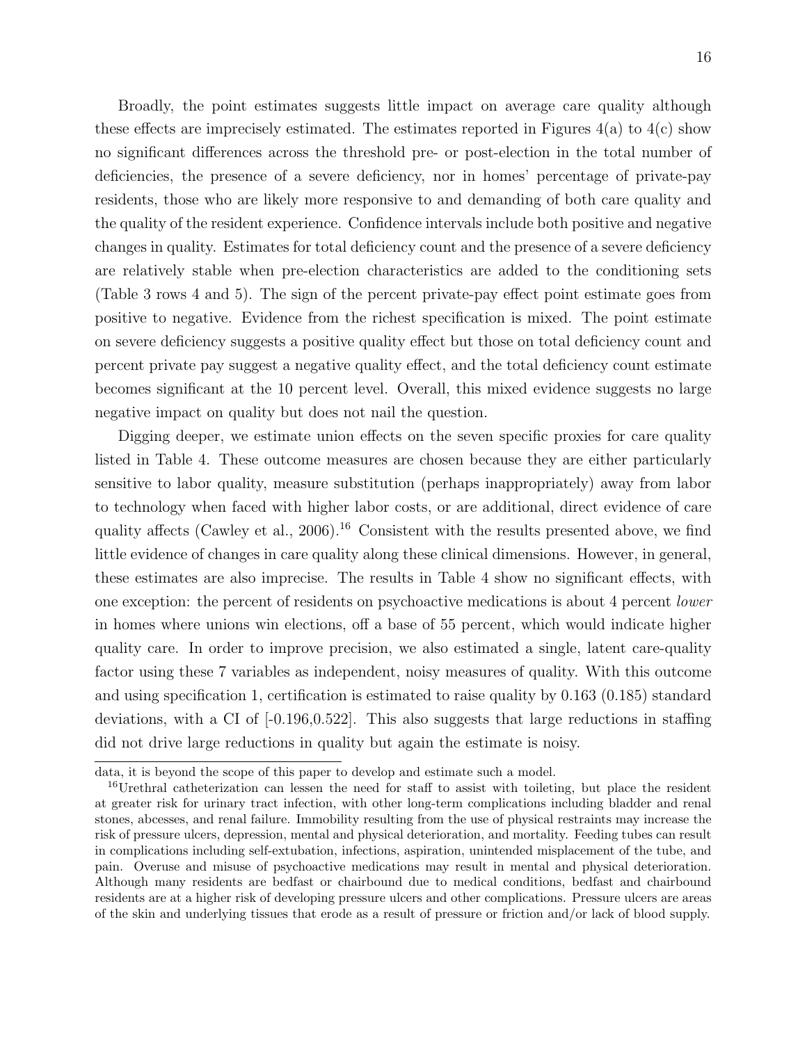Broadly, the point estimates suggests little impact on average care quality although these effects are imprecisely estimated. The estimates reported in Figures 4(a) to 4(c) show no significant differences across the threshold pre- or post-election in the total number of deficiencies, the presence of a severe deficiency, nor in homes' percentage of private-pay residents, those who are likely more responsive to and demanding of both care quality and the quality of the resident experience. Confidence intervals include both positive and negative changes in quality. Estimates for total deficiency count and the presence of a severe deficiency are relatively stable when pre-election characteristics are added to the conditioning sets (Table 3 rows 4 and 5). The sign of the percent private-pay effect point estimate goes from positive to negative. Evidence from the richest specification is mixed. The point estimate on severe deficiency suggests a positive quality effect but those on total deficiency count and percent private pay suggest a negative quality effect, and the total deficiency count estimate becomes significant at the 10 percent level. Overall, this mixed evidence suggests no large negative impact on quality but does not nail the question.

Digging deeper, we estimate union effects on the seven specific proxies for care quality listed in Table 4. These outcome measures are chosen because they are either particularly sensitive to labor quality, measure substitution (perhaps inappropriately) away from labor to technology when faced with higher labor costs, or are additional, direct evidence of care quality affects (Cawley et al., 2006).[16] Consistent with the results presented above, we find little evidence of changes in care quality along these clinical dimensions. However, in general, these estimates are also imprecise. The results in Table 4 show no significant effects, with one exception: the percent of residents on psychoactive medications is about 4 percent *lower* in homes where unions win elections, off a base of 55 percent, which would indicate higher quality care. In order to improve precision, we also estimated a single, latent care-quality factor using these 7 variables as independent, noisy measures of quality. With this outcome and using specification 1, certification is estimated to raise quality by 0.163 (0.185) standard deviations, with a CI of [-0.196,0.522]. This also suggests that large reductions in staffing did not drive large reductions in quality but again the estimate is noisy.

data, it is beyond the scope of this paper to develop and estimate such a model.

[16] Urethral catheterization can lessen the need for staff to assist with toileting, but place the resident at greater risk for urinary tract infection, with other long-term complications including bladder and renal stones, abcesses, and renal failure. Immobility resulting from the use of physical restraints may increase the risk of pressure ulcers, depression, mental and physical deterioration, and mortality. Feeding tubes can result in complications including self-extubation, infections, aspiration, unintended misplacement of the tube, and pain. Overuse and misuse of psychoactive medications may result in mental and physical deterioration. Although many residents are bedfast or chairbound due to medical conditions, bedfast and chairbound residents are at a higher risk of developing pressure ulcers and other complications. Pressure ulcers are areas of the skin and underlying tissues that erode as a result of pressure or friction and/or lack of blood supply.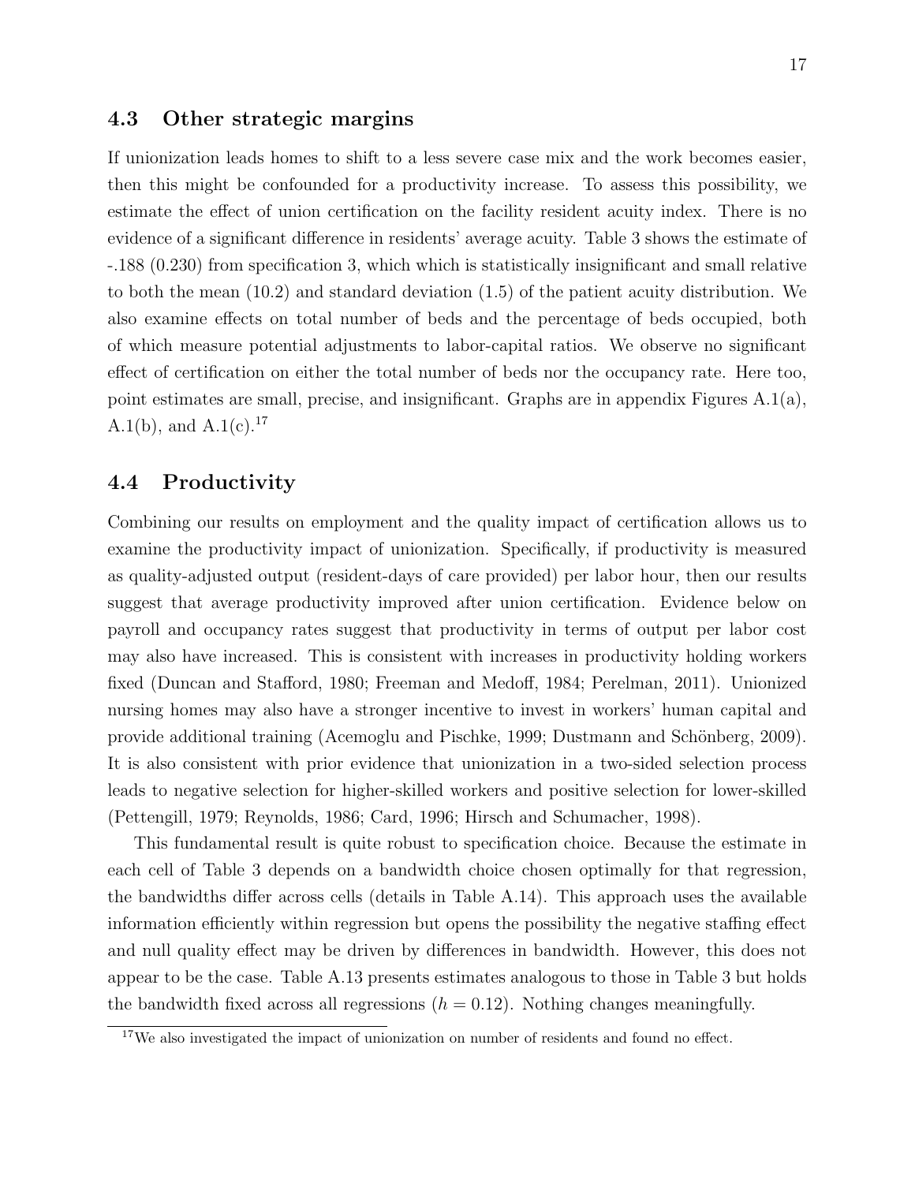## 4.3 Other strategic margins

If unionization leads homes to shift to a less severe case mix and the work becomes easier, then this might be confounded for a productivity increase. To assess this possibility, we estimate the effect of union certification on the facility resident acuity index. There is no evidence of a significant difference in residents' average acuity. Table 3 shows the estimate of -.188 (0.230) from specification 3, which which is statistically insignificant and small relative to both the mean (10.2) and standard deviation (1.5) of the patient acuity distribution. We also examine effects on total number of beds and the percentage of beds occupied, both of which measure potential adjustments to labor-capital ratios. We observe no significant effect of certification on either the total number of beds nor the occupancy rate. Here too, point estimates are small, precise, and insignificant. Graphs are in appendix Figures A.1(a), A.1(b), and A.1(c).[17]

## 4.4 Productivity

Combining our results on employment and the quality impact of certification allows us to examine the productivity impact of unionization. Specifically, if productivity is measured as quality-adjusted output (resident-days of care provided) per labor hour, then our results suggest that average productivity improved after union certification. Evidence below on payroll and occupancy rates suggest that productivity in terms of output per labor cost may also have increased. This is consistent with increases in productivity holding workers fixed (Duncan and Stafford, 1980; Freeman and Medoff, 1984; Perelman, 2011). Unionized nursing homes may also have a stronger incentive to invest in workers' human capital and provide additional training (Acemoglu and Pischke, 1999; Dustmann and Schönberg, 2009). It is also consistent with prior evidence that unionization in a two-sided selection process leads to negative selection for higher-skilled workers and positive selection for lower-skilled (Pettengill, 1979; Reynolds, 1986; Card, 1996; Hirsch and Schumacher, 1998).

This fundamental result is quite robust to specification choice. Because the estimate in each cell of Table 3 depends on a bandwidth choice chosen optimally for that regression, the bandwidths differ across cells (details in Table A.14). This approach uses the available information efficiently within regression but opens the possibility the negative staffing effect and null quality effect may be driven by differences in bandwidth. However, this does not appear to be the case. Table A.13 presents estimates analogous to those in Table 3 but holds the bandwidth fixed across all regressions ($h = 0.12$). Nothing changes meaningfully.

[17] We also investigated the impact of unionization on number of residents and found no effect.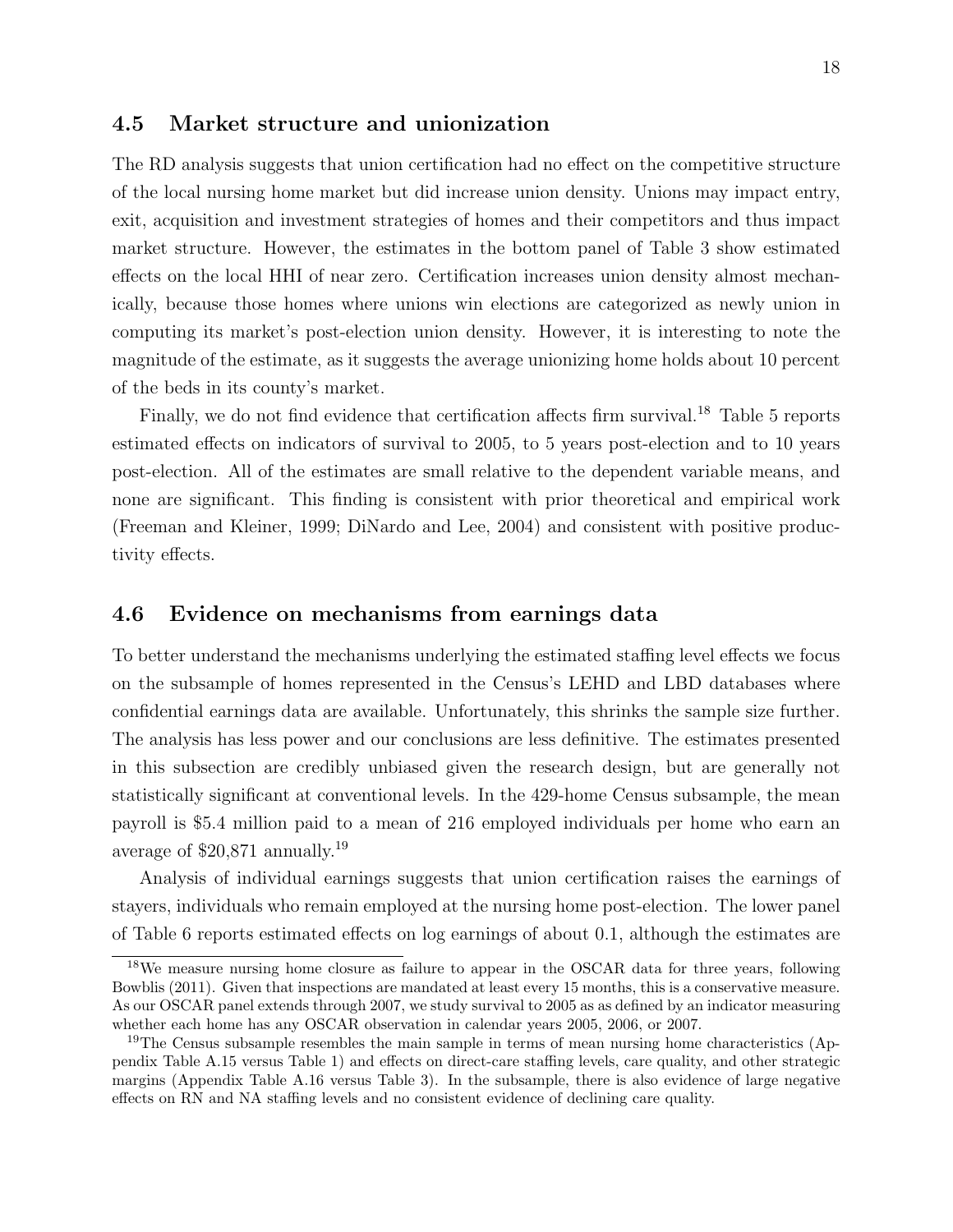## 4.5 Market structure and unionization

The RD analysis suggests that union certification had no effect on the competitive structure of the local nursing home market but did increase union density. Unions may impact entry, exit, acquisition and investment strategies of homes and their competitors and thus impact market structure. However, the estimates in the bottom panel of Table 3 show estimated effects on the local HHI of near zero. Certification increases union density almost mechanically, because those homes where unions win elections are categorized as newly union in computing its market's post-election union density. However, it is interesting to note the magnitude of the estimate, as it suggests the average unionizing home holds about 10 percent of the beds in its county's market.

Finally, we do not find evidence that certification affects firm survival.[18] Table 5 reports estimated effects on indicators of survival to 2005, to 5 years post-election and to 10 years post-election. All of the estimates are small relative to the dependent variable means, and none are significant. This finding is consistent with prior theoretical and empirical work (Freeman and Kleiner, 1999; DiNardo and Lee, 2004) and consistent with positive productivity effects.

## 4.6 Evidence on mechanisms from earnings data

To better understand the mechanisms underlying the estimated staffing level effects we focus on the subsample of homes represented in the Census's LEHD and LBD databases where confidential earnings data are available. Unfortunately, this shrinks the sample size further. The analysis has less power and our conclusions are less definitive. The estimates presented in this subsection are credibly unbiased given the research design, but are generally not statistically significant at conventional levels. In the 429-home Census subsample, the mean payroll is \$5.4 million paid to a mean of 216 employed individuals per home who earn an average of \$20,871 annually.[19]

Analysis of individual earnings suggests that union certification raises the earnings of stayers, individuals who remain employed at the nursing home post-election. The lower panel of Table 6 reports estimated effects on log earnings of about 0.1, although the estimates are

---

[18] We measure nursing home closure as failure to appear in the OSCAR data for three years, following Bowblis (2011). Given that inspections are mandated at least every 15 months, this is a conservative measure. As our OSCAR panel extends through 2007, we study survival to 2005 as as defined by an indicator measuring whether each home has any OSCAR observation in calendar years 2005, 2006, or 2007.

[19] The Census subsample resembles the main sample in terms of mean nursing home characteristics (Appendix Table A.15 versus Table 1) and effects on direct-care staffing levels, care quality, and other strategic margins (Appendix Table A.16 versus Table 3). In the subsample, there is also evidence of large negative effects on RN and NA staffing levels and no consistent evidence of declining care quality.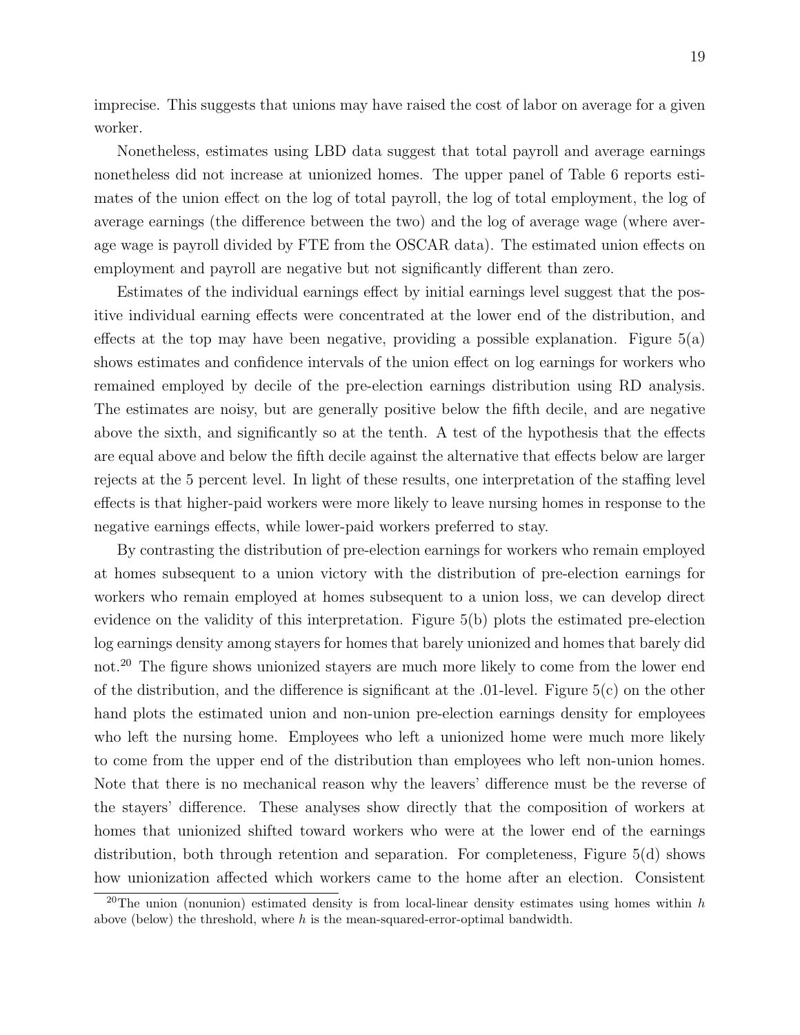imprecise. This suggests that unions may have raised the cost of labor on average for a given worker.

Nonetheless, estimates using LBD data suggest that total payroll and average earnings nonetheless did not increase at unionized homes. The upper panel of Table 6 reports estimates of the union effect on the log of total payroll, the log of total employment, the log of average earnings (the difference between the two) and the log of average wage (where average wage is payroll divided by FTE from the OSCAR data). The estimated union effects on employment and payroll are negative but not significantly different than zero.

Estimates of the individual earnings effect by initial earnings level suggest that the positive individual earning effects were concentrated at the lower end of the distribution, and effects at the top may have been negative, providing a possible explanation. Figure 5(a) shows estimates and confidence intervals of the union effect on log earnings for workers who remained employed by decile of the pre-election earnings distribution using RD analysis. The estimates are noisy, but are generally positive below the fifth decile, and are negative above the sixth, and significantly so at the tenth. A test of the hypothesis that the effects are equal above and below the fifth decile against the alternative that effects below are larger rejects at the 5 percent level. In light of these results, one interpretation of the staffing level effects is that higher-paid workers were more likely to leave nursing homes in response to the negative earnings effects, while lower-paid workers preferred to stay.

By contrasting the distribution of pre-election earnings for workers who remain employed at homes subsequent to a union victory with the distribution of pre-election earnings for workers who remain employed at homes subsequent to a union loss, we can develop direct evidence on the validity of this interpretation. Figure 5(b) plots the estimated pre-election log earnings density among stayers for homes that barely unionized and homes that barely did not.[20] The figure shows unionized stayers are much more likely to come from the lower end of the distribution, and the difference is significant at the .01-level. Figure 5(c) on the other hand plots the estimated union and non-union pre-election earnings density for employees who left the nursing home. Employees who left a unionized home were much more likely to come from the upper end of the distribution than employees who left non-union homes. Note that there is no mechanical reason why the leavers' difference must be the reverse of the stayers' difference. These analyses show directly that the composition of workers at homes that unionized shifted toward workers who were at the lower end of the earnings distribution, both through retention and separation. For completeness, Figure 5(d) shows how unionization affected which workers came to the home after an election. Consistent

[20]The union (nonunion) estimated density is from local-linear density estimates using homes within $h$ above (below) the threshold, where $h$ is the mean-squared-error-optimal bandwidth.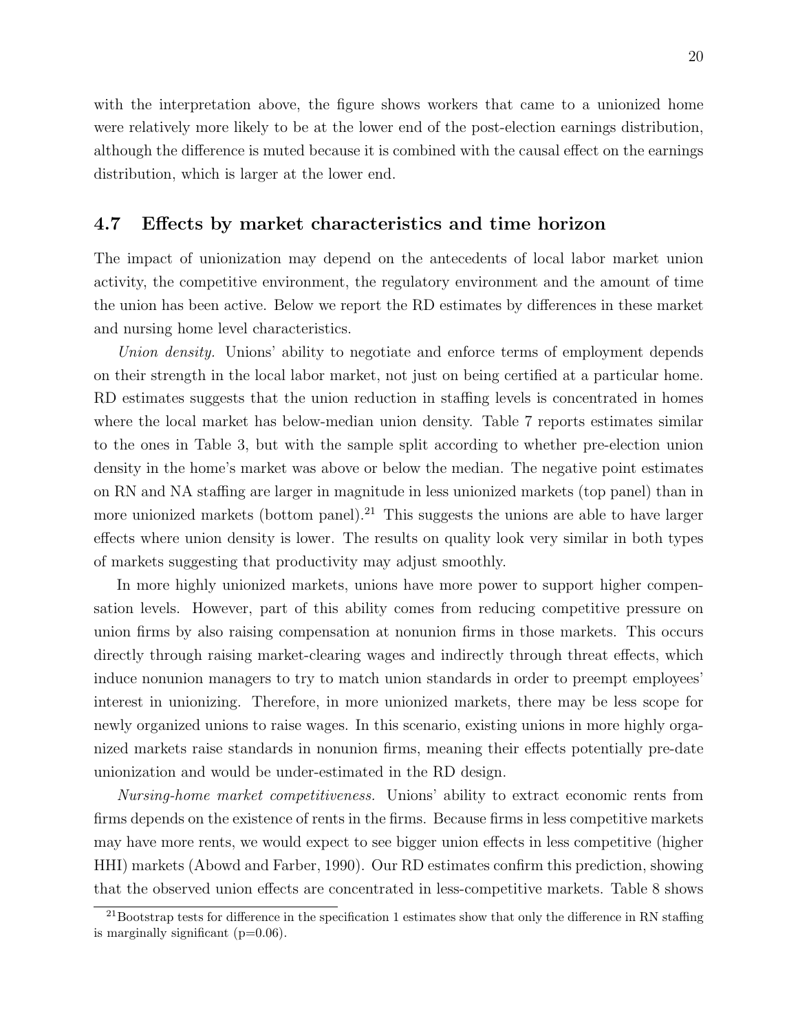with the interpretation above, the figure shows workers that came to a unionized home were relatively more likely to be at the lower end of the post-election earnings distribution, although the difference is muted because it is combined with the causal effect on the earnings distribution, which is larger at the lower end.

### 4.7 Effects by market characteristics and time horizon

The impact of unionization may depend on the antecedents of local labor market union activity, the competitive environment, the regulatory environment and the amount of time the union has been active. Below we report the RD estimates by differences in these market and nursing home level characteristics.

*Union density.* Unions' ability to negotiate and enforce terms of employment depends on their strength in the local labor market, not just on being certified at a particular home. RD estimates suggests that the union reduction in staffing levels is concentrated in homes where the local market has below-median union density. Table 7 reports estimates similar to the ones in Table 3, but with the sample split according to whether pre-election union density in the home's market was above or below the median. The negative point estimates on RN and NA staffing are larger in magnitude in less unionized markets (top panel) than in more unionized markets (bottom panel).[21] This suggests the unions are able to have larger effects where union density is lower. The results on quality look very similar in both types of markets suggesting that productivity may adjust smoothly.

In more highly unionized markets, unions have more power to support higher compensation levels. However, part of this ability comes from reducing competitive pressure on union firms by also raising compensation at nonunion firms in those markets. This occurs directly through raising market-clearing wages and indirectly through threat effects, which induce nonunion managers to try to match union standards in order to preempt employees' interest in unionizing. Therefore, in more unionized markets, there may be less scope for newly organized unions to raise wages. In this scenario, existing unions in more highly organized markets raise standards in nonunion firms, meaning their effects potentially pre-date unionization and would be under-estimated in the RD design.

*Nursing-home market competitiveness.* Unions' ability to extract economic rents from firms depends on the existence of rents in the firms. Because firms in less competitive markets may have more rents, we would expect to see bigger union effects in less competitive (higher HHI) markets (Abowd and Farber, 1990). Our RD estimates confirm this prediction, showing that the observed union effects are concentrated in less-competitive markets. Table 8 shows

[21] Bootstrap tests for difference in the specification 1 estimates show that only the difference in RN staffing is marginally significant (p=0.06).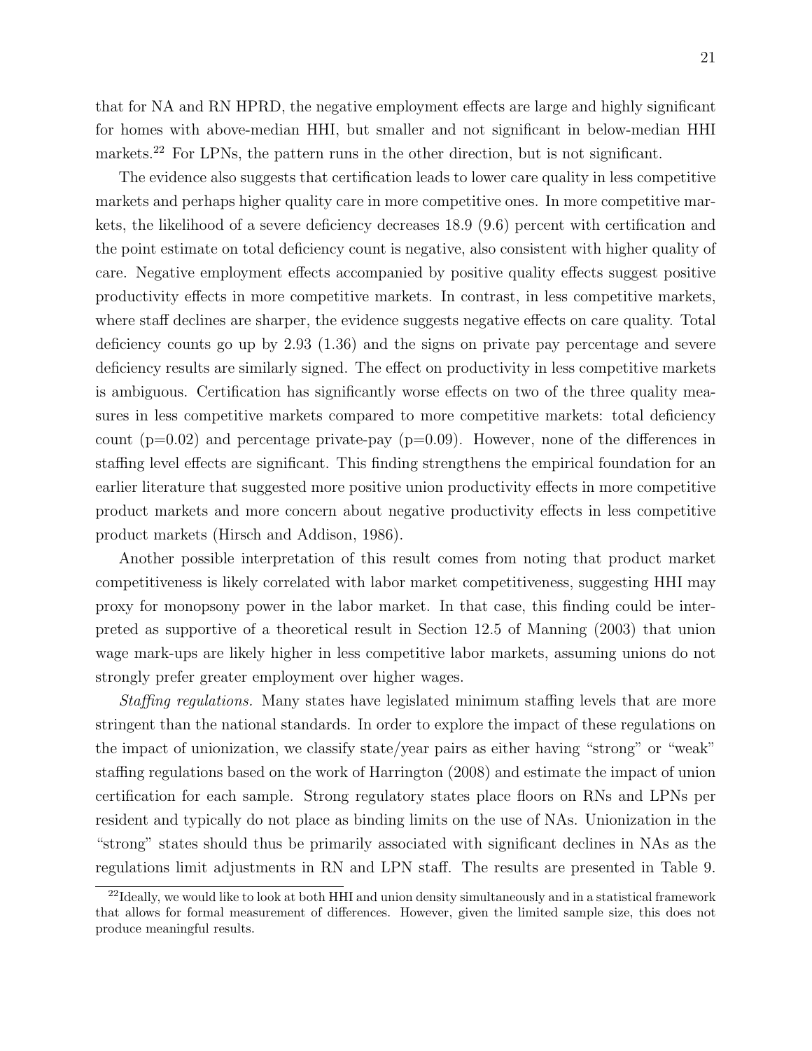that for NA and RN HPRD, the negative employment effects are large and highly significant for homes with above-median HHI, but smaller and not significant in below-median HHI markets.[22] For LPNs, the pattern runs in the other direction, but is not significant.

The evidence also suggests that certification leads to lower care quality in less competitive markets and perhaps higher quality care in more competitive ones. In more competitive markets, the likelihood of a severe deficiency decreases 18.9 (9.6) percent with certification and the point estimate on total deficiency count is negative, also consistent with higher quality of care. Negative employment effects accompanied by positive quality effects suggest positive productivity effects in more competitive markets. In contrast, in less competitive markets, where staff declines are sharper, the evidence suggests negative effects on care quality. Total deficiency counts go up by 2.93 (1.36) and the signs on private pay percentage and severe deficiency results are similarly signed. The effect on productivity in less competitive markets is ambiguous. Certification has significantly worse effects on two of the three quality measures in less competitive markets compared to more competitive markets: total deficiency count (p=0.02) and percentage private-pay (p=0.09). However, none of the differences in staffing level effects are significant. This finding strengthens the empirical foundation for an earlier literature that suggested more positive union productivity effects in more competitive product markets and more concern about negative productivity effects in less competitive product markets (Hirsch and Addison, 1986).

Another possible interpretation of this result comes from noting that product market competitiveness is likely correlated with labor market competitiveness, suggesting HHI may proxy for monopsony power in the labor market. In that case, this finding could be interpreted as supportive of a theoretical result in Section 12.5 of Manning (2003) that union wage mark-ups are likely higher in less competitive labor markets, assuming unions do not strongly prefer greater employment over higher wages.

*Staffing regulations.* Many states have legislated minimum staffing levels that are more stringent than the national standards. In order to explore the impact of these regulations on the impact of unionization, we classify state/year pairs as either having "strong" or "weak" staffing regulations based on the work of Harrington (2008) and estimate the impact of union certification for each sample. Strong regulatory states place floors on RNs and LPNs per resident and typically do not place as binding limits on the use of NAs. Unionization in the "strong" states should thus be primarily associated with significant declines in NAs as the regulations limit adjustments in RN and LPN staff. The results are presented in Table 9.

[22] Ideally, we would like to look at both HHI and union density simultaneously and in a statistical framework that allows for formal measurement of differences. However, given the limited sample size, this does not produce meaningful results.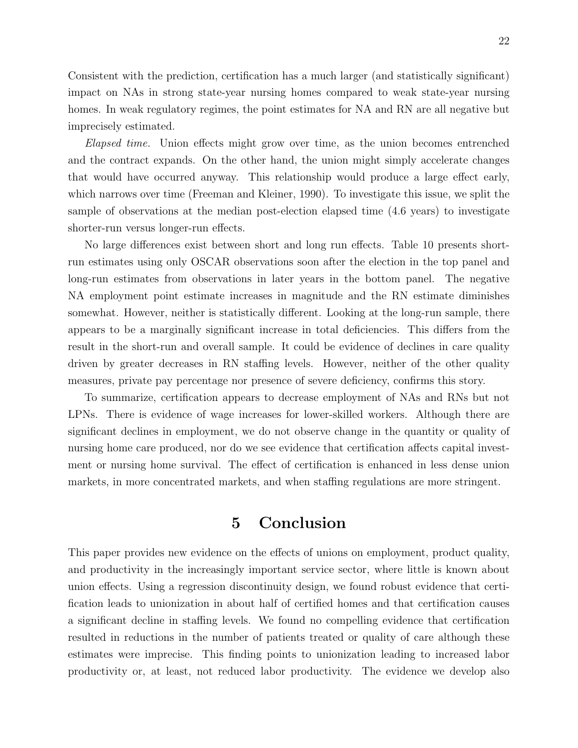Consistent with the prediction, certification has a much larger (and statistically significant) impact on NAs in strong state-year nursing homes compared to weak state-year nursing homes. In weak regulatory regimes, the point estimates for NA and RN are all negative but imprecisely estimated.

*Elapsed time.* Union effects might grow over time, as the union becomes entrenched and the contract expands. On the other hand, the union might simply accelerate changes that would have occurred anyway. This relationship would produce a large effect early, which narrows over time (Freeman and Kleiner, 1990). To investigate this issue, we split the sample of observations at the median post-election elapsed time (4.6 years) to investigate shorter-run versus longer-run effects.

No large differences exist between short and long run effects. Table 10 presents short-run estimates using only OSCAR observations soon after the election in the top panel and long-run estimates from observations in later years in the bottom panel. The negative NA employment point estimate increases in magnitude and the RN estimate diminishes somewhat. However, neither is statistically different. Looking at the long-run sample, there appears to be a marginally significant increase in total deficiencies. This differs from the result in the short-run and overall sample. It could be evidence of declines in care quality driven by greater decreases in RN staffing levels. However, neither of the other quality measures, private pay percentage nor presence of severe deficiency, confirms this story.

To summarize, certification appears to decrease employment of NAs and RNs but not LPNs. There is evidence of wage increases for lower-skilled workers. Although there are significant declines in employment, we do not observe change in the quantity or quality of nursing home care produced, nor do we see evidence that certification affects capital investment or nursing home survival. The effect of certification is enhanced in less dense union markets, in more concentrated markets, and when staffing regulations are more stringent.

# 5 Conclusion

This paper provides new evidence on the effects of unions on employment, product quality, and productivity in the increasingly important service sector, where little is known about union effects. Using a regression discontinuity design, we found robust evidence that certification leads to unionization in about half of certified homes and that certification causes a significant decline in staffing levels. We found no compelling evidence that certification resulted in reductions in the number of patients treated or quality of care although these estimates were imprecise. This finding points to unionization leading to increased labor productivity or, at least, not reduced labor productivity. The evidence we develop also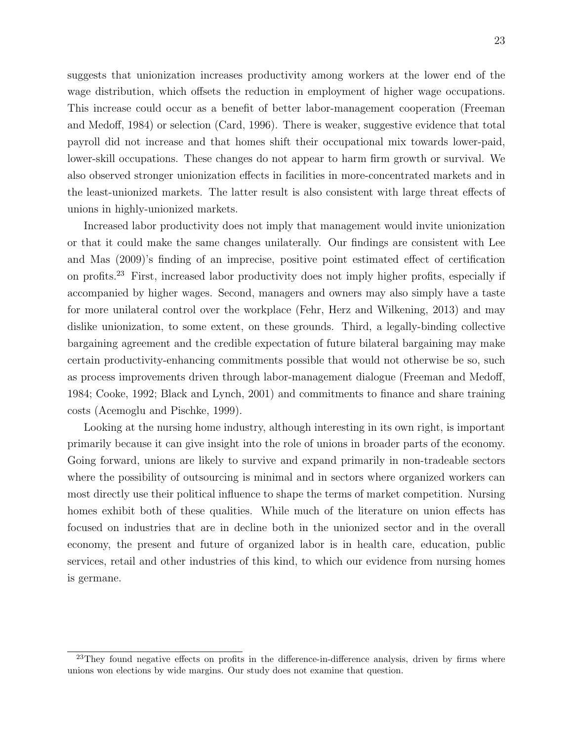suggests that unionization increases productivity among workers at the lower end of the wage distribution, which offsets the reduction in employment of higher wage occupations. This increase could occur as a benefit of better labor-management cooperation (Freeman and Medoff, 1984) or selection (Card, 1996). There is weaker, suggestive evidence that total payroll did not increase and that homes shift their occupational mix towards lower-paid, lower-skill occupations. These changes do not appear to harm firm growth or survival. We also observed stronger unionization effects in facilities in more-concentrated markets and in the least-unionized markets. The latter result is also consistent with large threat effects of unions in highly-unionized markets.

Increased labor productivity does not imply that management would invite unionization or that it could make the same changes unilaterally. Our findings are consistent with Lee and Mas (2009)'s finding of an imprecise, positive point estimated effect of certification on profits.[23] First, increased labor productivity does not imply higher profits, especially if accompanied by higher wages. Second, managers and owners may also simply have a taste for more unilateral control over the workplace (Fehr, Herz and Wilkening, 2013) and may dislike unionization, to some extent, on these grounds. Third, a legally-binding collective bargaining agreement and the credible expectation of future bilateral bargaining may make certain productivity-enhancing commitments possible that would not otherwise be so, such as process improvements driven through labor-management dialogue (Freeman and Medoff, 1984; Cooke, 1992; Black and Lynch, 2001) and commitments to finance and share training costs (Acemoglu and Pischke, 1999).

Looking at the nursing home industry, although interesting in its own right, is important primarily because it can give insight into the role of unions in broader parts of the economy. Going forward, unions are likely to survive and expand primarily in non-tradeable sectors where the possibility of outsourcing is minimal and in sectors where organized workers can most directly use their political influence to shape the terms of market competition. Nursing homes exhibit both of these qualities. While much of the literature on union effects has focused on industries that are in decline both in the unionized sector and in the overall economy, the present and future of organized labor is in health care, education, public services, retail and other industries of this kind, to which our evidence from nursing homes is germane.

[23] They found negative effects on profits in the difference-in-difference analysis, driven by firms where unions won elections by wide margins. Our study does not examine that question.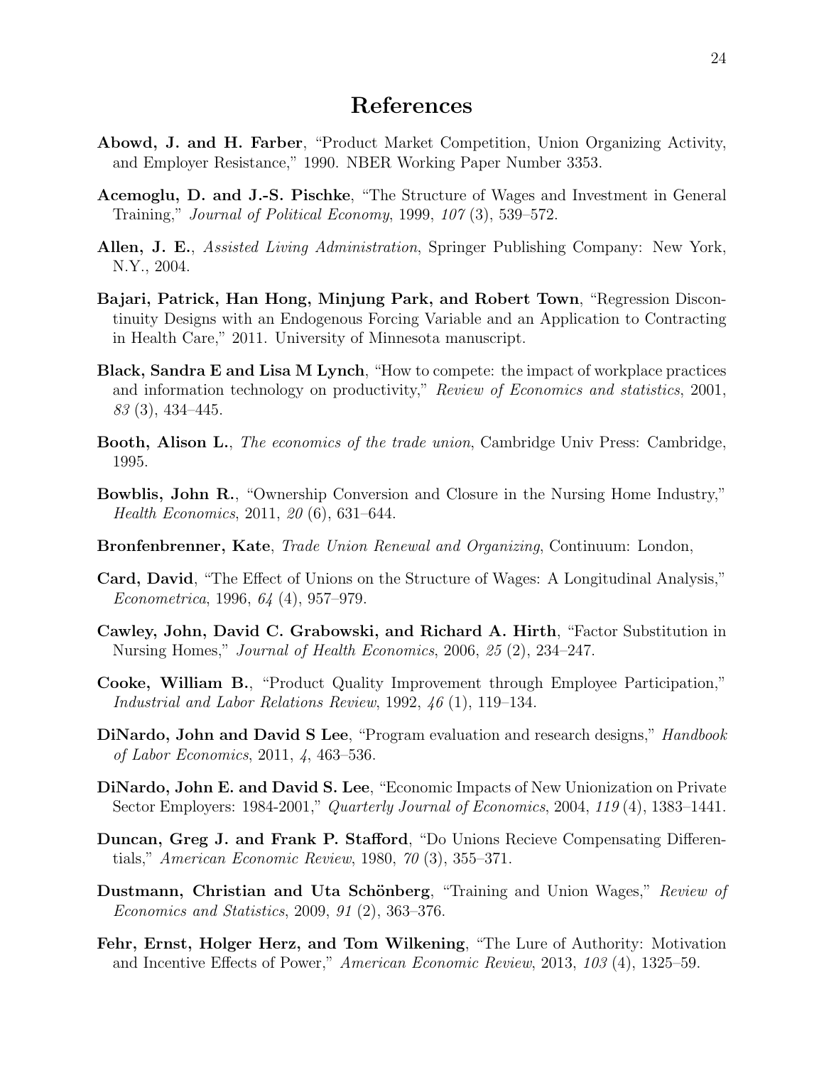# References

**Abowd, J. and H. Farber**, "Product Market Competition, Union Organizing Activity, and Employer Resistance," 1990. NBER Working Paper Number 3353.

**Acemoglu, D. and J.-S. Pischke**, "The Structure of Wages and Investment in General Training," *Journal of Political Economy*, 1999, *107* (3), 539–572.

**Allen, J. E.**, *Assisted Living Administration*, Springer Publishing Company: New York, N.Y., 2004.

**Bajari, Patrick, Han Hong, Minjung Park, and Robert Town**, "Regression Discontinuity Designs with an Endogenous Forcing Variable and an Application to Contracting in Health Care," 2011. University of Minnesota manuscript.

**Black, Sandra E and Lisa M Lynch**, "How to compete: the impact of workplace practices and information technology on productivity," *Review of Economics and statistics*, 2001, *83* (3), 434–445.

**Booth, Alison L.**, *The economics of the trade union*, Cambridge Univ Press: Cambridge, 1995.

**Bowblis, John R.**, "Ownership Conversion and Closure in the Nursing Home Industry," *Health Economics*, 2011, *20* (6), 631–644.

**Bronfenbrenner, Kate**, *Trade Union Renewal and Organizing*, Continuum: London,

**Card, David**, "The Effect of Unions on the Structure of Wages: A Longitudinal Analysis," *Econometrica*, 1996, *64* (4), 957–979.

**Cawley, John, David C. Grabowski, and Richard A. Hirth**, "Factor Substitution in Nursing Homes," *Journal of Health Economics*, 2006, *25* (2), 234–247.

**Cooke, William B.**, "Product Quality Improvement through Employee Participation," *Industrial and Labor Relations Review*, 1992, *46* (1), 119–134.

**DiNardo, John and David S Lee**, "Program evaluation and research designs," *Handbook of Labor Economics*, 2011, *4*, 463–536.

**DiNardo, John E. and David S. Lee**, "Economic Impacts of New Unionization on Private Sector Employers: 1984-2001," *Quarterly Journal of Economics*, 2004, *119* (4), 1383–1441.

**Duncan, Greg J. and Frank P. Stafford**, "Do Unions Recieve Compensating Differentials," *American Economic Review*, 1980, *70* (3), 355–371.

**Dustmann, Christian and Uta Schönberg**, "Training and Union Wages," *Review of Economics and Statistics*, 2009, *91* (2), 363–376.

**Fehr, Ernst, Holger Herz, and Tom Wilkening**, "The Lure of Authority: Motivation and Incentive Effects of Power," *American Economic Review*, 2013, *103* (4), 1325–59.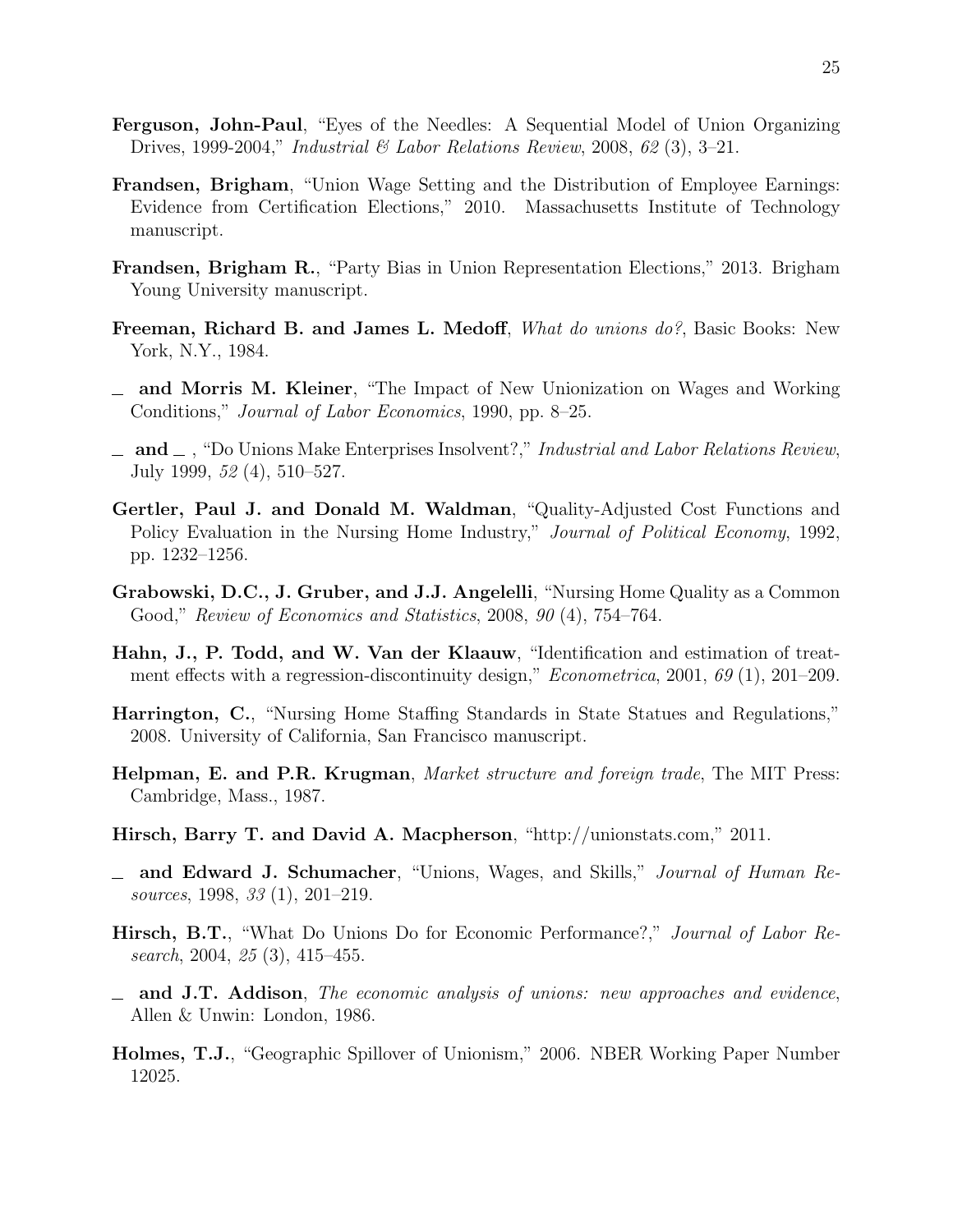**Ferguson, John-Paul**, "Eyes of the Needles: A Sequential Model of Union Organizing Drives, 1999-2004," *Industrial & Labor Relations Review*, 2008, *62* (3), 3–21.

**Frandsen, Brigham**, "Union Wage Setting and the Distribution of Employee Earnings: Evidence from Certification Elections," 2010. Massachusetts Institute of Technology manuscript.

**Frandsen, Brigham R.**, "Party Bias in Union Representation Elections," 2013. Brigham Young University manuscript.

**Freeman, Richard B. and James L. Medoff**, *What do unions do?*, Basic Books: New York, N.Y., 1984.

\_ **and Morris M. Kleiner**, "The Impact of New Unionization on Wages and Working Conditions," *Journal of Labor Economics*, 1990, pp. 8–25.

\_ **and** \_ , "Do Unions Make Enterprises Insolvent?," *Industrial and Labor Relations Review*, July 1999, *52* (4), 510–527.

**Gertler, Paul J. and Donald M. Waldman**, "Quality-Adjusted Cost Functions and Policy Evaluation in the Nursing Home Industry," *Journal of Political Economy*, 1992, pp. 1232–1256.

**Grabowski, D.C., J. Gruber, and J.J. Angelelli**, "Nursing Home Quality as a Common Good," *Review of Economics and Statistics*, 2008, *90* (4), 754–764.

**Hahn, J., P. Todd, and W. Van der Klaauw**, "Identification and estimation of treatment effects with a regression-discontinuity design," *Econometrica*, 2001, *69* (1), 201–209.

**Harrington, C.**, "Nursing Home Staffing Standards in State Statues and Regulations," 2008. University of California, San Francisco manuscript.

**Helpman, E. and P.R. Krugman**, *Market structure and foreign trade*, The MIT Press: Cambridge, Mass., 1987.

**Hirsch, Barry T. and David A. Macpherson**, "http://unionstats.com," 2011.

\_ **and Edward J. Schumacher**, "Unions, Wages, and Skills," *Journal of Human Resources*, 1998, *33* (1), 201–219.

**Hirsch, B.T.**, "What Do Unions Do for Economic Performance?," *Journal of Labor Research*, 2004, *25* (3), 415–455.

\_ **and J.T. Addison**, *The economic analysis of unions: new approaches and evidence*, Allen & Unwin: London, 1986.

**Holmes, T.J.**, "Geographic Spillover of Unionism," 2006. NBER Working Paper Number 12025.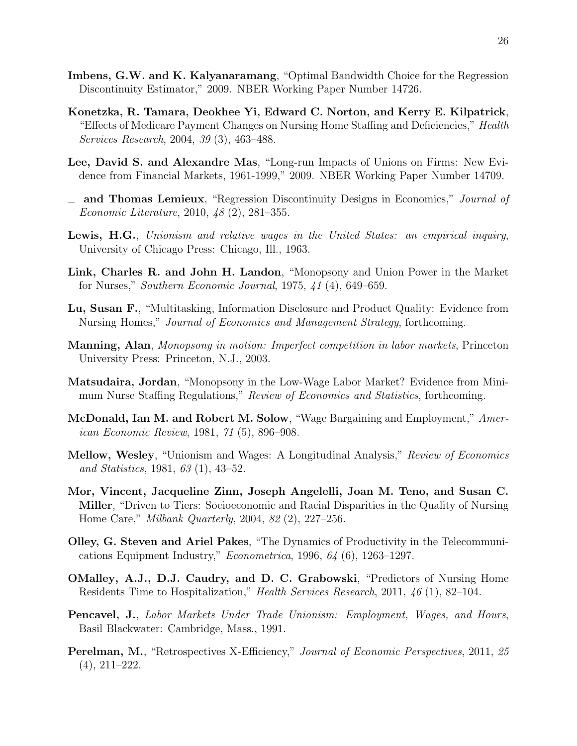**Imbens, G.W. and K. Kalyanaramang**, "Optimal Bandwidth Choice for the Regression Discontinuity Estimator," 2009. NBER Working Paper Number 14726.

**Konetzka, R. Tamara, Deokhee Yi, Edward C. Norton, and Kerry E. Kilpatrick**, "Effects of Medicare Payment Changes on Nursing Home Staffing and Deficiencies," *Health Services Research*, 2004, *39* (3), 463–488.

**Lee, David S. and Alexandre Mas**, "Long-run Impacts of Unions on Firms: New Evidence from Financial Markets, 1961-1999," 2009. NBER Working Paper Number 14709.

_ **and Thomas Lemieux**, "Regression Discontinuity Designs in Economics," *Journal of Economic Literature*, 2010, *48* (2), 281–355.

**Lewis, H.G.**, *Unionism and relative wages in the United States: an empirical inquiry*, University of Chicago Press: Chicago, Ill., 1963.

**Link, Charles R. and John H. Landon**, "Monopsony and Union Power in the Market for Nurses," *Southern Economic Journal*, 1975, *41* (4), 649–659.

**Lu, Susan F.**, "Multitasking, Information Disclosure and Product Quality: Evidence from Nursing Homes," *Journal of Economics and Management Strategy*, forthcoming.

**Manning, Alan**, *Monopsony in motion: Imperfect competition in labor markets*, Princeton University Press: Princeton, N.J., 2003.

**Matsudaira, Jordan**, "Monopsony in the Low-Wage Labor Market? Evidence from Minimum Nurse Staffing Regulations," *Review of Economics and Statistics*, forthcoming.

**McDonald, Ian M. and Robert M. Solow**, "Wage Bargaining and Employment," *American Economic Review*, 1981, *71* (5), 896–908.

**Mellow, Wesley**, "Unionism and Wages: A Longitudinal Analysis," *Review of Economics and Statistics*, 1981, *63* (1), 43–52.

**Mor, Vincent, Jacqueline Zinn, Joseph Angelelli, Joan M. Teno, and Susan C. Miller**, "Driven to Tiers: Socioeconomic and Racial Disparities in the Quality of Nursing Home Care," *Milbank Quarterly*, 2004, *82* (2), 227–256.

**Olley, G. Steven and Ariel Pakes**, "The Dynamics of Productivity in the Telecommunications Equipment Industry," *Econometrica*, 1996, *64* (6), 1263–1297.

**OMalley, A.J., D.J. Caudry, and D. C. Grabowski**, "Predictors of Nursing Home Residents Time to Hospitalization," *Health Services Research*, 2011, *46* (1), 82–104.

**Pencavel, J.**, *Labor Markets Under Trade Unionism: Employment, Wages, and Hours*, Basil Blackwater: Cambridge, Mass., 1991.

**Perelman, M.**, "Retrospectives X-Efficiency," *Journal of Economic Perspectives*, 2011, *25* (4), 211–222.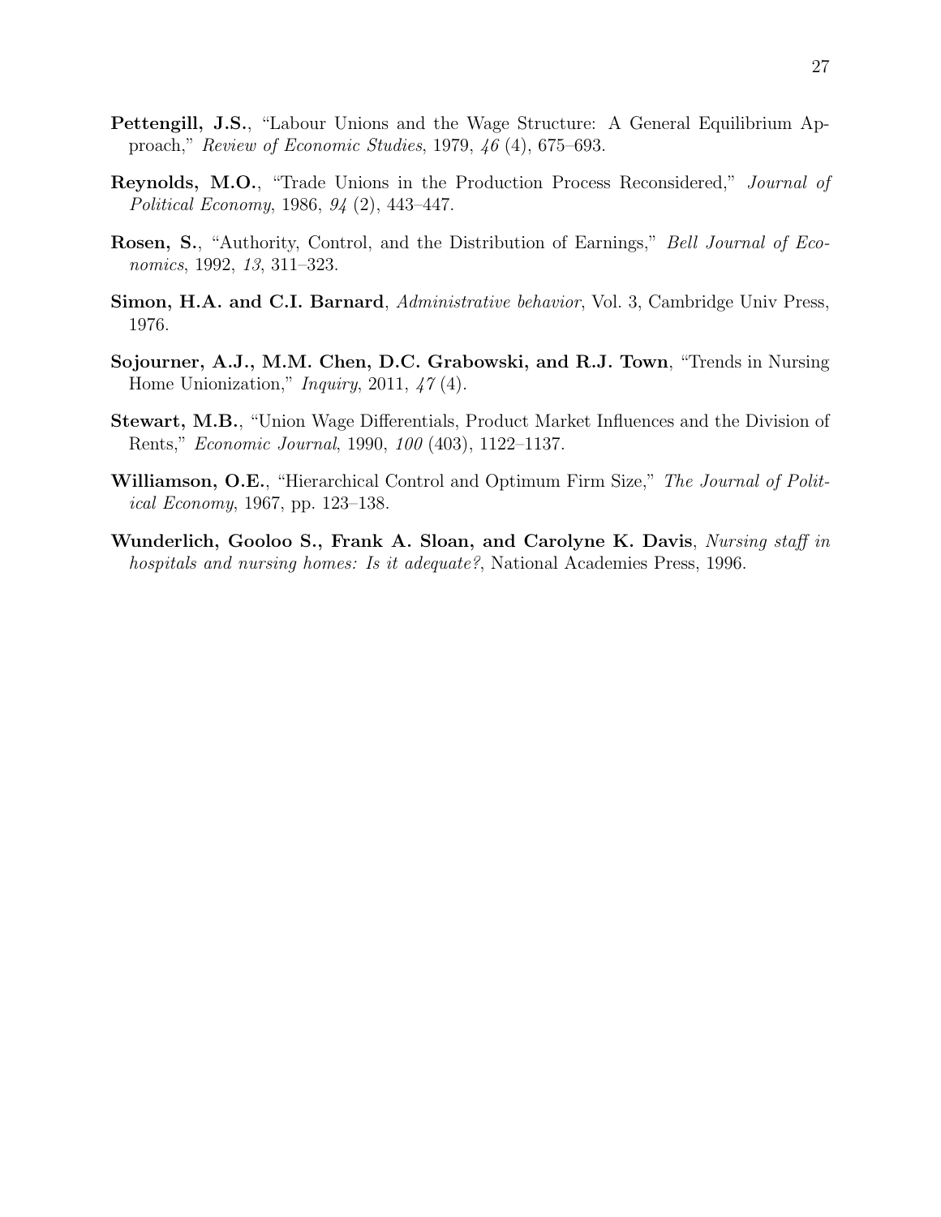**Pettengill, J.S.**, "Labour Unions and the Wage Structure: A General Equilibrium Approach," *Review of Economic Studies*, 1979, *46* (4), 675–693.

**Reynolds, M.O.**, "Trade Unions in the Production Process Reconsidered," *Journal of Political Economy*, 1986, *94* (2), 443–447.

**Rosen, S.**, "Authority, Control, and the Distribution of Earnings," *Bell Journal of Economics*, 1992, *13*, 311–323.

**Simon, H.A. and C.I. Barnard**, *Administrative behavior*, Vol. 3, Cambridge Univ Press, 1976.

**Sojourner, A.J., M.M. Chen, D.C. Grabowski, and R.J. Town**, "Trends in Nursing Home Unionization," *Inquiry*, 2011, *47* (4).

**Stewart, M.B.**, "Union Wage Differentials, Product Market Influences and the Division of Rents," *Economic Journal*, 1990, *100* (403), 1122–1137.

**Williamson, O.E.**, "Hierarchical Control and Optimum Firm Size," *The Journal of Political Economy*, 1967, pp. 123–138.

**Wunderlich, Gooloo S., Frank A. Sloan, and Carolyne K. Davis**, *Nursing staff in hospitals and nursing homes: Is it adequate?*, National Academies Press, 1996.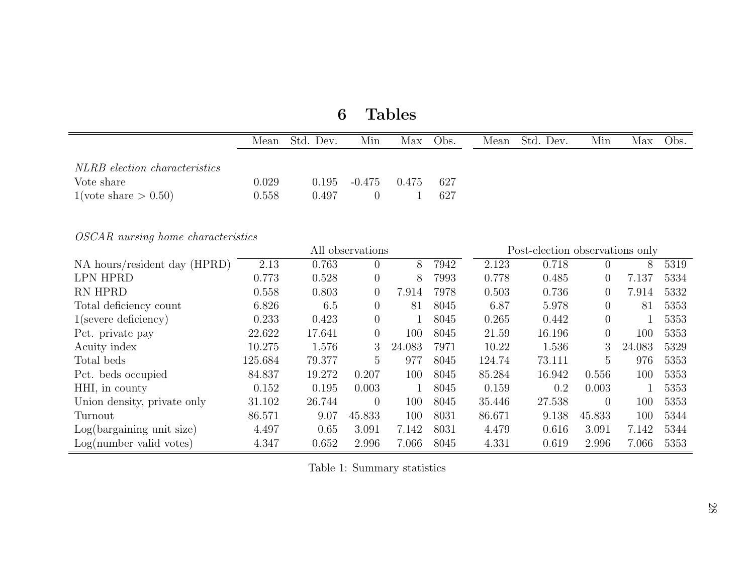# 6 Tables

| | Mean | Std. Dev. | Min | Max | Obs. | Mean | Std. Dev. | Min | Max | Obs. |
|---|---|---|---|---|---|---|---|---|---|---|
| *NLRB election characteristics* | | | | | | | | | | |
| Vote share | 0.029 | 0.195 | -0.475 | 0.475 | 627 | | | | | |
| 1(vote share > 0.50) | 0.558 | 0.497 | 0 | 1 | 627 | | | | | |
| *OSCAR nursing home characteristics* | | | | | | | | | | |
| | All observations | | | | | Post-election observations only | | | | |
| NA hours/resident day (HPRD) | 2.13 | 0.763 | 0 | 8 | 7942 | 2.123 | 0.718 | 0 | 8 | 5319 |
| LPN HPRD | 0.773 | 0.528 | 0 | 8 | 7993 | 0.778 | 0.485 | 0 | 7.137 | 5334 |
| RN HPRD | 0.558 | 0.803 | 0 | 7.914 | 7978 | 0.503 | 0.736 | 0 | 7.914 | 5332 |
| Total deficiency count | 6.826 | 6.5 | 0 | 81 | 8045 | 6.87 | 5.978 | 0 | 81 | 5353 |
| 1(severe deficiency) | 0.233 | 0.423 | 0 | 1 | 8045 | 0.265 | 0.442 | 0 | 1 | 5353 |
| Pct. private pay | 22.622 | 17.641 | 0 | 100 | 8045 | 21.59 | 16.196 | 0 | 100 | 5353 |
| Acuity index | 10.275 | 1.576 | 3 | 24.083 | 7971 | 10.22 | 1.536 | 3 | 24.083 | 5329 |
| Total beds | 125.684 | 79.377 | 5 | 977 | 8045 | 124.74 | 73.111 | 5 | 976 | 5353 |
| Pct. beds occupied | 84.837 | 19.272 | 0.207 | 100 | 8045 | 85.284 | 16.942 | 0.556 | 100 | 5353 |
| HHI, in county | 0.152 | 0.195 | 0.003 | 1 | 8045 | 0.159 | 0.2 | 0.003 | 1 | 5353 |
| Union density, private only | 31.102 | 26.744 | 0 | 100 | 8045 | 35.446 | 27.538 | 0 | 100 | 5353 |
| Turnout | 86.571 | 9.07 | 45.833 | 100 | 8031 | 86.671 | 9.138 | 45.833 | 100 | 5344 |
| Log(bargaining unit size) | 4.497 | 0.65 | 3.091 | 7.142 | 8031 | 4.479 | 0.616 | 3.091 | 7.142 | 5344 |
| Log(number valid votes) | 4.347 | 0.652 | 2.996 | 7.066 | 8045 | 4.331 | 0.619 | 2.996 | 7.066 | 5353 |

Table 1: Summary statistics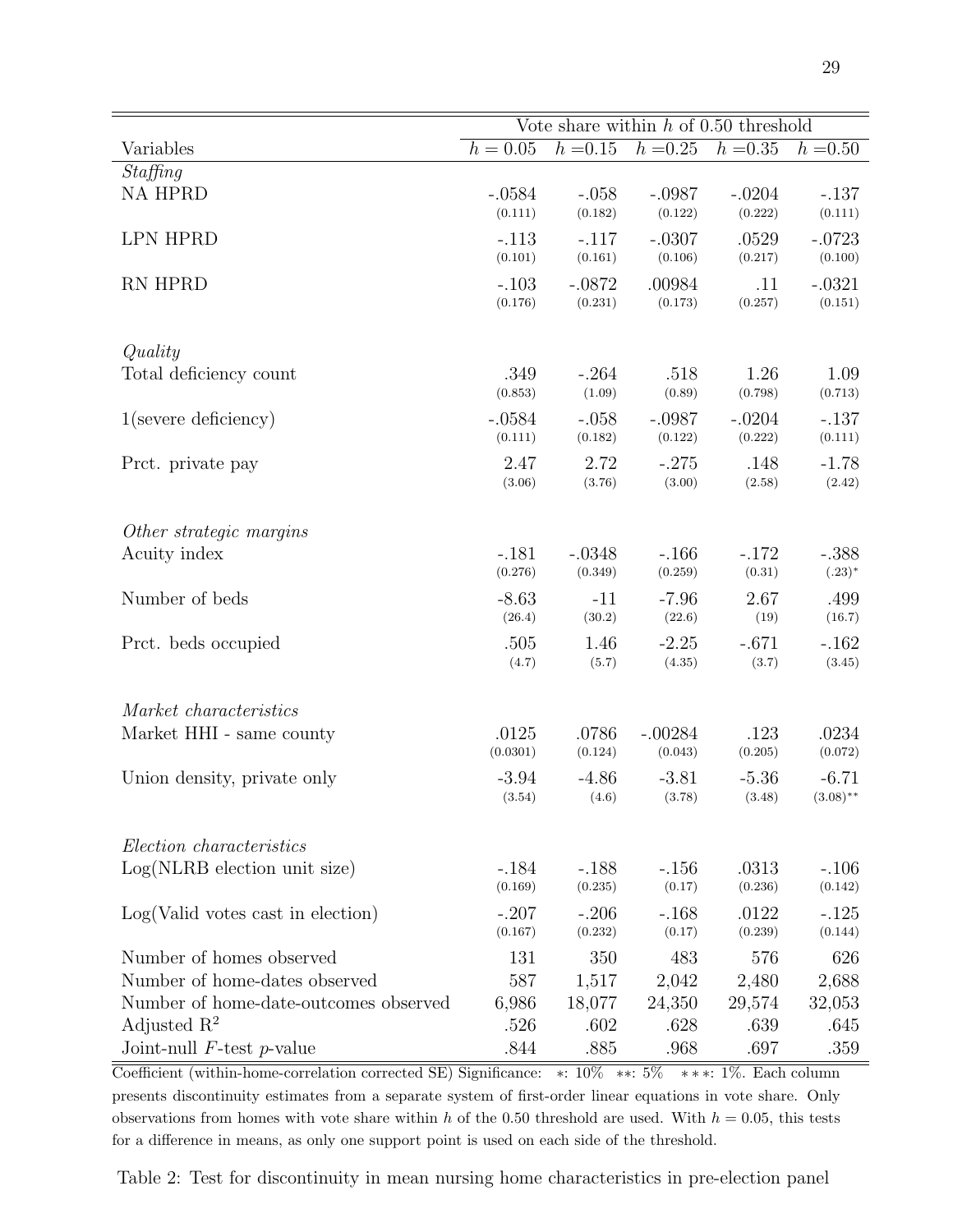| Variables | Vote share within $h$ of 0.50 threshold | | | | |
|---|---|---|---|---|---|
| | $h = 0.05$ | $h = 0.15$ | $h = 0.25$ | $h = 0.35$ | $h = 0.50$ |
| *Staffing* | | | | | |
| NA HPRD | -.0584 (0.111) | -.058 (0.182) | -.0987 (0.122) | -.0204 (0.222) | -.137 (0.111) |
| LPN HPRD | -.113 (0.101) | -.117 (0.161) | -.0307 (0.106) | .0529 (0.217) | -.0723 (0.100) |
| RN HPRD | -.103 (0.176) | -.0872 (0.231) | .00984 (0.173) | .11 (0.257) | -.0321 (0.151) |
| *Quality* | | | | | |
| Total deficiency count | .349 (0.853) | -.264 (1.09) | .518 (0.89) | 1.26 (0.798) | 1.09 (0.713) |
| 1(severe deficiency) | -.0584 (0.111) | -.058 (0.182) | -.0987 (0.122) | -.0204 (0.222) | -.137 (0.111) |
| Prct. private pay | 2.47 (3.06) | 2.72 (3.76) | -.275 (3.00) | .148 (2.58) | -1.78 (2.42) |
| *Other strategic margins* | | | | | |
| Acuity index | -.181 (0.276) | -.0348 (0.349) | -.166 (0.259) | -.172 (0.31) | -.388 (.23)* |
| Number of beds | -8.63 (26.4) | -11 (30.2) | -7.96 (22.6) | 2.67 (19) | .499 (16.7) |
| Prct. beds occupied | .505 (4.7) | 1.46 (5.7) | -2.25 (4.35) | -.671 (3.7) | -.162 (3.45) |
| *Market characteristics* | | | | | |
| Market HHI - same county | .0125 (0.0301) | .0786 (0.124) | -.00284 (0.043) | .123 (0.205) | .0234 (0.072) |
| Union density, private only | -3.94 (3.54) | -4.86 (4.6) | -3.81 (3.78) | -5.36 (3.48) | -6.71 (3.08)** |
| *Election characteristics* | | | | | |
| Log(NLRB election unit size) | -.184 (0.169) | -.188 (0.235) | -.156 (0.17) | .0313 (0.236) | -.106 (0.142) |
| Log(Valid votes cast in election) | -.207 (0.167) | -.206 (0.232) | -.168 (0.17) | .0122 (0.239) | -.125 (0.144) |
| Number of homes observed | 131 | 350 | 483 | 576 | 626 |
| Number of home-dates observed | 587 | 1,517 | 2,042 | 2,480 | 2,688 |
| Number of home-date-outcomes observed | 6,986 | 18,077 | 24,350 | 29,574 | 32,053 |
| Adjusted $R^2$ | .526 | .602 | .628 | .639 | .645 |
| Joint-null $F$-test $p$-value | .844 | .885 | .968 | .697 | .359 |

Coefficient (within-home-correlation corrected SE) Significance: $*$: 10% $**$: 5% $***$: 1%. Each column presents discontinuity estimates from a separate system of first-order linear equations in vote share. Only observations from homes with vote share within $h$ of the 0.50 threshold are used. With $h = 0.05$, this tests for a difference in means, as only one support point is used on each side of the threshold.

Table 2: Test for discontinuity in mean nursing home characteristics in pre-election panel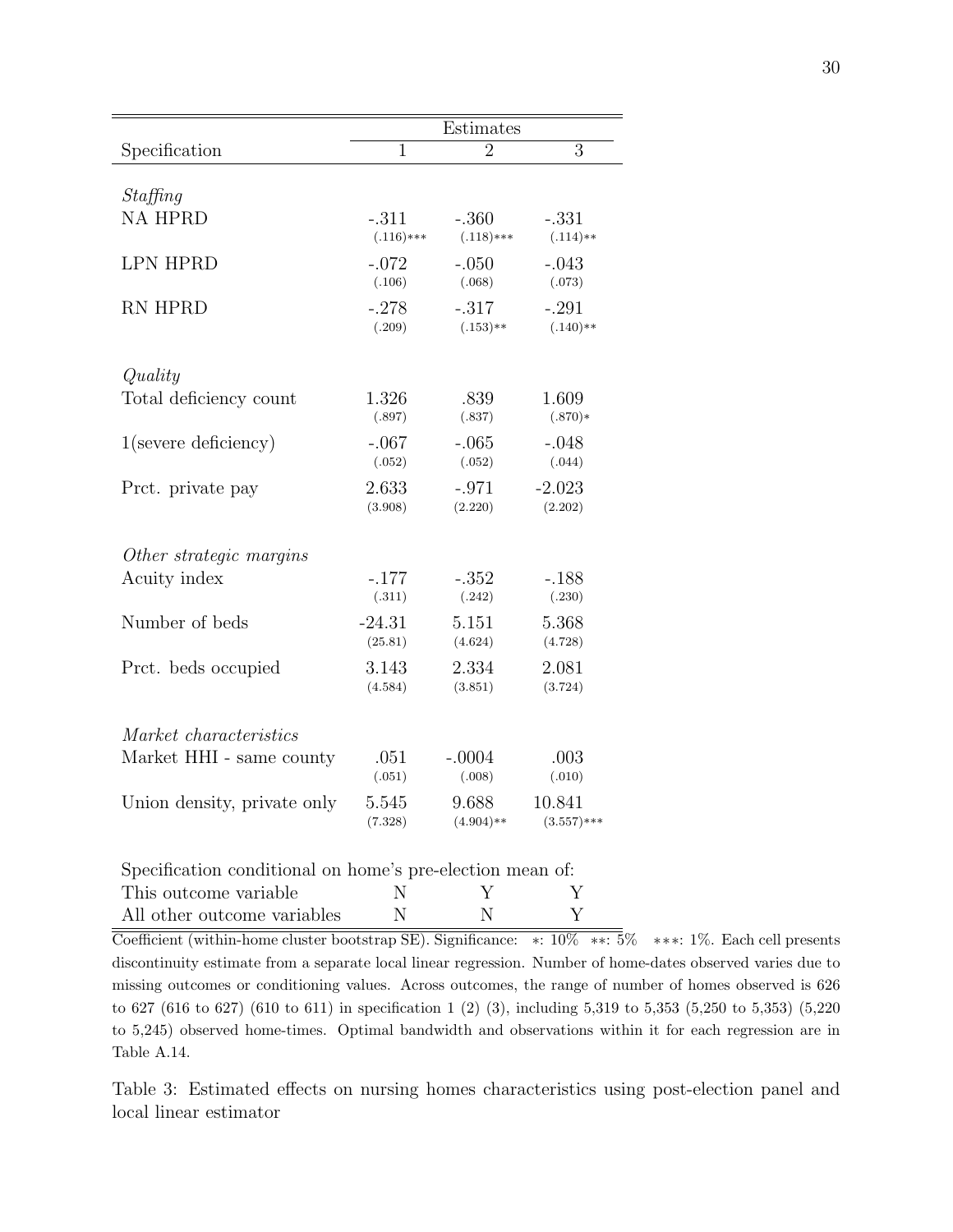| Specification | Estimates | | |
|---|---|---|---|
| | 1 | 2 | 3 |
| *Staffing* | | | |
| NA HPRD | -.311 (.116)*** | -.360 (.118)*** | -.331 (.114)** |
| LPN HPRD | -.072 (.106) | -.050 (.068) | -.043 (.073) |
| RN HPRD | -.278 (.209) | -.317 (.153)** | -.291 (.140)** |
| *Quality* | | | |
| Total deficiency count | 1.326 (.897) | .839 (.837) | 1.609 (.870)* |
| 1(severe deficiency) | -.067 (.052) | -.065 (.052) | -.048 (.044) |
| Prct. private pay | 2.633 (3.908) | -.971 (2.220) | -2.023 (2.202) |
| *Other strategic margins* | | | |
| Acuity index | -.177 (.311) | -.352 (.242) | -.188 (.230) |
| Number of beds | -24.31 (25.81) | 5.151 (4.624) | 5.368 (4.728) |
| Prct. beds occupied | 3.143 (4.584) | 2.334 (3.851) | 2.081 (3.724) |
| *Market characteristics* | | | |
| Market HHI - same county | .051 (.051) | -.0004 (.008) | .003 (.010) |
| Union density, private only | 5.545 (7.328) | 9.688 (4.904)** | 10.841 (3.557)*** |
| Specification conditional on home's pre-election mean of: | | | |
| This outcome variable | N | Y | Y |
| All other outcome variables | N | N | Y |

Coefficient (within-home cluster bootstrap SE). Significance: $*$: 10% $**$: 5% $***$: 1%. Each cell presents discontinuity estimate from a separate local linear regression. Number of home-dates observed varies due to missing outcomes or conditioning values. Across outcomes, the range of number of homes observed is 626 to 627 (616 to 627) (610 to 611) in specification 1 (2) (3), including 5,319 to 5,353 (5,250 to 5,353) (5,220 to 5,245) observed home-times. Optimal bandwidth and observations within it for each regression are in Table A.14.

Table 3: Estimated effects on nursing homes characteristics using post-election panel and local linear estimator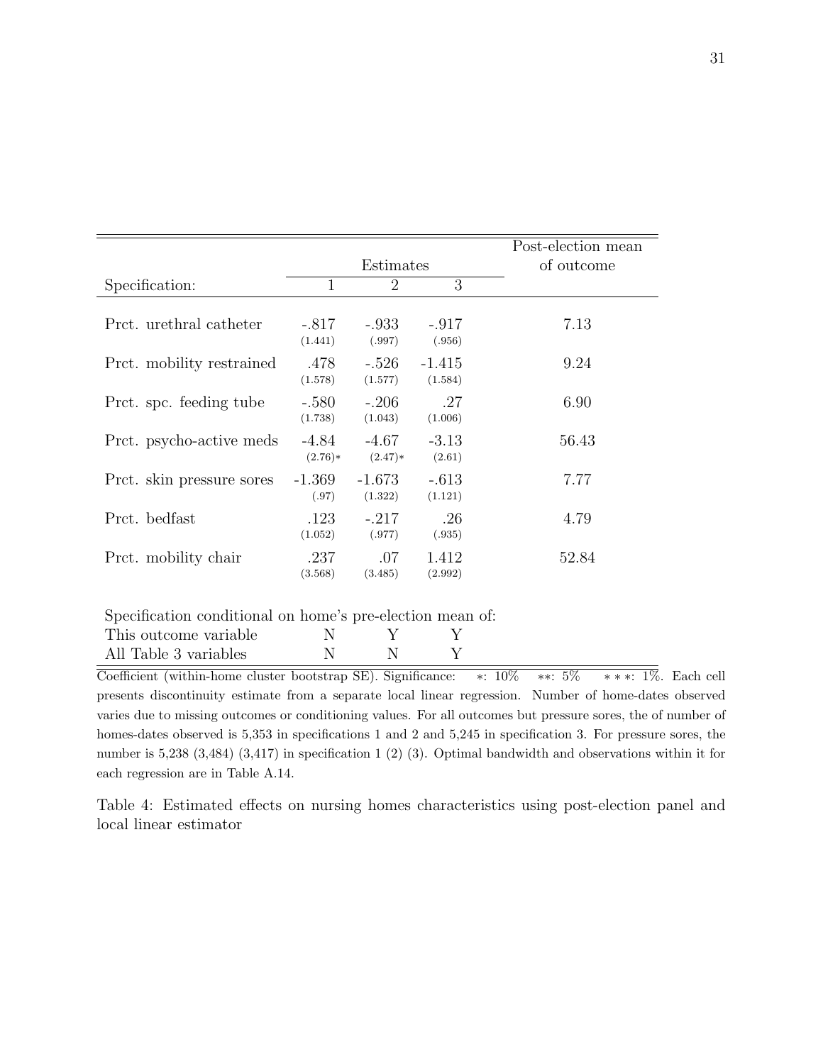| | Estimates | | | Post-election mean of outcome |
|---|---|---|---|---|
| Specification: | 1 | 2 | 3 | |
| Prct. urethral catheter | -.817 (1.441) | -.933 (.997) | -.917 (.956) | 7.13 |
| Prct. mobility restrained | .478 (1.578) | -.526 (1.577) | -1.415 (1.584) | 9.24 |
| Prct. spc. feeding tube | -.580 (1.738) | -.206 (1.043) | .27 (1.006) | 6.90 |
| Prct. psycho-active meds | -4.84 (2.76)* | -4.67 (2.47)* | -3.13 (2.61) | 56.43 |
| Prct. skin pressure sores | -1.369 (.97) | -1.673 (1.322) | -.613 (1.121) | 7.77 |
| Prct. bedfast | .123 (1.052) | -.217 (.977) | .26 (.935) | 4.79 |
| Prct. mobility chair | .237 (3.568) | .07 (3.485) | 1.412 (2.992) | 52.84 |
| Specification conditional on home's pre-election mean of: | | | | |
| This outcome variable | N | Y | Y | |
| All Table 3 variables | N | N | Y | |

Coefficient (within-home cluster bootstrap SE). Significance: *: 10% **: 5% ***: 1%. Each cell presents discontinuity estimate from a separate local linear regression. Number of home-dates observed varies due to missing outcomes or conditioning values. For all outcomes but pressure sores, the of number of homes-dates observed is 5,353 in specifications 1 and 2 and 5,245 in specification 3. For pressure sores, the number is 5,238 (3,484) (3,417) in specification 1 (2) (3). Optimal bandwidth and observations within it for each regression are in Table A.14.

Table 4: Estimated effects on nursing homes characteristics using post-election panel and local linear estimator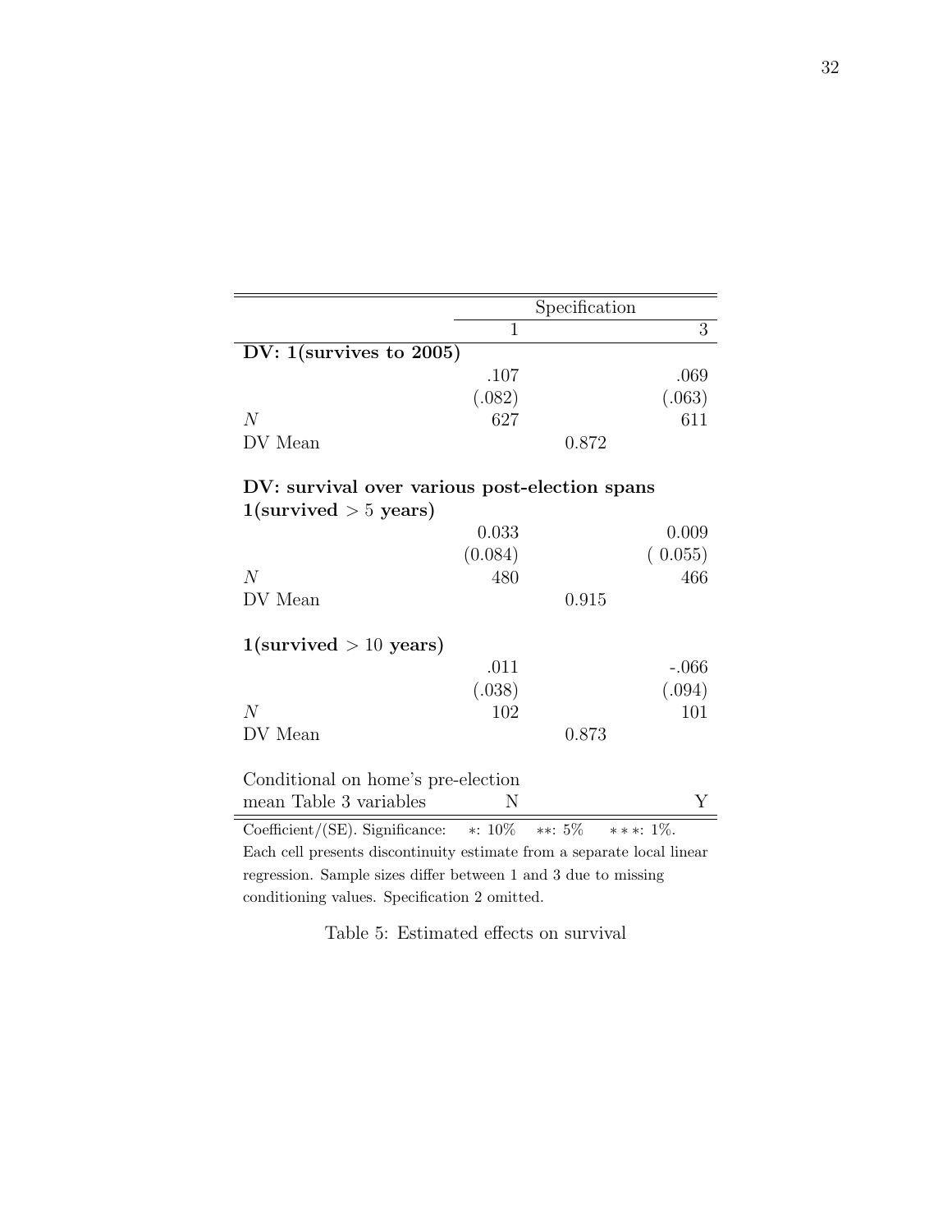| | Specification | | |
|---|---|---|---|
| | 1 | | 3 |
| **DV: 1(survives to 2005)** | | | |
| | .107 | | .069 |
| | (.082) | | (.063) |
| $N$ | 627 | | 611 |
| DV Mean | | 0.872 | |
| **DV: survival over various post-election spans** | | | |
| **1(survived $> 5$ years)** | | | |
| | 0.033 | | 0.009 |
| | (0.084) | | ( 0.055) |
| $N$ | 480 | | 466 |
| DV Mean | | 0.915 | |
| **1(survived $> 10$ years)** | | | |
| | .011 | | -.066 |
| | (.038) | | (.094) |
| $N$ | 102 | | 101 |
| DV Mean | | 0.873 | |
| Conditional on home's pre-election mean Table 3 variables | N | | Y |

Coefficient/(SE). Significance: $*$: 10% $**$: 5% $***$: 1%.
Each cell presents discontinuity estimate from a separate local linear regression. Sample sizes differ between 1 and 3 due to missing conditioning values. Specification 2 omitted.

Table 5: Estimated effects on survival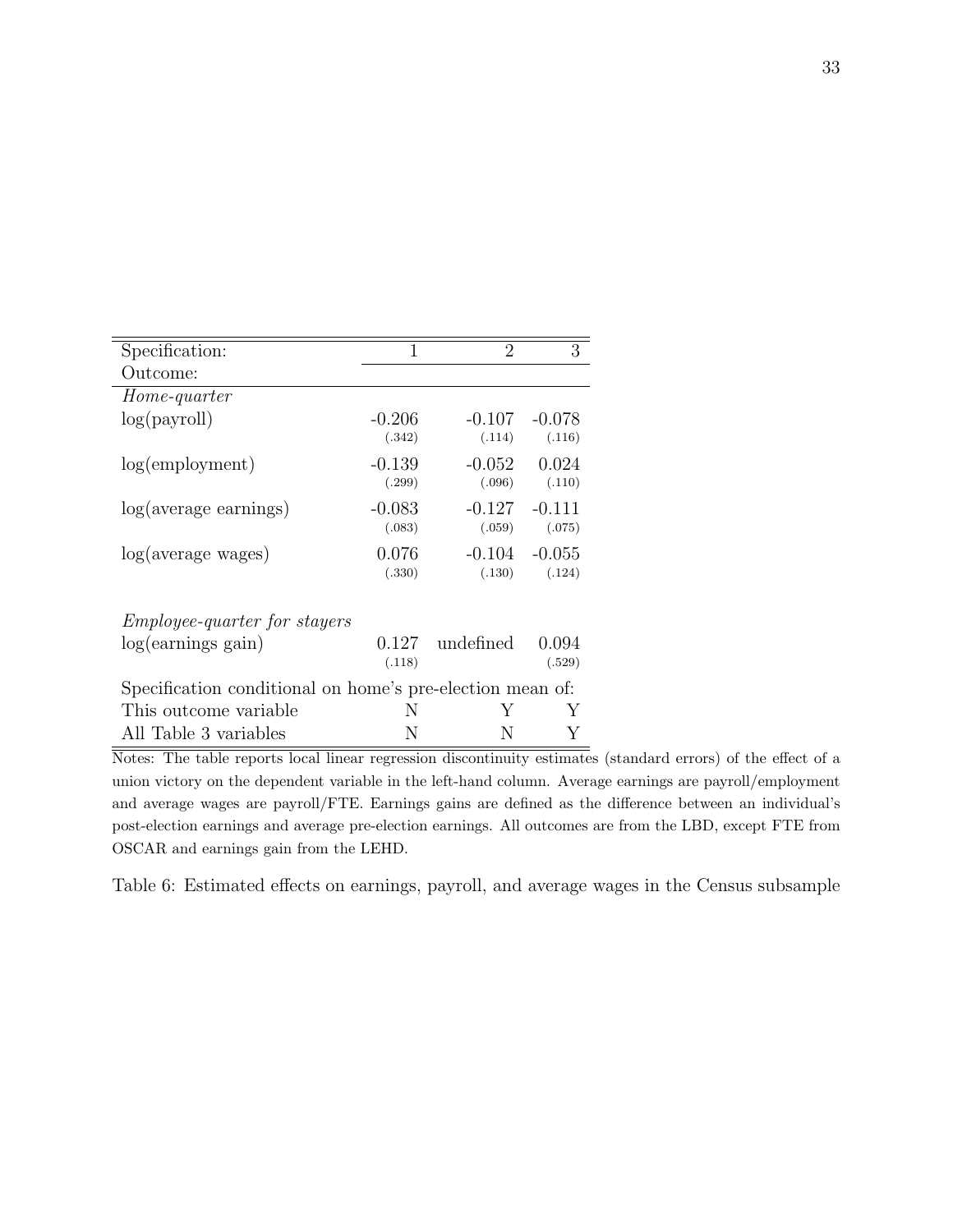| Specification: | 1 | 2 | 3 |
|---|---|---|---|
| Outcome: | | | |
| *Home-quarter* | | | |
| log(payroll) | -0.206 | -0.107 | -0.078 |
| | (.342) | (.114) | (.116) |
| log(employment) | -0.139 | -0.052 | 0.024 |
| | (.299) | (.096) | (.110) |
| log(average earnings) | -0.083 | -0.127 | -0.111 |
| | (.083) | (.059) | (.075) |
| log(average wages) | 0.076 | -0.104 | -0.055 |
| | (.330) | (.130) | (.124) |
| *Employee-quarter for stayers* | | | |
| log(earnings gain) | 0.127 | undefined | 0.094 |
| | (.118) | | (.529) |
| Specification conditional on home's pre-election mean of: | | | |
| This outcome variable | N | Y | Y |
| All Table 3 variables | N | N | Y |

Notes: The table reports local linear regression discontinuity estimates (standard errors) of the effect of a union victory on the dependent variable in the left-hand column. Average earnings are payroll/employment and average wages are payroll/FTE. Earnings gains are defined as the difference between an individual's post-election earnings and average pre-election earnings. All outcomes are from the LBD, except FTE from OSCAR and earnings gain from the LEHD.

Table 6: Estimated effects on earnings, payroll, and average wages in the Census subsample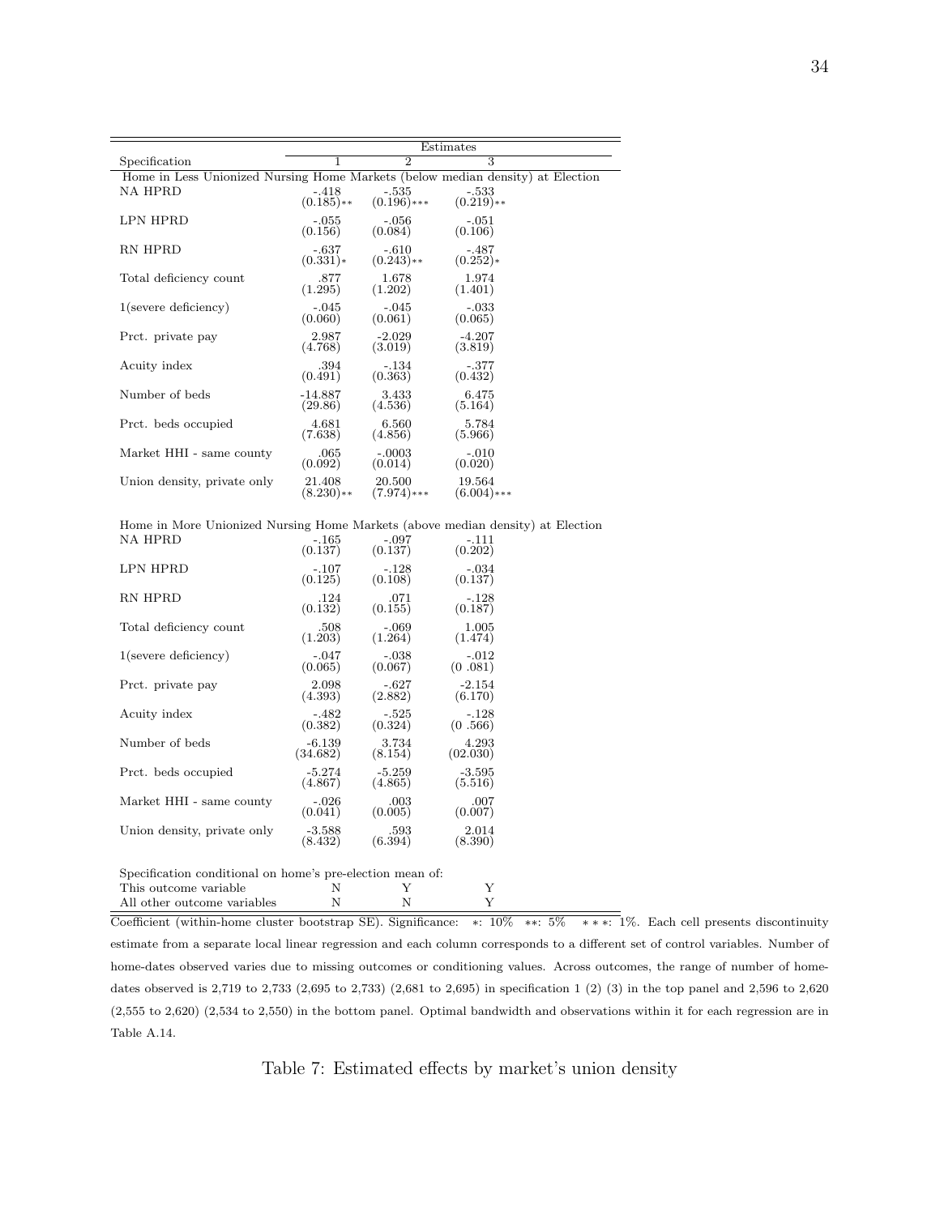| Specification | Estimates 1 | 2 | 3 |
|---|---|---|---|
| **Home in Less Unionized Nursing Home Markets (below median density) at Election** | | | |
| NA HPRD | -.418 (0.185)** | -.535 (0.196)*** | -.533 (0.219)** |
| LPN HPRD | -.055 (0.156) | -.056 (0.084) | -.051 (0.106) |
| RN HPRD | -.637 (0.331)* | -.610 (0.243)** | -.487 (0.252)* |
| Total deficiency count | .877 (1.295) | 1.678 (1.202) | 1.974 (1.401) |
| 1(severe deficiency) | -.045 (0.060) | -.045 (0.061) | -.033 (0.065) |
| Prct. private pay | 2.987 (4.768) | -2.029 (3.019) | -4.207 (3.819) |
| Acuity index | .394 (0.491) | -.134 (0.363) | -.377 (0.432) |
| Number of beds | -14.887 (29.86) | 3.433 (4.536) | 6.475 (5.164) |
| Prct. beds occupied | 4.681 (7.638) | 6.560 (4.856) | 5.784 (5.966) |
| Market HHI - same county | .065 (0.092) | -.0003 (0.014) | -.010 (0.020) |
| Union density, private only | 21.408 (8.230)** | 20.500 (7.974)*** | 19.564 (6.004)*** |
| **Home in More Unionized Nursing Home Markets (above median density) at Election** | | | |
| NA HPRD | -.165 (0.137) | -.097 (0.137) | -.111 (0.202) |
| LPN HPRD | -.107 (0.125) | -.128 (0.108) | -.034 (0.137) |
| RN HPRD | .124 (0.132) | .071 (0.155) | -.128 (0.187) |
| Total deficiency count | .508 (1.203) | -.069 (1.264) | 1.005 (1.474) |
| 1(severe deficiency) | -.047 (0.065) | -.038 (0.067) | -.012 (0 .081) |
| Prct. private pay | 2.098 (4.393) | -.627 (2.882) | -2.154 (6.170) |
| Acuity index | -.482 (0.382) | -.525 (0.324) | -.128 (0 .566) |
| Number of beds | -6.139 (34.682) | 3.734 (8.154) | 4.293 (02.030) |
| Prct. beds occupied | -5.274 (4.867) | -5.259 (4.865) | -3.595 (5.516) |
| Market HHI - same county | -.026 (0.041) | .003 (0.005) | .007 (0.007) |
| Union density, private only | -3.588 (8.432) | .593 (6.394) | 2.014 (8.390) |
| Specification conditional on home's pre-election mean of: | | | |
| This outcome variable | N | Y | Y |
| All other outcome variables | N | N | Y |

Coefficient (within-home cluster bootstrap SE). Significance: *: 10% **: 5% ***: 1%. Each cell presents discontinuity estimate from a separate local linear regression and each column corresponds to a different set of control variables. Number of home-dates observed varies due to missing outcomes or conditioning values. Across outcomes, the range of number of home-dates observed is 2,719 to 2,733 (2,695 to 2,733) (2,681 to 2,695) in specification 1 (2) (3) in the top panel and 2,596 to 2,620 (2,555 to 2,620) (2,534 to 2,550) in the bottom panel. Optimal bandwidth and observations within it for each regression are in Table A.14.

Table 7: Estimated effects by market's union density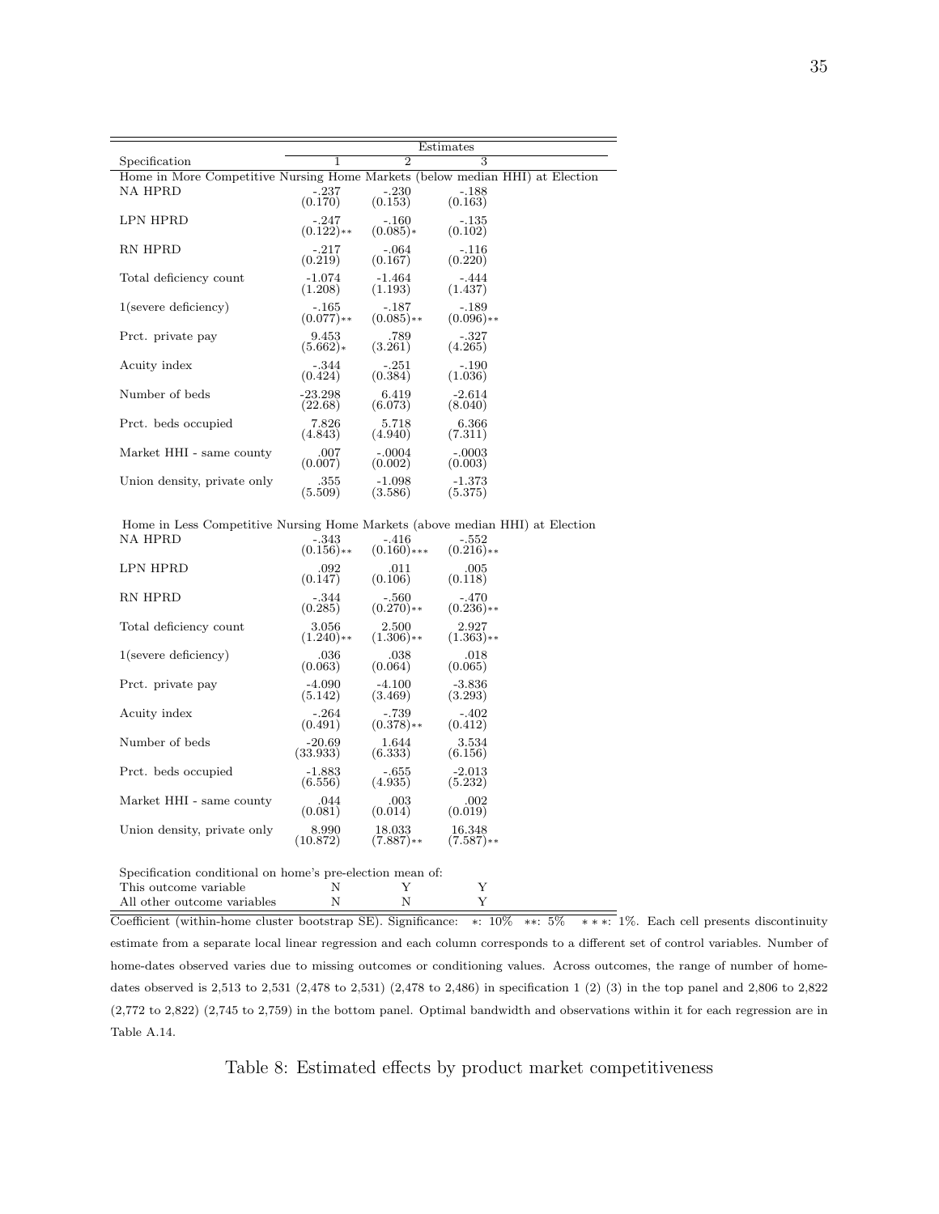| Specification | Estimates 1 | 2 | 3 |
|---|---|---|---|
| **Home in More Competitive Nursing Home Markets (below median HHI) at Election** | | | |
| NA HPRD | -.237 | -.230 | -.188 |
| | (0.170) | (0.153) | (0.163) |
| LPN HPRD | -.247 | -.160 | -.135 |
| | (0.122)** | (0.085)* | (0.102) |
| RN HPRD | -.217 | -.064 | -.116 |
| | (0.219) | (0.167) | (0.220) |
| Total deficiency count | -1.074 | -1.464 | -.444 |
| | (1.208) | (1.193) | (1.437) |
| 1(severe deficiency) | -.165 | -.187 | -.189 |
| | (0.077)** | (0.085)** | (0.096)** |
| Prct. private pay | 9.453 | .789 | -.327 |
| | (5.662)* | (3.261) | (4.265) |
| Acuity index | -.344 | -.251 | -.190 |
| | (0.424) | (0.384) | (1.036) |
| Number of beds | -23.298 | 6.419 | -2.614 |
| | (22.68) | (6.073) | (8.040) |
| Prct. beds occupied | 7.826 | 5.718 | 6.366 |
| | (4.843) | (4.940) | (7.311) |
| Market HHI - same county | .007 | -.0004 | -.0003 |
| | (0.007) | (0.002) | (0.003) |
| Union density, private only | .355 | -1.098 | -1.373 |
| | (5.509) | (3.586) | (5.375) |
| **Home in Less Competitive Nursing Home Markets (above median HHI) at Election** | | | |
| NA HPRD | -.343 | -.416 | -.552 |
| | (0.156)** | (0.160)*** | (0.216)** |
| LPN HPRD | .092 | .011 | .005 |
| | (0.147) | (0.106) | (0.118) |
| RN HPRD | -.344 | -.560 | -.470 |
| | (0.285) | (0.270)** | (0.236)** |
| Total deficiency count | 3.056 | 2.500 | 2.927 |
| | (1.240)** | (1.306)** | (1.363)** |
| 1(severe deficiency) | .036 | .038 | .018 |
| | (0.063) | (0.064) | (0.065) |
| Prct. private pay | -4.090 | -4.100 | -3.836 |
| | (5.142) | (3.469) | (3.293) |
| Acuity index | -.264 | -.739 | -.402 |
| | (0.491) | (0.378)** | (0.412) |
| Number of beds | -20.69 | 1.644 | 3.534 |
| | (33.933) | (6.333) | (6.156) |
| Prct. beds occupied | -1.883 | -.655 | -2.013 |
| | (6.556) | (4.935) | (5.232) |
| Market HHI - same county | .044 | .003 | .002 |
| | (0.081) | (0.014) | (0.019) |
| Union density, private only | 8.990 | 18.033 | 16.348 |
| | (10.872) | (7.887)** | (7.587)** |
| Specification conditional on home's pre-election mean of: | | | |
| This outcome variable | N | Y | Y |
| All other outcome variables | N | N | Y |

Coefficient (within-home cluster bootstrap SE). Significance: *: 10% **: 5% ***: 1%. Each cell presents discontinuity estimate from a separate local linear regression and each column corresponds to a different set of control variables. Number of home-dates observed varies due to missing outcomes or conditioning values. Across outcomes, the range of number of home-dates observed is 2,513 to 2,531 (2,478 to 2,531) (2,478 to 2,486) in specification 1 (2) (3) in the top panel and 2,806 to 2,822 (2,772 to 2,822) (2,745 to 2,759) in the bottom panel. Optimal bandwidth and observations within it for each regression are in Table A.14.

Table 8: Estimated effects by product market competitiveness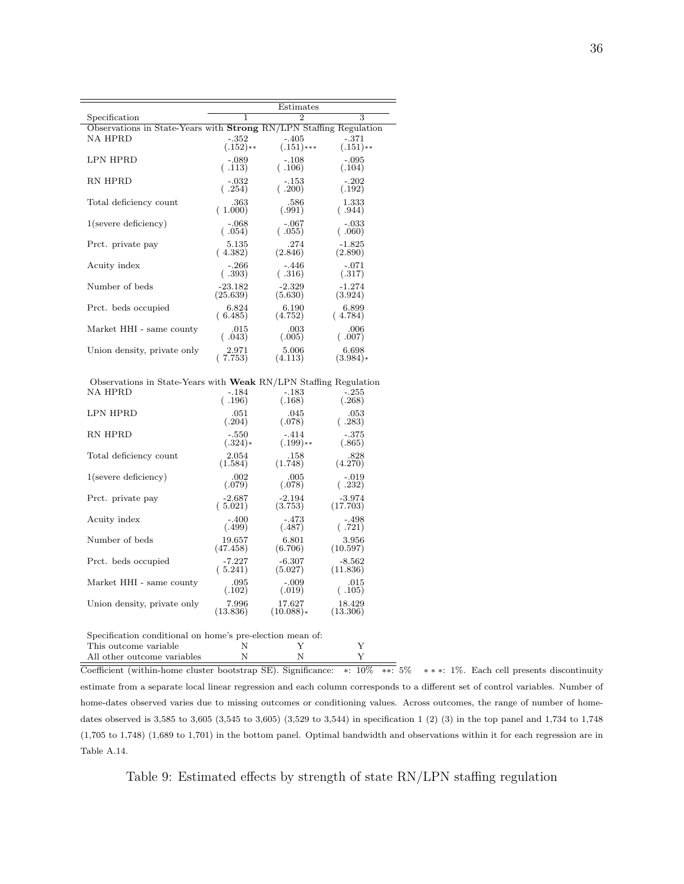| Specification | Estimates 1 | 2 | 3 |
|---|---|---|---|
| Observations in State-Years with **Strong** RN/LPN Staffing Regulation | | | |
| NA HPRD | -.352 | -.405 | -.371 |
| | (.152)** | (.151)*** | (.151)** |
| LPN HPRD | -.089 | -.108 | -.095 |
| | ( .113) | ( .106) | (.104) |
| RN HPRD | -.032 | -.153 | -.202 |
| | ( .254) | ( .200) | (.192) |
| Total deficiency count | .363 | .586 | 1.333 |
| | ( 1.000) | (.991) | ( .944) |
| 1(severe deficiency) | -.068 | -.067 | -.033 |
| | ( .054) | ( .055) | ( .060) |
| Prct. private pay | 5.135 | .274 | -1.825 |
| | ( 4.382) | (2.846) | (2.890) |
| Acuity index | -.266 | -.446 | -.071 |
| | ( .393) | ( .316) | (.317) |
| Number of beds | -23.182 | -2.329 | -1.274 |
| | (25.639) | (5.630) | (3.924) |
| Prct. beds occupied | 6.824 | 6.190 | 6.899 |
| | ( 6.485) | (4.752) | ( 4.784) |
| Market HHI - same county | .015 | .003 | .006 |
| | ( .043) | (.005) | ( .007) |
| Union density, private only | 2.971 | 5.006 | 6.698 |
| | ( 7.753) | (4.113) | (3.984)* |
| Observations in State-Years with **Weak** RN/LPN Staffing Regulation | | | |
| NA HPRD | -.184 | -.183 | -.255 |
| | ( .196) | (.168) | (.268) |
| LPN HPRD | .051 | .045 | .053 |
| | (.204) | (.078) | ( .283) |
| RN HPRD | -.550 | -.414 | -.375 |
| | (.324)* | (.199)** | (.865) |
| Total deficiency count | 2.054 | .158 | .828 |
| | (1.584) | (1.748) | (4.270) |
| 1(severe deficiency) | .002 | .005 | -.019 |
| | (.079) | (.078) | ( .232) |
| Prct. private pay | -2.687 | -2.194 | -3.974 |
| | ( 5.021) | (3.753) | (17.703) |
| Acuity index | -.400 | -.473 | -.498 |
| | (.499) | (.487) | ( .721) |
| Number of beds | 19.657 | 6.801 | 3.956 |
| | (47.458) | (6.706) | (10.597) |
| Prct. beds occupied | -7.227 | -6.307 | -8.562 |
| | ( 5.241) | (5.027) | (11.836) |
| Market HHI - same county | .095 | -.009 | .015 |
| | (.102) | (.019) | ( .105) |
| Union density, private only | 7.996 | 17.627 | 18.429 |
| | (13.836) | (10.088)* | (13.306) |
| Specification conditional on home's pre-election mean of: | | | |
| This outcome variable | N | Y | Y |
| All other outcome variables | N | N | Y |

Coefficient (within-home cluster bootstrap SE). Significance: *: 10% **: 5% ***: 1%. Each cell presents discontinuity estimate from a separate local linear regression and each column corresponds to a different set of control variables. Number of home-dates observed varies due to missing outcomes or conditioning values. Across outcomes, the range of number of home-dates observed is 3,585 to 3,605 (3,545 to 3,605) (3,529 to 3,544) in specification 1 (2) (3) in the top panel and 1,734 to 1,748 (1,705 to 1,748) (1,689 to 1,701) in the bottom panel. Optimal bandwidth and observations within it for each regression are in Table A.14.

Table 9: Estimated effects by strength of state RN/LPN staffing regulation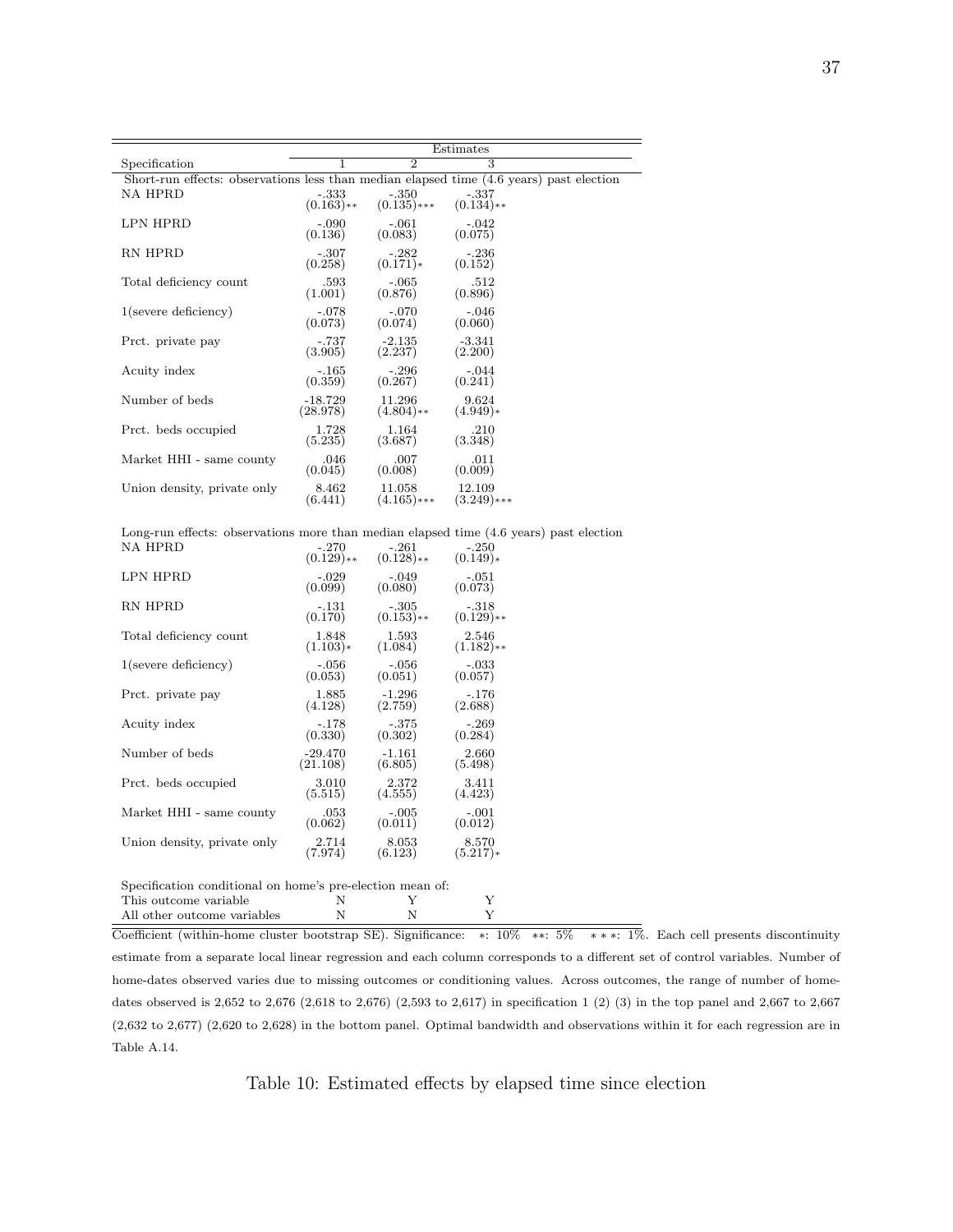| Specification | Estimates 1 | 2 | 3 |
|---|---|---|---|
| *Short-run effects: observations less than median elapsed time (4.6 years) past election* | | | |
| NA HPRD | -.333 (0.163)** | -.350 (0.135)*** | -.337 (0.134)** |
| LPN HPRD | -.090 (0.136) | -.061 (0.083) | -.042 (0.075) |
| RN HPRD | -.307 (0.258) | -.282 (0.171)* | -.236 (0.152) |
| Total deficiency count | .593 (1.001) | -.065 (0.876) | .512 (0.896) |
| 1(severe deficiency) | -.078 (0.073) | -.070 (0.074) | -.046 (0.060) |
| Prct. private pay | -.737 (3.905) | -2.135 (2.237) | -3.341 (2.200) |
| Acuity index | -.165 (0.359) | -.296 (0.267) | -.044 (0.241) |
| Number of beds | -18.729 (28.978) | 11.296 (4.804)** | 9.624 (4.949)* |
| Prct. beds occupied | 1.728 (5.235) | 1.164 (3.687) | .210 (3.348) |
| Market HHI - same county | .046 (0.045) | .007 (0.008) | .011 (0.009) |
| Union density, private only | 8.462 (6.441) | 11.058 (4.165)*** | 12.109 (3.249)*** |
| *Long-run effects: observations more than median elapsed time (4.6 years) past election* | | | |
| NA HPRD | -.270 (0.129)** | -.261 (0.128)** | -.250 (0.149)* |
| LPN HPRD | -.029 (0.099) | -.049 (0.080) | -.051 (0.073) |
| RN HPRD | -.131 (0.170) | -.305 (0.153)** | -.318 (0.129)** |
| Total deficiency count | 1.848 (1.103)* | 1.593 (1.084) | 2.546 (1.182)** |
| 1(severe deficiency) | -.056 (0.053) | -.056 (0.051) | -.033 (0.057) |
| Prct. private pay | 1.885 (4.128) | -1.296 (2.759) | -.176 (2.688) |
| Acuity index | -.178 (0.330) | -.375 (0.302) | -.269 (0.284) |
| Number of beds | -29.470 (21.108) | -1.161 (6.805) | 2.660 (5.498) |
| Prct. beds occupied | 3.010 (5.515) | 2.372 (4.555) | 3.411 (4.423) |
| Market HHI - same county | .053 (0.062) | -.005 (0.011) | -.001 (0.012) |
| Union density, private only | 2.714 (7.974) | 8.053 (6.123) | 8.570 (5.217)* |
| *Specification conditional on home's pre-election mean of:* | | | |
| This outcome variable | N | Y | Y |
| All other outcome variables | N | N | Y |

Coefficient (within-home cluster bootstrap SE). Significance: *: 10% **: 5% ***: 1%. Each cell presents discontinuity estimate from a separate local linear regression and each column corresponds to a different set of control variables. Number of home-dates observed varies due to missing outcomes or conditioning values. Across outcomes, the range of number of home-dates observed is 2,652 to 2,676 (2,618 to 2,676) (2,593 to 2,617) in specification 1 (2) (3) in the top panel and 2,667 to 2,667 (2,632 to 2,677) (2,620 to 2,628) in the bottom panel. Optimal bandwidth and observations within it for each regression are in Table A.14.

Table 10: Estimated effects by elapsed time since election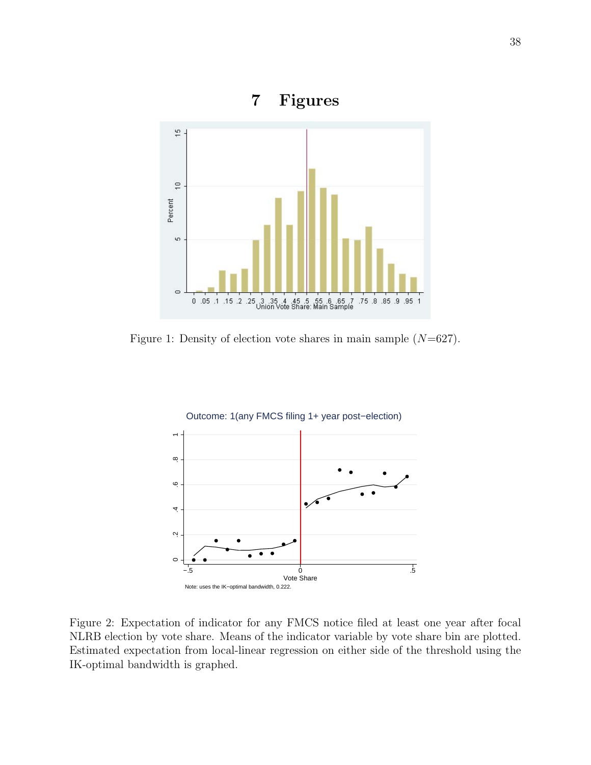# 7 Figures

Figure 1: Density of election vote shares in main sample ($N$=627).

Figure 2: Expectation of indicator for any FMCS notice filed at least one year after focal NLRB election by vote share. Means of the indicator variable by vote share bin are plotted. Estimated expectation from local-linear regression on either side of the threshold using the IK-optimal bandwidth is graphed.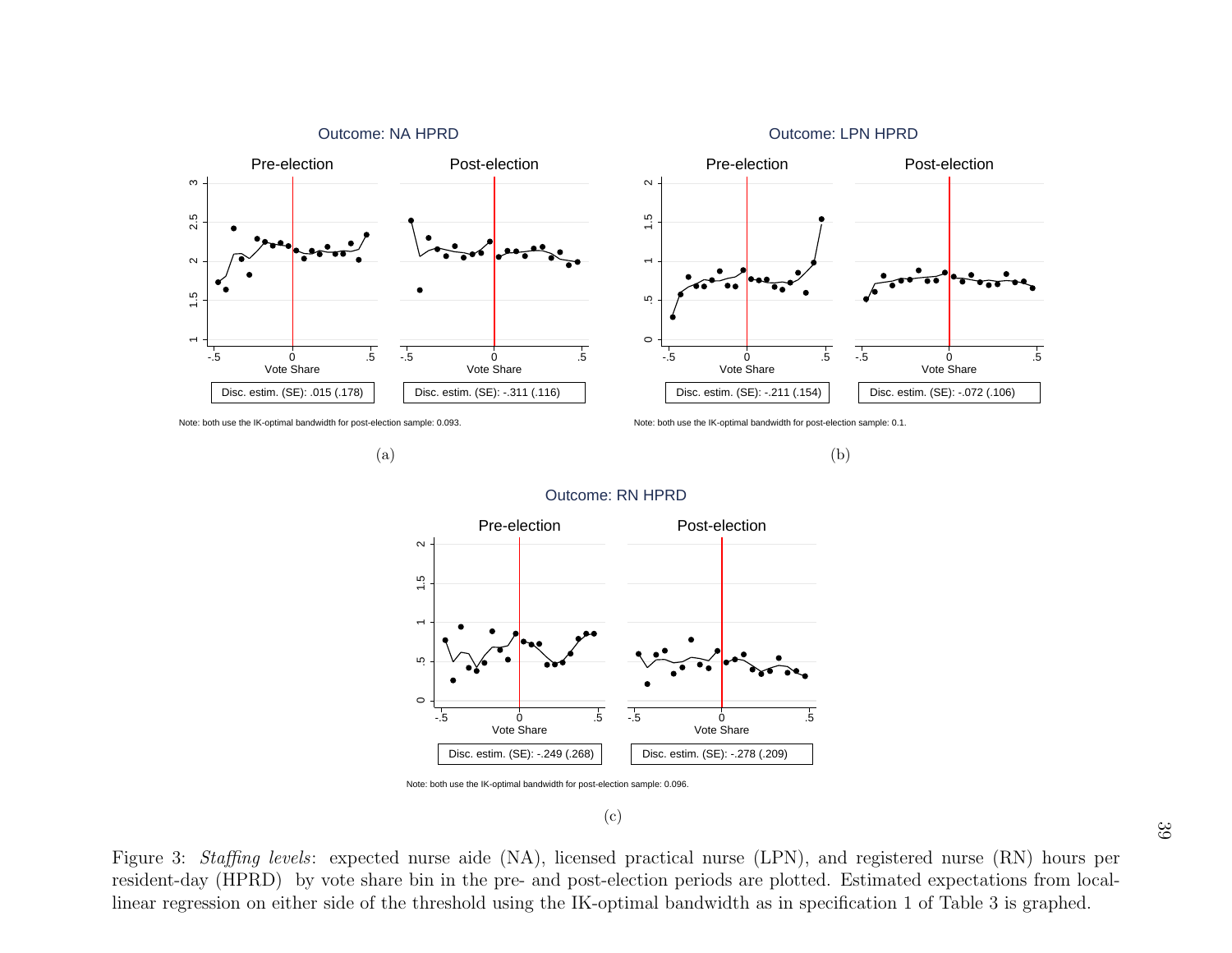Outcome: NA HPRD

Pre-election | Post-election

Disc. estim. (SE): .015 (.178) | Disc. estim. (SE): -.311 (.116)

Note: both use the IK-optimal bandwidth for post-election sample: 0.093.

(a)

Outcome: LPN HPRD

Pre-election | Post-election

Disc. estim. (SE): -.211 (.154) | Disc. estim. (SE): -.072 (.106)

Note: both use the IK-optimal bandwidth for post-election sample: 0.1.

(b)

Outcome: RN HPRD

Pre-election | Post-election

Disc. estim. (SE): -.249 (.268) | Disc. estim. (SE): -.278 (.209)

Note: both use the IK-optimal bandwidth for post-election sample: 0.096.

(c)

Figure 3: *Staffing levels*: expected nurse aide (NA), licensed practical nurse (LPN), and registered nurse (RN) hours per resident-day (HPRD) by vote share bin in the pre- and post-election periods are plotted. Estimated expectations from local-linear regression on either side of the threshold using the IK-optimal bandwidth as in specification 1 of Table 3 is graphed.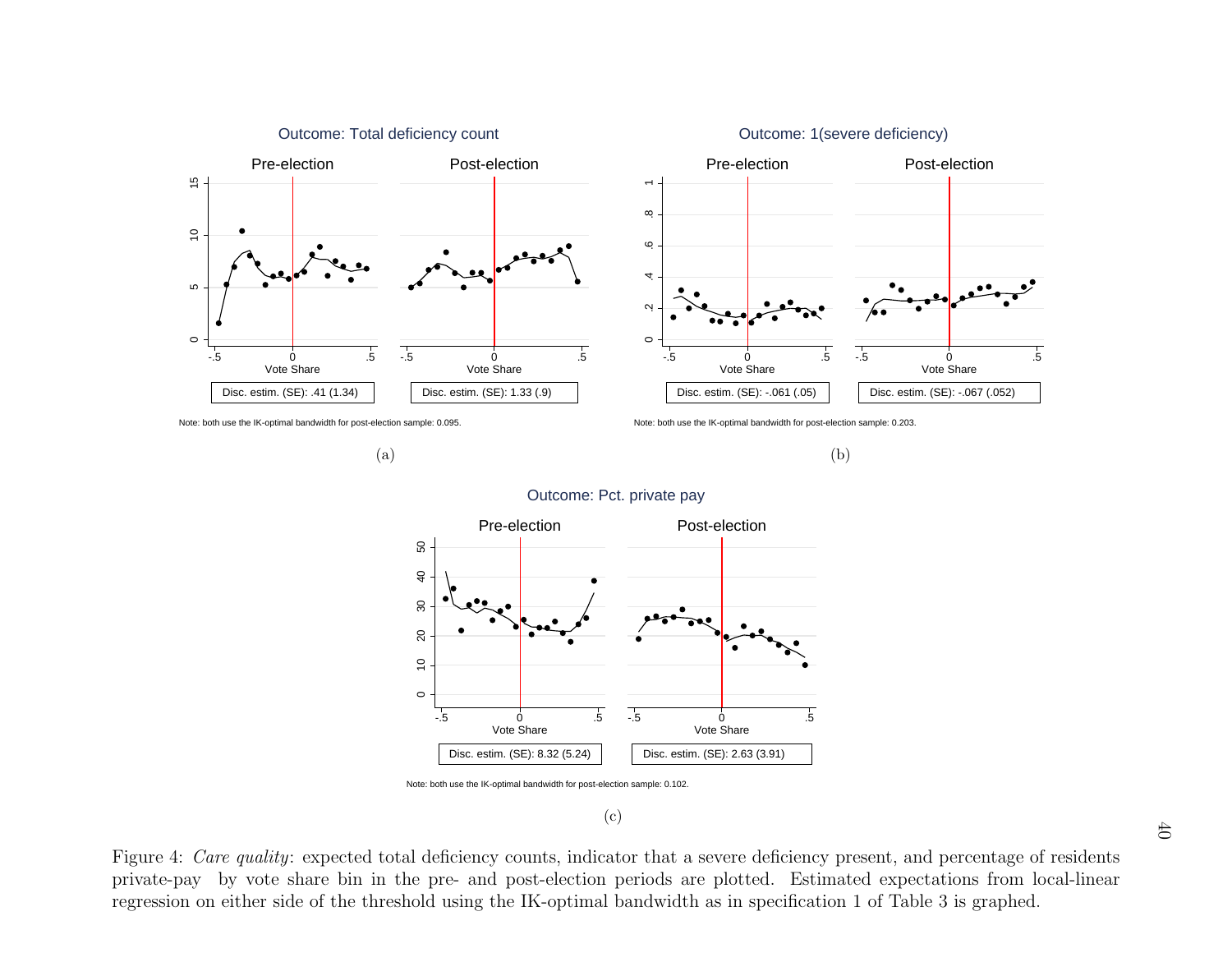Outcome: Total deficiency count

Disc. estim. (SE): .41 (1.34)

Disc. estim. (SE): 1.33 (.9)

Note: both use the IK-optimal bandwidth for post-election sample: 0.095.

(a)

Outcome: 1(severe deficiency)

Disc. estim. (SE): -.061 (.05)

Disc. estim. (SE): -.067 (.052)

Note: both use the IK-optimal bandwidth for post-election sample: 0.203.

(b)

Outcome: Pct. private pay

Disc. estim. (SE): 8.32 (5.24)

Disc. estim. (SE): 2.63 (3.91)

Note: both use the IK-optimal bandwidth for post-election sample: 0.102.

(c)

Figure 4: *Care quality*: expected total deficiency counts, indicator that a severe deficiency present, and percentage of residents private-pay by vote share bin in the pre- and post-election periods are plotted. Estimated expectations from local-linear regression on either side of the threshold using the IK-optimal bandwidth as in specification 1 of Table 3 is graphed.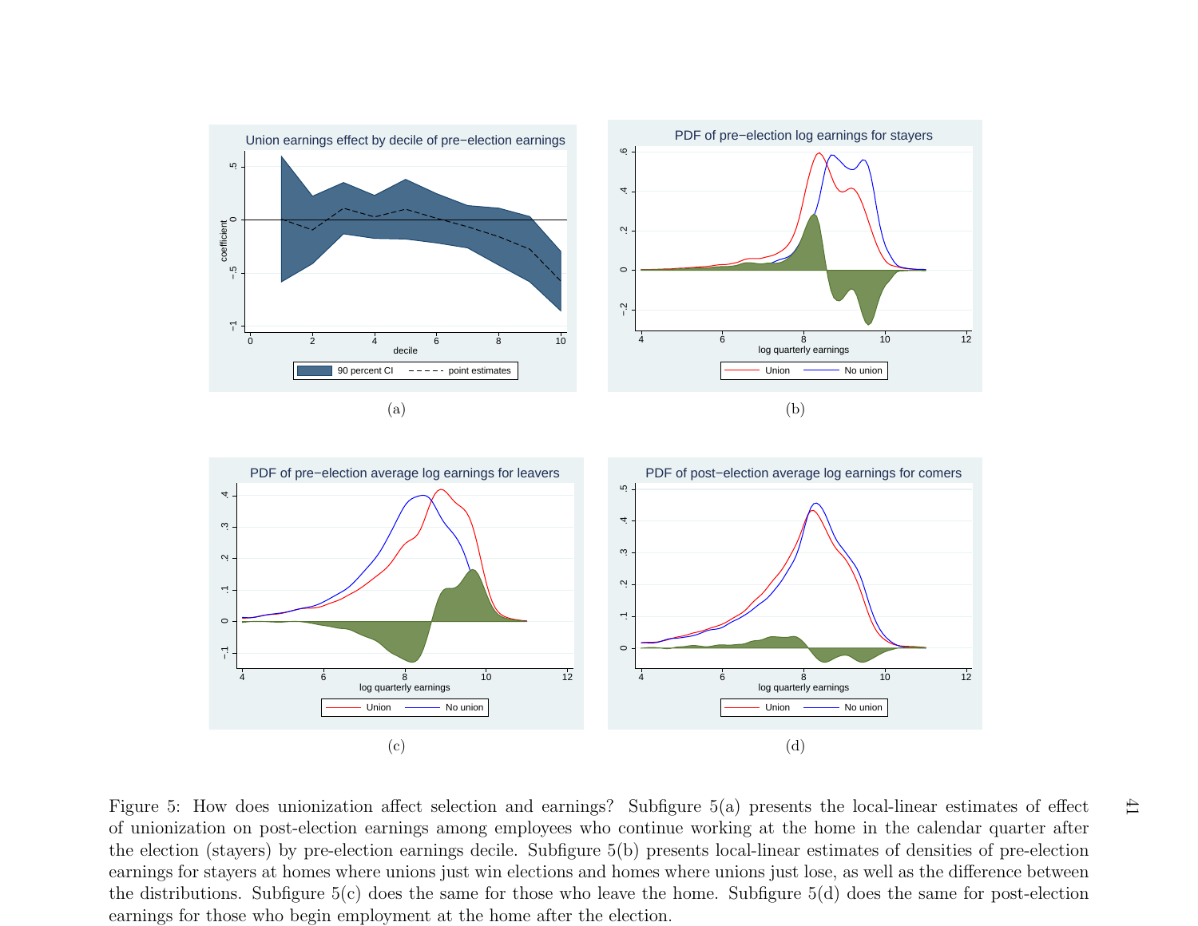Figure 5: How does unionization affect selection and earnings? Subfigure 5(a) presents the local-linear estimates of effect of unionization on post-election earnings among employees who continue working at the home in the calendar quarter after the election (stayers) by pre-election earnings decile. Subfigure 5(b) presents local-linear estimates of densities of pre-election earnings for stayers at homes where unions just win elections and homes where unions just lose, as well as the difference between the distributions. Subfigure 5(c) does the same for those who leave the home. Subfigure 5(d) does the same for post-election earnings for those who begin employment at the home after the election.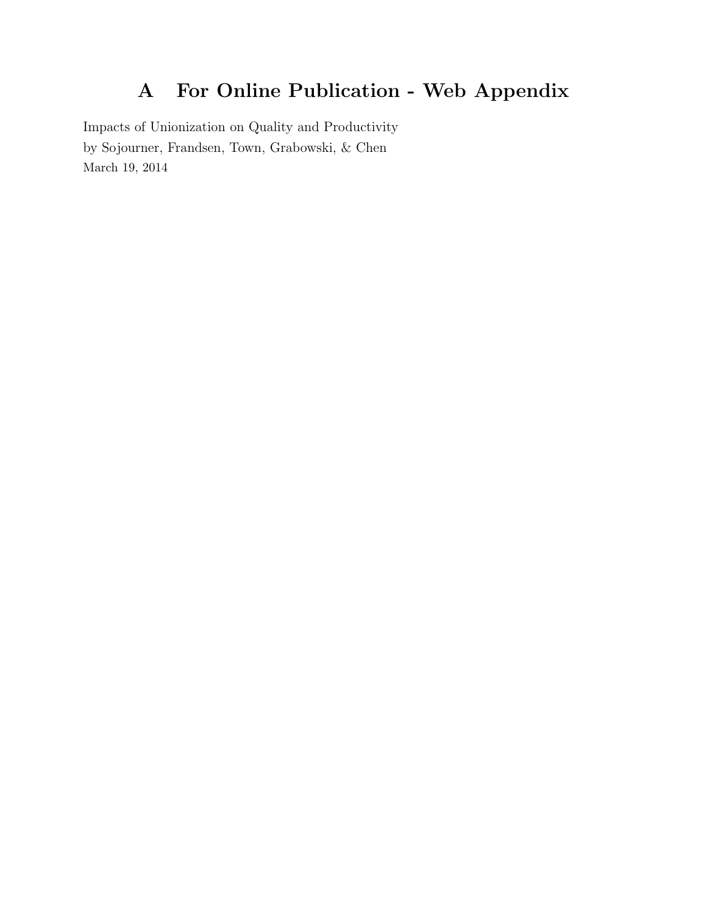# A For Online Publication - Web Appendix

Impacts of Unionization on Quality and Productivity
by Sojourner, Frandsen, Town, Grabowski, & Chen
March 19, 2014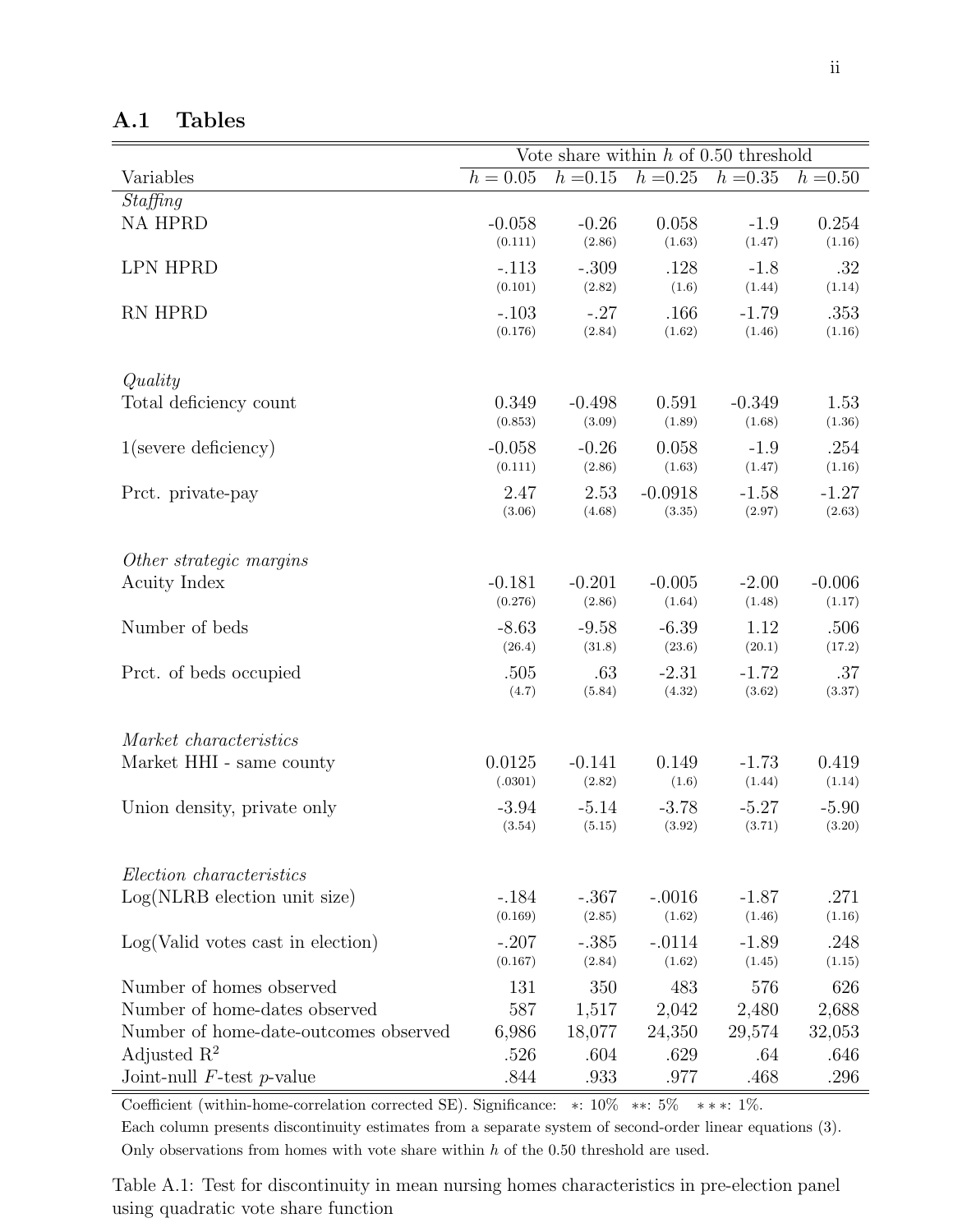## A.1 Tables

| Variables | Vote share within $h$ of 0.50 threshold | | | | |
|---|---|---|---|---|---|
| | $h = 0.05$ | $h = 0.15$ | $h = 0.25$ | $h = 0.35$ | $h = 0.50$ |
| *Staffing* | | | | | |
| NA HPRD | -0.058 | -0.26 | 0.058 | -1.9 | 0.254 |
| | (0.111) | (2.86) | (1.63) | (1.47) | (1.16) |
| LPN HPRD | -.113 | -.309 | .128 | -1.8 | .32 |
| | (0.101) | (2.82) | (1.6) | (1.44) | (1.14) |
| RN HPRD | -.103 | -.27 | .166 | -1.79 | .353 |
| | (0.176) | (2.84) | (1.62) | (1.46) | (1.16) |
| *Quality* | | | | | |
| Total deficiency count | 0.349 | -0.498 | 0.591 | -0.349 | 1.53 |
| | (0.853) | (3.09) | (1.89) | (1.68) | (1.36) |
| 1(severe deficiency) | -0.058 | -0.26 | 0.058 | -1.9 | .254 |
| | (0.111) | (2.86) | (1.63) | (1.47) | (1.16) |
| Prct. private-pay | 2.47 | 2.53 | -0.0918 | -1.58 | -1.27 |
| | (3.06) | (4.68) | (3.35) | (2.97) | (2.63) |
| *Other strategic margins* | | | | | |
| Acuity Index | -0.181 | -0.201 | -0.005 | -2.00 | -0.006 |
| | (0.276) | (2.86) | (1.64) | (1.48) | (1.17) |
| Number of beds | -8.63 | -9.58 | -6.39 | 1.12 | .506 |
| | (26.4) | (31.8) | (23.6) | (20.1) | (17.2) |
| Prct. of beds occupied | .505 | .63 | -2.31 | -1.72 | .37 |
| | (4.7) | (5.84) | (4.32) | (3.62) | (3.37) |
| *Market characteristics* | | | | | |
| Market HHI - same county | 0.0125 | -0.141 | 0.149 | -1.73 | 0.419 |
| | (.0301) | (2.82) | (1.6) | (1.44) | (1.14) |
| Union density, private only | -3.94 | -5.14 | -3.78 | -5.27 | -5.90 |
| | (3.54) | (5.15) | (3.92) | (3.71) | (3.20) |
| *Election characteristics* | | | | | |
| Log(NLRB election unit size) | -.184 | -.367 | -.0016 | -1.87 | .271 |
| | (0.169) | (2.85) | (1.62) | (1.46) | (1.16) |
| Log(Valid votes cast in election) | -.207 | -.385 | -.0114 | -1.89 | .248 |
| | (0.167) | (2.84) | (1.62) | (1.45) | (1.15) |
| Number of homes observed | 131 | 350 | 483 | 576 | 626 |
| Number of home-dates observed | 587 | 1,517 | 2,042 | 2,480 | 2,688 |
| Number of home-date-outcomes observed | 6,986 | 18,077 | 24,350 | 29,574 | 32,053 |
| Adjusted $R^2$ | .526 | .604 | .629 | .64 | .646 |
| Joint-null $F$-test $p$-value | .844 | .933 | .977 | .468 | .296 |

Coefficient (within-home-correlation corrected SE). Significance: $*$: 10% $**$: 5% $***$: 1%.
Each column presents discontinuity estimates from a separate system of second-order linear equations (3).
Only observations from homes with vote share within $h$ of the 0.50 threshold are used.

Table A.1: Test for discontinuity in mean nursing homes characteristics in pre-election panel using quadratic vote share function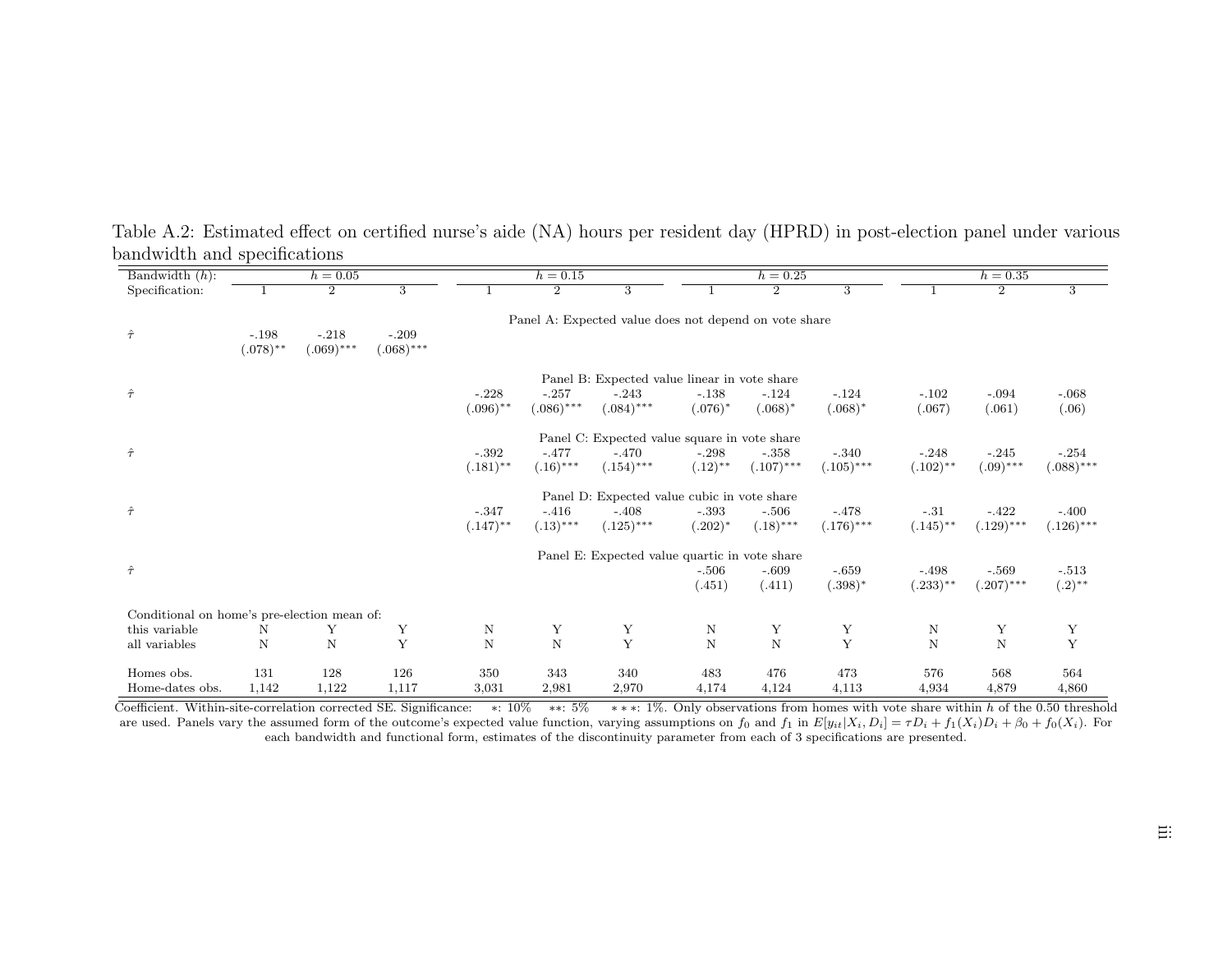Table A.2: Estimated effect on certified nurse's aide (NA) hours per resident day (HPRD) in post-election panel under various bandwidth and specifications

| Bandwidth ($h$): | $h = 0.05$ | | | $h = 0.15$ | | | $h = 0.25$ | | | $h = 0.35$ | | |
|---|---|---|---|---|---|---|---|---|---|---|---|---|
| Specification: | 1 | 2 | 3 | 1 | 2 | 3 | 1 | 2 | 3 | 1 | 2 | 3 |
| **Panel A: Expected value does not depend on vote share** | | | | | | | | | | | | |
| $\hat{\tau}$ | -.198 | -.218 | -.209 | | | | | | | | | |
| | (.078)** | (.069)*** | (.068)*** | | | | | | | | | |
| **Panel B: Expected value linear in vote share** | | | | | | | | | | | | |
| $\hat{\tau}$ | | | | -.228 | -.257 | -.243 | -.138 | -.124 | -.124 | -.102 | -.094 | -.068 |
| | | | | (.096)** | (.086)*** | (.084)*** | (.076)* | (.068)* | (.068)* | (.067) | (.061) | (.06) |
| **Panel C: Expected value square in vote share** | | | | | | | | | | | | |
| $\hat{\tau}$ | | | | -.392 | -.477 | -.470 | -.298 | -.358 | -.340 | -.248 | -.245 | -.254 |
| | | | | (.181)** | (.16)*** | (.154)*** | (.12)** | (.107)*** | (.105)*** | (.102)** | (.09)*** | (.088)*** |
| **Panel D: Expected value cubic in vote share** | | | | | | | | | | | | |
| $\hat{\tau}$ | | | | -.347 | -.416 | -.408 | -.393 | -.506 | -.478 | -.31 | -.422 | -.400 |
| | | | | (.147)** | (.13)*** | (.125)*** | (.202)* | (.18)*** | (.176)*** | (.145)** | (.129)*** | (.126)*** |
| **Panel E: Expected value quartic in vote share** | | | | | | | | | | | | |
| $\hat{\tau}$ | | | | | | | -.506 | -.609 | -.659 | -.498 | -.569 | -.513 |
| | | | | | | | (.451) | (.411) | (.398)* | (.233)** | (.207)*** | (.2)** |
| Conditional on home's pre-election mean of: | | | | | | | | | | | | |
| this variable | N | Y | Y | N | Y | Y | N | Y | Y | N | Y | Y |
| all variables | N | N | Y | N | N | Y | N | N | Y | N | N | Y |
| Homes obs. | 131 | 128 | 126 | 350 | 343 | 340 | 483 | 476 | 473 | 576 | 568 | 564 |
| Home-dates obs. | 1,142 | 1,122 | 1,117 | 3,031 | 2,981 | 2,970 | 4,174 | 4,124 | 4,113 | 4,934 | 4,879 | 4,860 |

Coefficient. Within-site-correlation corrected SE. Significance: *: 10% **: 5% ***: 1%. Only observations from homes with vote share within $h$ of the 0.50 threshold are used. Panels vary the assumed form of the outcome's expected value function, varying assumptions on $f_0$ and $f_1$ in $E[y_{it}|X_i, D_i] = \tau D_i + f_1(X_i)D_i + \beta_0 + f_0(X_i)$. For each bandwidth and functional form, estimates of the discontinuity parameter from each of 3 specifications are presented.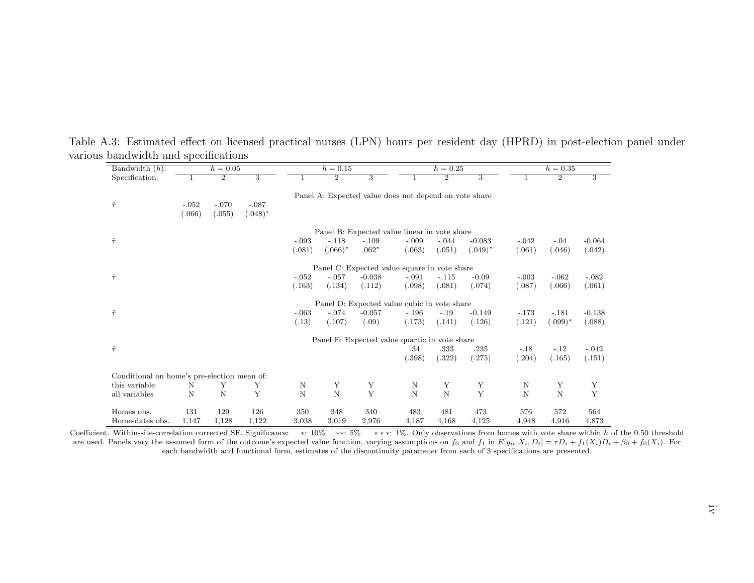Table A.3: Estimated effect on licensed practical nurses (LPN) hours per resident day (HPRD) in post-election panel under various bandwidth and specifications

| Bandwidth ($h$): | $h = 0.05$ | | | $h = 0.15$ | | | $h = 0.25$ | | | $h = 0.35$ | | |
|---|---|---|---|---|---|---|---|---|---|---|---|---|
| Specification: | 1 | 2 | 3 | 1 | 2 | 3 | 1 | 2 | 3 | 1 | 2 | 3 |
| **Panel A: Expected value does not depend on vote share** | | | | | | | | | | | | |
| $\hat{\tau}$ | -.052 | -.070 | -.087 | | | | | | | | | |
| | (.066) | (.055) | (.048)* | | | | | | | | | |
| **Panel B: Expected value linear in vote share** | | | | | | | | | | | | |
| $\hat{\tau}$ | | | | -.093 | -.118 | -.109 | -.009 | -.044 | -0.083 | -.042 | -.04 | -0.064 |
| | | | | (.081) | (.066)* | .062* | (.063) | (.051) | (.049)* | (.061) | (.046) | (.042) |
| **Panel C: Expected value square in vote share** | | | | | | | | | | | | |
| $\hat{\tau}$ | | | | -.052 | -.057 | -0.038 | -.091 | -.115 | -0.09 | -.003 | -.062 | -.082 |
| | | | | (.163) | (.134) | (.112) | (.098) | (.081) | (.074) | (.087) | (.066) | (.061) |
| **Panel D: Expected value cubic in vote share** | | | | | | | | | | | | |
| $\hat{\tau}$ | | | | -.063 | -.074 | -0.057 | -.196 | -.19 | -0.149 | -.173 | -.181 | -0.138 |
| | | | | (.13) | (.107) | (.09) | (.173) | (.141) | (.126) | (.121) | (.099)* | (.088) |
| **Panel E: Expected value quartic in vote share** | | | | | | | | | | | | |
| $\hat{\tau}$ | | | | | | | .34 | .333 | .235 | -.18 | -.12 | -.042 |
| | | | | | | | (.398) | (.322) | (.275) | (.204) | (.165) | (.151) |
| Conditional on home's pre-election mean of: | | | | | | | | | | | | |
| this variable | N | Y | Y | N | Y | Y | N | Y | Y | N | Y | Y |
| all variables | N | N | Y | N | N | Y | N | N | Y | N | N | Y |
| Homes obs. | 131 | 129 | 126 | 350 | 348 | 340 | 483 | 481 | 473 | 576 | 572 | 564 |
| Home-dates obs. | 1,147 | 1,128 | 1,122 | 3,038 | 3,019 | 2,976 | 4,187 | 4,168 | 4,125 | 4,948 | 4,916 | 4,873 |

Coefficient. Within-site-correlation corrected SE. Significance: $*$: 10% $**$: 5% $***$: 1%. Only observations from homes with vote share within $h$ of the 0.50 threshold are used. Panels vary the assumed form of the outcome's expected value function, varying assumptions on $f_0$ and $f_1$ in $E[y_{it}|X_i, D_i] = \tau D_i + f_1(X_i)D_i + \beta_0 + f_0(X_i)$. For each bandwidth and functional form, estimates of the discontinuity parameter from each of 3 specifications are presented.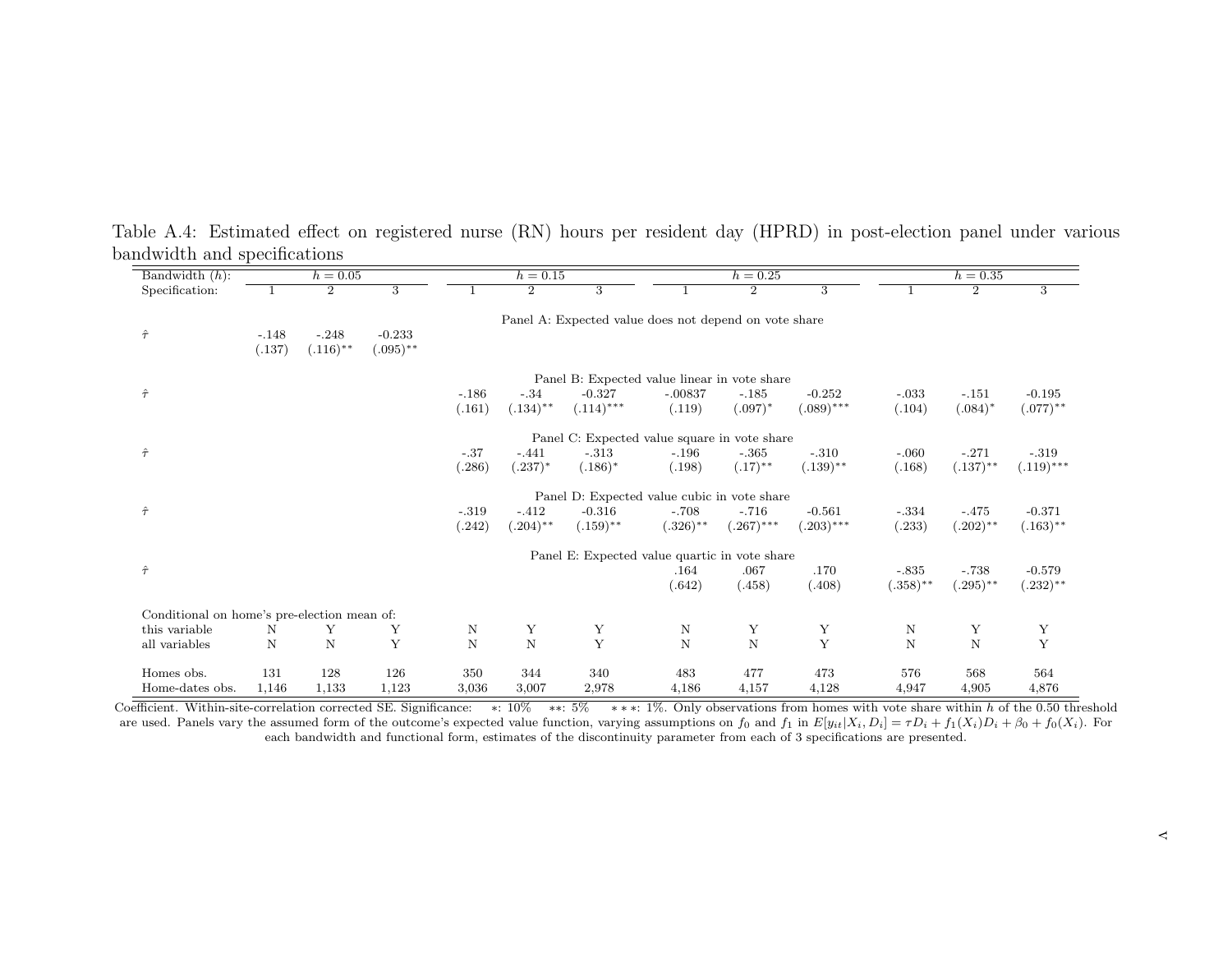Table A.4: Estimated effect on registered nurse (RN) hours per resident day (HPRD) in post-election panel under various bandwidth and specifications

| Bandwidth ($h$): | $h = 0.05$ | | | $h = 0.15$ | | | $h = 0.25$ | | | $h = 0.35$ | | |
|---|---|---|---|---|---|---|---|---|---|---|---|---|
| Specification: | 1 | 2 | 3 | 1 | 2 | 3 | 1 | 2 | 3 | 1 | 2 | 3 |
| | | | | | | | | | | | | |
| **Panel A: Expected value does not depend on vote share** | | | | | | | | | | | | |
| $\hat{\tau}$ | -.148 | -.248 | -0.233 | | | | | | | | | |
| | (.137) | (.116)** | (.095)** | | | | | | | | | |
| **Panel B: Expected value linear in vote share** | | | | | | | | | | | | |
| $\hat{\tau}$ | | | | -.186 | -.34 | -0.327 | -.00837 | -.185 | -0.252 | -.033 | -.151 | -0.195 |
| | | | | (.161) | (.134)** | (.114)*** | (.119) | (.097)* | (.089)*** | (.104) | (.084)* | (.077)** |
| **Panel C: Expected value square in vote share** | | | | | | | | | | | | |
| $\hat{\tau}$ | | | | -.37 | -.441 | -.313 | -.196 | -.365 | -.310 | -.060 | -.271 | -.319 |
| | | | | (.286) | (.237)* | (.186)* | (.198) | (.17)** | (.139)** | (.168) | (.137)** | (.119)*** |
| **Panel D: Expected value cubic in vote share** | | | | | | | | | | | | |
| $\hat{\tau}$ | | | | -.319 | -.412 | -0.316 | -.708 | -.716 | -0.561 | -.334 | -.475 | -0.371 |
| | | | | (.242) | (.204)** | (.159)** | (.326)** | (.267)*** | (.203)*** | (.233) | (.202)** | (.163)** |
| **Panel E: Expected value quartic in vote share** | | | | | | | | | | | | |
| $\hat{\tau}$ | | | | | | | .164 | .067 | .170 | -.835 | -.738 | -0.579 |
| | | | | | | | (.642) | (.458) | (.408) | (.358)** | (.295)** | (.232)** |
| Conditional on home's pre-election mean of: | | | | | | | | | | | | |
| this variable | N | Y | Y | N | Y | Y | N | Y | Y | N | Y | Y |
| all variables | N | N | Y | N | N | Y | N | N | Y | N | N | Y |
| Homes obs. | 131 | 128 | 126 | 350 | 344 | 340 | 483 | 477 | 473 | 576 | 568 | 564 |
| Home-dates obs. | 1,146 | 1,133 | 1,123 | 3,036 | 3,007 | 2,978 | 4,186 | 4,157 | 4,128 | 4,947 | 4,905 | 4,876 |

Coefficient. Within-site-correlation corrected SE. Significance: *: 10% **: 5% ***: 1%. Only observations from homes with vote share within $h$ of the 0.50 threshold are used. Panels vary the assumed form of the outcome's expected value function, varying assumptions on $f_0$ and $f_1$ in $E[y_{it}|X_i, D_i] = \tau D_i + f_1(X_i)D_i + \beta_0 + f_0(X_i)$. For each bandwidth and functional form, estimates of the discontinuity parameter from each of 3 specifications are presented.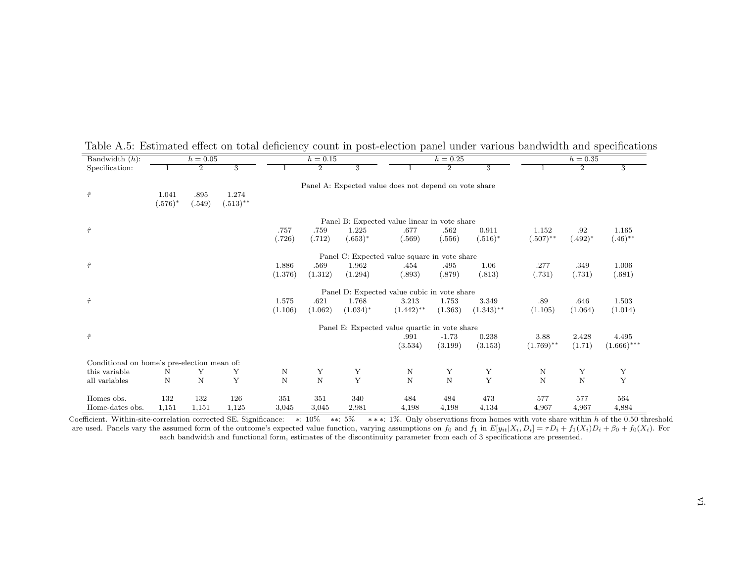Table A.5: Estimated effect on total deficiency count in post-election panel under various bandwidth and specifications

| Bandwidth ($h$): | $h = 0.05$ | | | $h = 0.15$ | | | $h = 0.25$ | | | $h = 0.35$ | | |
|---|---|---|---|---|---|---|---|---|---|---|---|---|
| Specification: | 1 | 2 | 3 | 1 | 2 | 3 | 1 | 2 | 3 | 1 | 2 | 3 |
| **Panel A: Expected value does not depend on vote share** | | | | | | | | | | | | |
| $\hat{\tau}$ | 1.041 | .895 | 1.274 | | | | | | | | | |
| | (.576)$^{*}$ | (.549) | (.513)$^{**}$ | | | | | | | | | |
| **Panel B: Expected value linear in vote share** | | | | | | | | | | | | |
| $\hat{\tau}$ | | | | .757 | .759 | 1.225 | .677 | .562 | 0.911 | 1.152 | .92 | 1.165 |
| | | | | (.726) | (.712) | (.653)$^{*}$ | (.569) | (.556) | (.516)$^{*}$ | (.507)$^{**}$ | (.492)$^{*}$ | (.46)$^{**}$ |
| **Panel C: Expected value square in vote share** | | | | | | | | | | | | |
| $\hat{\tau}$ | | | | 1.886 | .569 | 1.962 | .454 | .495 | 1.06 | .277 | .349 | 1.006 |
| | | | | (1.376) | (1.312) | (1.294) | (.893) | (.879) | (.813) | (.731) | (.731) | (.681) |
| **Panel D: Expected value cubic in vote share** | | | | | | | | | | | | |
| $\hat{\tau}$ | | | | 1.575 | .621 | 1.768 | 3.213 | 1.753 | 3.349 | .89 | .646 | 1.503 |
| | | | | (1.106) | (1.062) | (1.034)$^{*}$ | (1.442)$^{**}$ | (1.363) | (1.343)$^{**}$ | (1.105) | (1.064) | (1.014) |
| **Panel E: Expected value quartic in vote share** | | | | | | | | | | | | |
| $\hat{\tau}$ | | | | | | | .991 | -1.73 | 0.238 | 3.88 | 2.428 | 4.495 |
| | | | | | | | (3.534) | (3.199) | (3.153) | (1.769)$^{**}$ | (1.71) | (1.666)$^{***}$ |
| Conditional on home's pre-election mean of: | | | | | | | | | | | | |
| this variable | N | Y | Y | N | Y | Y | N | Y | Y | N | Y | Y |
| all variables | N | N | Y | N | N | Y | N | N | Y | N | N | Y |
| Homes obs. | 132 | 132 | 126 | 351 | 351 | 340 | 484 | 484 | 473 | 577 | 577 | 564 |
| Home-dates obs. | 1,151 | 1,151 | 1,125 | 3,045 | 3,045 | 2,981 | 4,198 | 4,198 | 4,134 | 4,967 | 4,967 | 4,884 |

Coefficient. Within-site-correlation corrected SE. Significance: $*$: 10% $**$: 5% $***$: 1%. Only observations from homes with vote share within $h$ of the 0.50 threshold are used. Panels vary the assumed form of the outcome's expected value function, varying assumptions on $f_0$ and $f_1$ in $E[y_{it}|X_i, D_i] = \tau D_i + f_1(X_i)D_i + \beta_0 + f_0(X_i)$. For each bandwidth and functional form, estimates of the discontinuity parameter from each of 3 specifications are presented.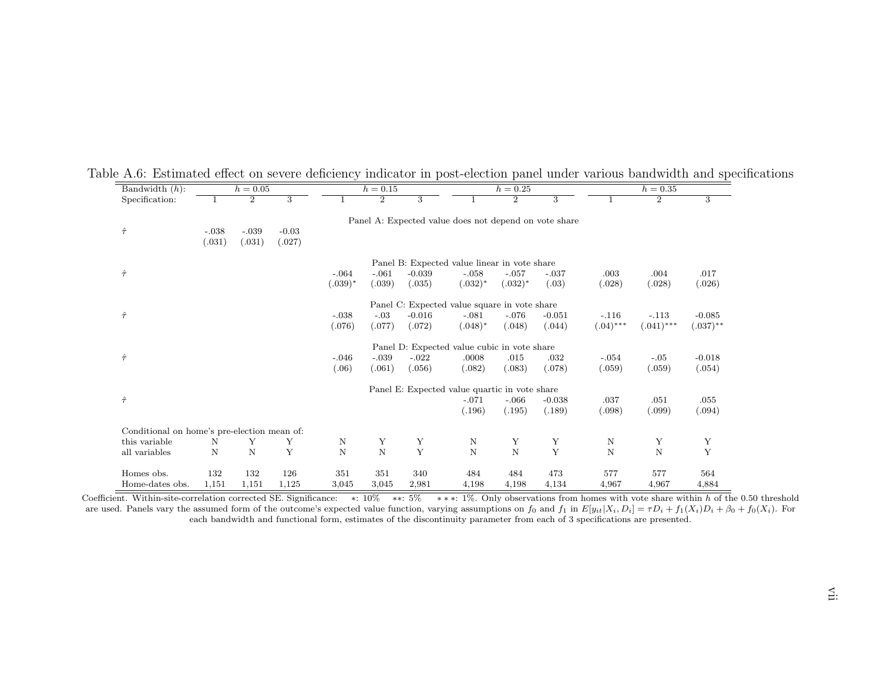Table A.6: Estimated effect on severe deficiency indicator in post-election panel under various bandwidth and specifications

| Bandwidth ($h$): | $h = 0.05$ | | | $h = 0.15$ | | | $h = 0.25$ | | | $h = 0.35$ | | |
|---|---|---|---|---|---|---|---|---|---|---|---|---|
| Specification: | 1 | 2 | 3 | 1 | 2 | 3 | 1 | 2 | 3 | 1 | 2 | 3 |
| | | | | | | Panel A: Expected value does not depend on vote share | | | | | | |
| $\hat{\tau}$ | -.038 | -.039 | -0.03 | | | | | | | | | |
| | (.031) | (.031) | (.027) | | | | | | | | | |
| | | | | | | Panel B: Expected value linear in vote share | | | | | | |
| $\hat{\tau}$ | | | | -.064 | -.061 | -0.039 | -.058 | -.057 | -.037 | .003 | .004 | .017 |
| | | | | (.039)$^{*}$ | (.039) | (.035) | (.032)$^{*}$ | (.032)$^{*}$ | (.03) | (.028) | (.028) | (.026) |
| | | | | | | Panel C: Expected value square in vote share | | | | | | |
| $\hat{\tau}$ | | | | -.038 | -.03 | -0.016 | -.081 | -.076 | -0.051 | -.116 | -.113 | -0.085 |
| | | | | (.076) | (.077) | (.072) | (.048)$^{*}$ | (.048) | (.044) | (.04)$^{***}$ | (.041)$^{***}$ | (.037)$^{**}$ |
| | | | | | | Panel D: Expected value cubic in vote share | | | | | | |
| $\hat{\tau}$ | | | | -.046 | -.039 | -.022 | .0008 | .015 | .032 | -.054 | -.05 | -0.018 |
| | | | | (.06) | (.061) | (.056) | (.082) | (.083) | (.078) | (.059) | (.059) | (.054) |
| | | | | | | Panel E: Expected value quartic in vote share | | | | | | |
| $\hat{\tau}$ | | | | | | | -.071 | -.066 | -0.038 | .037 | .051 | .055 |
| | | | | | | | (.196) | (.195) | (.189) | (.098) | (.099) | (.094) |
| Conditional on home's pre-election mean of: | | | | | | | | | | | | |
| this variable | N | Y | Y | N | Y | Y | N | Y | Y | N | Y | Y |
| all variables | N | N | Y | N | N | Y | N | N | Y | N | N | Y |
| Homes obs. | 132 | 132 | 126 | 351 | 351 | 340 | 484 | 484 | 473 | 577 | 577 | 564 |
| Home-dates obs. | 1,151 | 1,151 | 1,125 | 3,045 | 3,045 | 2,981 | 4,198 | 4,198 | 4,134 | 4,967 | 4,967 | 4,884 |

Coefficient. Within-site-correlation corrected SE. Significance: $*$: 10% $**$: 5% $***$: 1%. Only observations from homes with vote share within $h$ of the 0.50 threshold are used. Panels vary the assumed form of the outcome's expected value function, varying assumptions on $f_0$ and $f_1$ in $E[y_{it}|X_i, D_i] = \tau D_i + f_1(X_i)D_i + \beta_0 + f_0(X_i)$. For each bandwidth and functional form, estimates of the discontinuity parameter from each of 3 specifications are presented.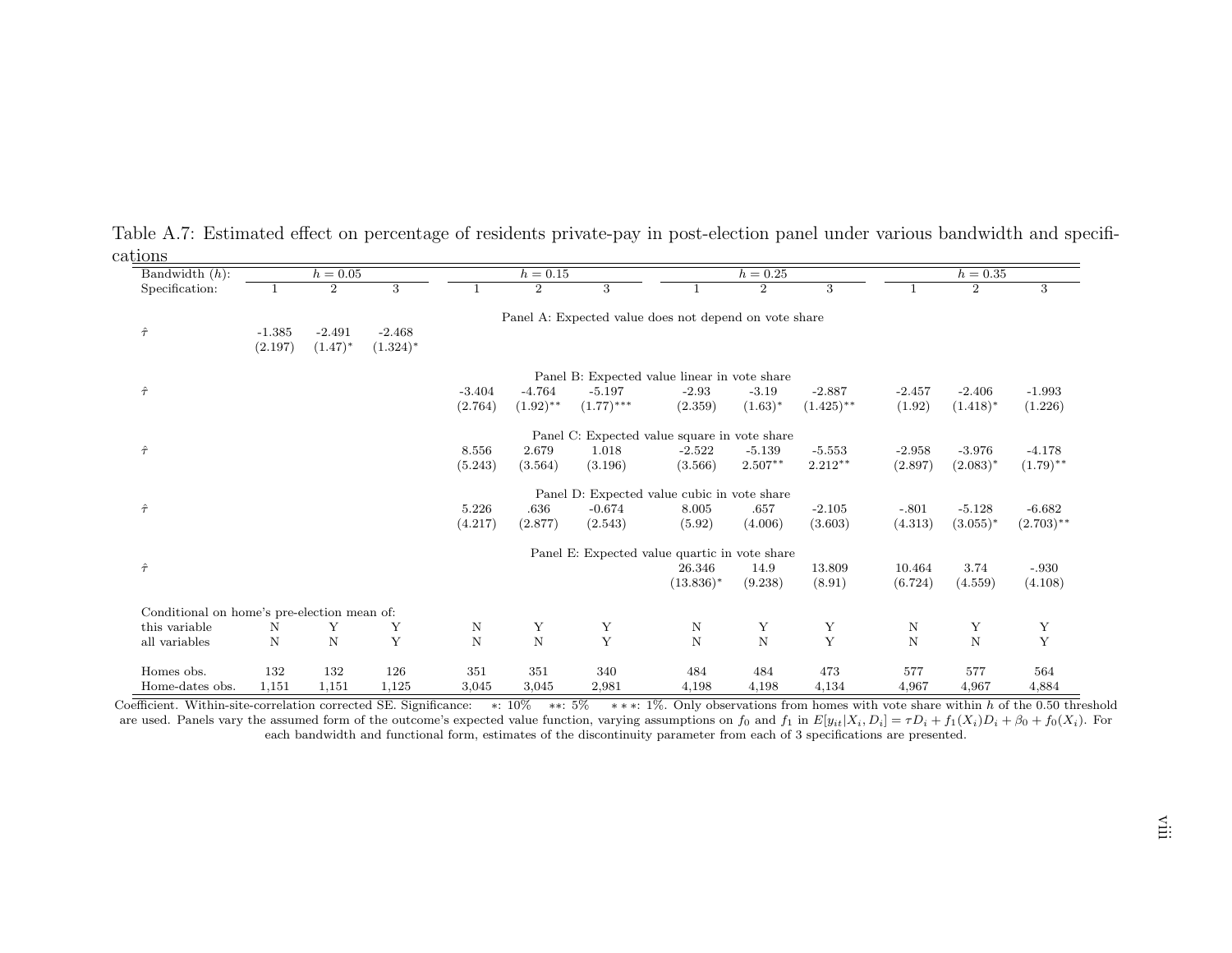Table A.7: Estimated effect on percentage of residents private-pay in post-election panel under various bandwidth and specifications

| Bandwidth ($h$): | $h = 0.05$ | | | $h = 0.15$ | | | $h = 0.25$ | | | $h = 0.35$ | | |
|---|---|---|---|---|---|---|---|---|---|---|---|---|
| Specification: | 1 | 2 | 3 | 1 | 2 | 3 | 1 | 2 | 3 | 1 | 2 | 3 |
| | | | | | | | | | | | | |
| **Panel A: Expected value does not depend on vote share** | | | | | | | | | | | | |
| $\hat{\tau}$ | -1.385 | -2.491 | -2.468 | | | | | | | | | |
| | (2.197) | (1.47)* | (1.324)* | | | | | | | | | |
| **Panel B: Expected value linear in vote share** | | | | | | | | | | | | |
| $\hat{\tau}$ | | | | -3.404 | -4.764 | -5.197 | -2.93 | -3.19 | -2.887 | -2.457 | -2.406 | -1.993 |
| | | | | (2.764) | (1.92)** | (1.77)*** | (2.359) | (1.63)* | (1.425)** | (1.92) | (1.418)* | (1.226) |
| **Panel C: Expected value square in vote share** | | | | | | | | | | | | |
| $\hat{\tau}$ | | | | 8.556 | 2.679 | 1.018 | -2.522 | -5.139 | -5.553 | -2.958 | -3.976 | -4.178 |
| | | | | (5.243) | (3.564) | (3.196) | (3.566) | 2.507** | 2.212** | (2.897) | (2.083)* | (1.79)** |
| **Panel D: Expected value cubic in vote share** | | | | | | | | | | | | |
| $\hat{\tau}$ | | | | 5.226 | .636 | -0.674 | 8.005 | .657 | -2.105 | -.801 | -5.128 | -6.682 |
| | | | | (4.217) | (2.877) | (2.543) | (5.92) | (4.006) | (3.603) | (4.313) | (3.055)* | (2.703)** |
| **Panel E: Expected value quartic in vote share** | | | | | | | | | | | | |
| $\hat{\tau}$ | | | | | | | 26.346 | 14.9 | 13.809 | 10.464 | 3.74 | -.930 |
| | | | | | | | (13.836)* | (9.238) | (8.91) | (6.724) | (4.559) | (4.108) |
| Conditional on home's pre-election mean of: | | | | | | | | | | | | |
| this variable | N | Y | Y | N | Y | Y | N | Y | Y | N | Y | Y |
| all variables | N | N | Y | N | N | Y | N | N | Y | N | N | Y |
| Homes obs. | 132 | 132 | 126 | 351 | 351 | 340 | 484 | 484 | 473 | 577 | 577 | 564 |
| Home-dates obs. | 1,151 | 1,151 | 1,125 | 3,045 | 3,045 | 2,981 | 4,198 | 4,198 | 4,134 | 4,967 | 4,967 | 4,884 |

Coefficient. Within-site-correlation corrected SE. Significance: *: 10% **: 5% ***: 1%. Only observations from homes with vote share within $h$ of the 0.50 threshold are used. Panels vary the assumed form of the outcome's expected value function, varying assumptions on $f_0$ and $f_1$ in $E[y_{it}|X_i, D_i] = \tau D_i + f_1(X_i)D_i + \beta_0 + f_0(X_i)$. For each bandwidth and functional form, estimates of the discontinuity parameter from each of 3 specifications are presented.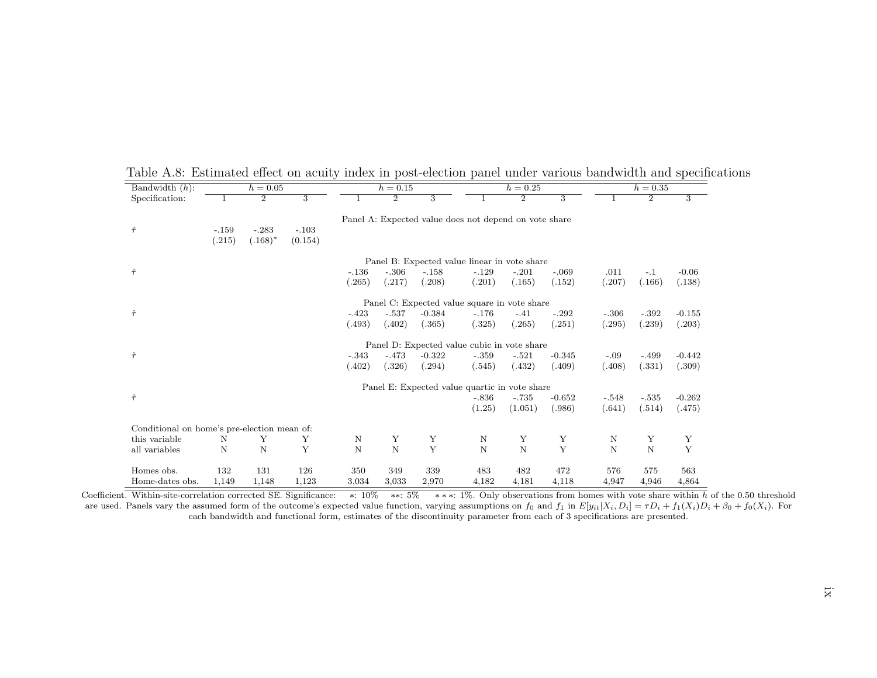Table A.8: Estimated effect on acuity index in post-election panel under various bandwidth and specifications

| Bandwidth ($h$): | $h = 0.05$ | | | $h = 0.15$ | | | $h = 0.25$ | | | $h = 0.35$ | | |
|---|---|---|---|---|---|---|---|---|---|---|---|---|
| Specification: | 1 | 2 | 3 | 1 | 2 | 3 | 1 | 2 | 3 | 1 | 2 | 3 |
| Panel A: Expected value does not depend on vote share | | | | | | | | | | | | |
| $\hat{\tau}$ | -.159 | -.283 | -.103 | | | | | | | | | |
| | (.215) | (.168)$^{*}$ | (0.154) | | | | | | | | | |
| Panel B: Expected value linear in vote share | | | | | | | | | | | | |
| $\hat{\tau}$ | | | | -.136 | -.306 | -.158 | -.129 | -.201 | -.069 | .011 | -.1 | -0.06 |
| | | | | (.265) | (.217) | (.208) | (.201) | (.165) | (.152) | (.207) | (.166) | (.138) |
| Panel C: Expected value square in vote share | | | | | | | | | | | | |
| $\hat{\tau}$ | | | | -.423 | -.537 | -0.384 | -.176 | -.41 | -.292 | -.306 | -.392 | -0.155 |
| | | | | (.493) | (.402) | (.365) | (.325) | (.265) | (.251) | (.295) | (.239) | (.203) |
| Panel D: Expected value cubic in vote share | | | | | | | | | | | | |
| $\hat{\tau}$ | | | | -.343 | -.473 | -0.322 | -.359 | -.521 | -0.345 | -.09 | -.499 | -0.442 |
| | | | | (.402) | (.326) | (.294) | (.545) | (.432) | (.409) | (.408) | (.331) | (.309) |
| Panel E: Expected value quartic in vote share | | | | | | | | | | | | |
| $\hat{\tau}$ | | | | | | | -.836 | -.735 | -0.652 | -.548 | -.535 | -0.262 |
| | | | | | | | (1.25) | (1.051) | (.986) | (.641) | (.514) | (.475) |
| Conditional on home's pre-election mean of: | | | | | | | | | | | | |
| this variable | N | Y | Y | N | Y | Y | N | Y | Y | N | Y | Y |
| all variables | N | N | Y | N | N | Y | N | N | Y | N | N | Y |
| Homes obs. | 132 | 131 | 126 | 350 | 349 | 339 | 483 | 482 | 472 | 576 | 575 | 563 |
| Home-dates obs. | 1,149 | 1,148 | 1,123 | 3,034 | 3,033 | 2,970 | 4,182 | 4,181 | 4,118 | 4,947 | 4,946 | 4,864 |

Coefficient. Within-site-correlation corrected SE. Significance: $*$: 10% $**$: 5% $***$: 1%. Only observations from homes with vote share within $h$ of the 0.50 threshold are used. Panels vary the assumed form of the outcome's expected value function, varying assumptions on $f_0$ and $f_1$ in $E[y_{it}|X_i, D_i] = \tau D_i + f_1(X_i)D_i + \beta_0 + f_0(X_i)$. For each bandwidth and functional form, estimates of the discontinuity parameter from each of 3 specifications are presented.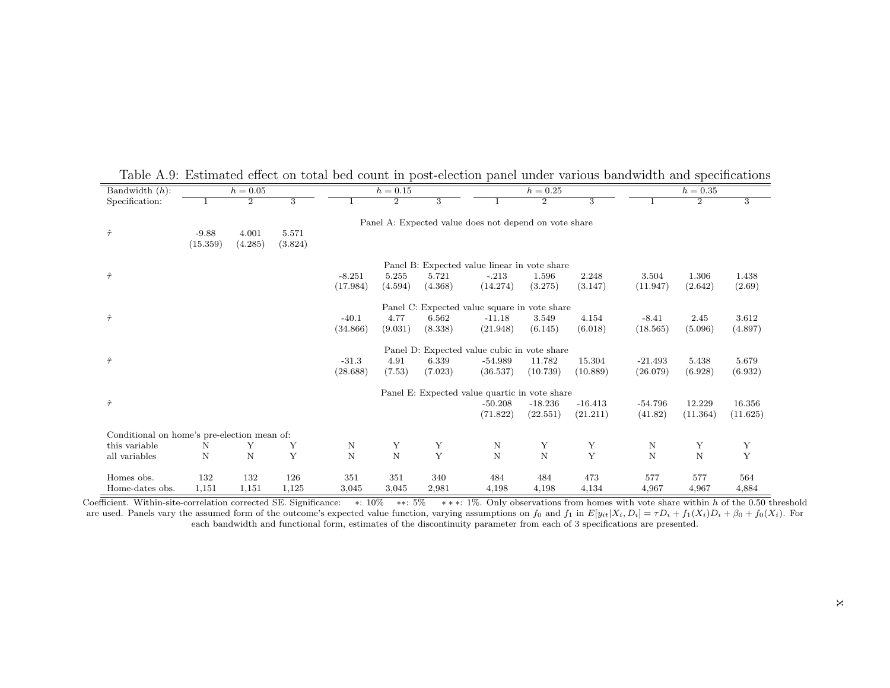Table A.9: Estimated effect on total bed count in post-election panel under various bandwidth and specifications

| Bandwidth ($h$): | $h = 0.05$ | | | $h = 0.15$ | | | $h = 0.25$ | | | $h = 0.35$ | | |
|---|---|---|---|---|---|---|---|---|---|---|---|---|
| Specification: | 1 | 2 | 3 | 1 | 2 | 3 | 1 | 2 | 3 | 1 | 2 | 3 |
| | | | | | | | | | | | | |
| Panel A: Expected value does not depend on vote share | | | | | | | | | | | | |
| $\hat{\tau}$ | -9.88 | 4.001 | 5.571 | | | | | | | | | |
| | (15.359) | (4.285) | (3.824) | | | | | | | | | |
| Panel B: Expected value linear in vote share | | | | | | | | | | | | |
| $\hat{\tau}$ | | | | -8.251 | 5.255 | 5.721 | -.213 | 1.596 | 2.248 | 3.504 | 1.306 | 1.438 |
| | | | | (17.984) | (4.594) | (4.368) | (14.274) | (3.275) | (3.147) | (11.947) | (2.642) | (2.69) |
| Panel C: Expected value square in vote share | | | | | | | | | | | | |
| $\hat{\tau}$ | | | | -40.1 | 4.77 | 6.562 | -11.18 | 3.549 | 4.154 | -8.41 | 2.45 | 3.612 |
| | | | | (34.866) | (9.031) | (8.338) | (21.948) | (6.145) | (6.018) | (18.565) | (5.096) | (4.897) |
| Panel D: Expected value cubic in vote share | | | | | | | | | | | | |
| $\hat{\tau}$ | | | | -31.3 | 4.91 | 6.339 | -54.989 | 11.782 | 15.304 | -21.493 | 5.438 | 5.679 |
| | | | | (28.688) | (7.53) | (7.023) | (36.537) | (10.739) | (10.889) | (26.079) | (6.928) | (6.932) |
| Panel E: Expected value quartic in vote share | | | | | | | | | | | | |
| $\hat{\tau}$ | | | | | | | -50.208 | -18.236 | -16.413 | -54.796 | 12.229 | 16.356 |
| | | | | | | | (71.822) | (22.551) | (21.211) | (41.82) | (11.364) | (11.625) |
| Conditional on home's pre-election mean of: | | | | | | | | | | | | |
| this variable | N | Y | Y | N | Y | Y | N | Y | Y | N | Y | Y |
| all variables | N | N | Y | N | N | Y | N | N | Y | N | N | Y |
| Homes obs. | 132 | 132 | 126 | 351 | 351 | 340 | 484 | 484 | 473 | 577 | 577 | 564 |
| Home-dates obs. | 1,151 | 1,151 | 1,125 | 3,045 | 3,045 | 2,981 | 4,198 | 4,198 | 4,134 | 4,967 | 4,967 | 4,884 |

Coefficient. Within-site-correlation corrected SE. Significance: $*$: 10% $**$: 5% $***$: 1%. Only observations from homes with vote share within $h$ of the 0.50 threshold are used. Panels vary the assumed form of the outcome's expected value function, varying assumptions on $f_0$ and $f_1$ in $E[y_{it}|X_i, D_i] = \tau D_i + f_1(X_i)D_i + \beta_0 + f_0(X_i)$. For each bandwidth and functional form, estimates of the discontinuity parameter from each of 3 specifications are presented.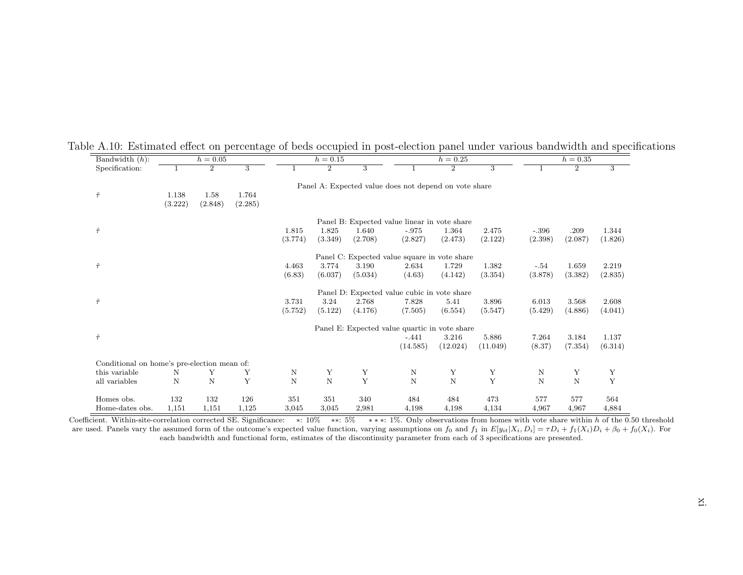Table A.10: Estimated effect on percentage of beds occupied in post-election panel under various bandwidth and specifications

| Bandwidth ($h$): | $h = 0.05$ | | | $h = 0.15$ | | | $h = 0.25$ | | | $h = 0.35$ | | |
|---|---|---|---|---|---|---|---|---|---|---|---|---|
| Specification: | 1 | 2 | 3 | 1 | 2 | 3 | 1 | 2 | 3 | 1 | 2 | 3 |
| | | | | | | Panel A: Expected value does not depend on vote share | | | | | | |
| $\hat{\tau}$ | 1.138 | 1.58 | 1.764 | | | | | | | | | |
| | (3.222) | (2.848) | (2.285) | | | | | | | | | |
| | | | | | | Panel B: Expected value linear in vote share | | | | | | |
| $\hat{\tau}$ | | | | 1.815 | 1.825 | 1.640 | -.975 | 1.364 | 2.475 | -.396 | .209 | 1.344 |
| | | | | (3.774) | (3.349) | (2.708) | (2.827) | (2.473) | (2.122) | (2.398) | (2.087) | (1.826) |
| | | | | | | Panel C: Expected value square in vote share | | | | | | |
| $\hat{\tau}$ | | | | 4.463 | 3.774 | 3.190 | 2.634 | 1.729 | 1.382 | -.54 | 1.659 | 2.219 |
| | | | | (6.83) | (6.037) | (5.034) | (4.63) | (4.142) | (3.354) | (3.878) | (3.382) | (2.835) |
| | | | | | | Panel D: Expected value cubic in vote share | | | | | | |
| $\hat{\tau}$ | | | | 3.731 | 3.24 | 2.768 | 7.828 | 5.41 | 3.896 | 6.013 | 3.568 | 2.608 |
| | | | | (5.752) | (5.122) | (4.176) | (7.505) | (6.554) | (5.547) | (5.429) | (4.886) | (4.041) |
| | | | | | | Panel E: Expected value quartic in vote share | | | | | | |
| $\hat{\tau}$ | | | | | | | -.441 | 3.216 | 5.886 | 7.264 | 3.184 | 1.137 |
| | | | | | | | (14.585) | (12.024) | (11.049) | (8.37) | (7.354) | (6.314) |
| Conditional on home's pre-election mean of: | | | | | | | | | | | | |
| this variable | N | Y | Y | N | Y | Y | N | Y | Y | N | Y | Y |
| all variables | N | N | Y | N | N | Y | N | N | Y | N | N | Y |
| Homes obs. | 132 | 132 | 126 | 351 | 351 | 340 | 484 | 484 | 473 | 577 | 577 | 564 |
| Home-dates obs. | 1,151 | 1,151 | 1,125 | 3,045 | 3,045 | 2,981 | 4,198 | 4,198 | 4,134 | 4,967 | 4,967 | 4,884 |

Coefficient. Within-site-correlation corrected SE. Significance: $*$: 10% $**$: 5% $***$: 1%. Only observations from homes with vote share within $h$ of the 0.50 threshold are used. Panels vary the assumed form of the outcome's expected value function, varying assumptions on $f_0$ and $f_1$ in $E[y_{it}|X_i, D_i] = \tau D_i + f_1(X_i)D_i + \beta_0 + f_0(X_i)$. For each bandwidth and functional form, estimates of the discontinuity parameter from each of 3 specifications are presented.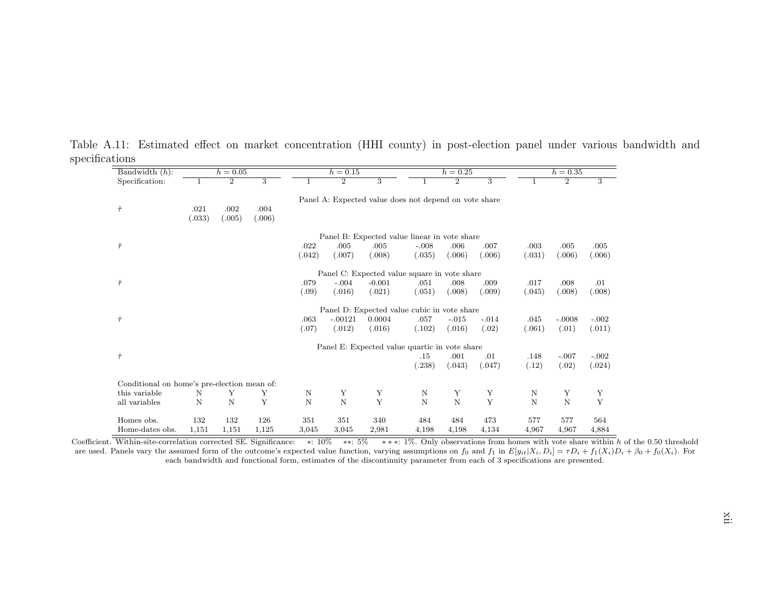Table A.11: Estimated effect on market concentration (HHI county) in post-election panel under various bandwidth and specifications

| Bandwidth ($h$): | $h = 0.05$ | | | $h = 0.15$ | | | $h = 0.25$ | | | $h = 0.35$ | | |
|---|---|---|---|---|---|---|---|---|---|---|---|---|
| Specification: | 1 | 2 | 3 | 1 | 2 | 3 | 1 | 2 | 3 | 1 | 2 | 3 |
| | | | | Panel A: Expected value does not depend on vote share | | | | | | | | |
| $\hat{\tau}$ | .021 | .002 | .004 | | | | | | | | | |
| | (.033) | (.005) | (.006) | | | | | | | | | |
| | | | | Panel B: Expected value linear in vote share | | | | | | | | |
| $\hat{\tau}$ | | | | .022 | .005 | .005 | -.008 | .006 | .007 | .003 | .005 | .005 |
| | | | | (.042) | (.007) | (.008) | (.035) | (.006) | (.006) | (.031) | (.006) | (.006) |
| | | | | Panel C: Expected value square in vote share | | | | | | | | |
| $\hat{\tau}$ | | | | .079 | -.004 | -0.001 | .051 | .008 | .009 | .017 | .008 | .01 |
| | | | | (.09) | (.016) | (.021) | (.051) | (.008) | (.009) | (.045) | (.008) | (.008) |
| | | | | Panel D: Expected value cubic in vote share | | | | | | | | |
| $\hat{\tau}$ | | | | .063 | -.00121 | 0.0004 | .057 | -.015 | -.014 | .045 | -.0008 | -.002 |
| | | | | (.07) | (.012) | (.016) | (.102) | (.016) | (.02) | (.061) | (.01) | (.011) |
| | | | | Panel E: Expected value quartic in vote share | | | | | | | | |
| $\hat{\tau}$ | | | | | | | .15 | .001 | .01 | .148 | -.007 | -.002 |
| | | | | | | | (.238) | (.043) | (.047) | (.12) | (.02) | (.024) |
| Conditional on home's pre-election mean of: | | | | | | | | | | | | |
| this variable | N | Y | Y | N | Y | Y | N | Y | Y | N | Y | Y |
| all variables | N | N | Y | N | N | Y | N | N | Y | N | N | Y |
| Homes obs. | 132 | 132 | 126 | 351 | 351 | 340 | 484 | 484 | 473 | 577 | 577 | 564 |
| Home-dates obs. | 1,151 | 1,151 | 1,125 | 3,045 | 3,045 | 2,981 | 4,198 | 4,198 | 4,134 | 4,967 | 4,967 | 4,884 |

Coefficient. Within-site-correlation corrected SE. Significance: *: 10% **: 5% ***: 1%. Only observations from homes with vote share within $h$ of the 0.50 threshold are used. Panels vary the assumed form of the outcome's expected value function, varying assumptions on $f_0$ and $f_1$ in $E[y_{it}|X_i, D_i] = \tau D_i + f_1(X_i)D_i + \beta_0 + f_0(X_i)$. For each bandwidth and functional form, estimates of the discontinuity parameter from each of 3 specifications are presented.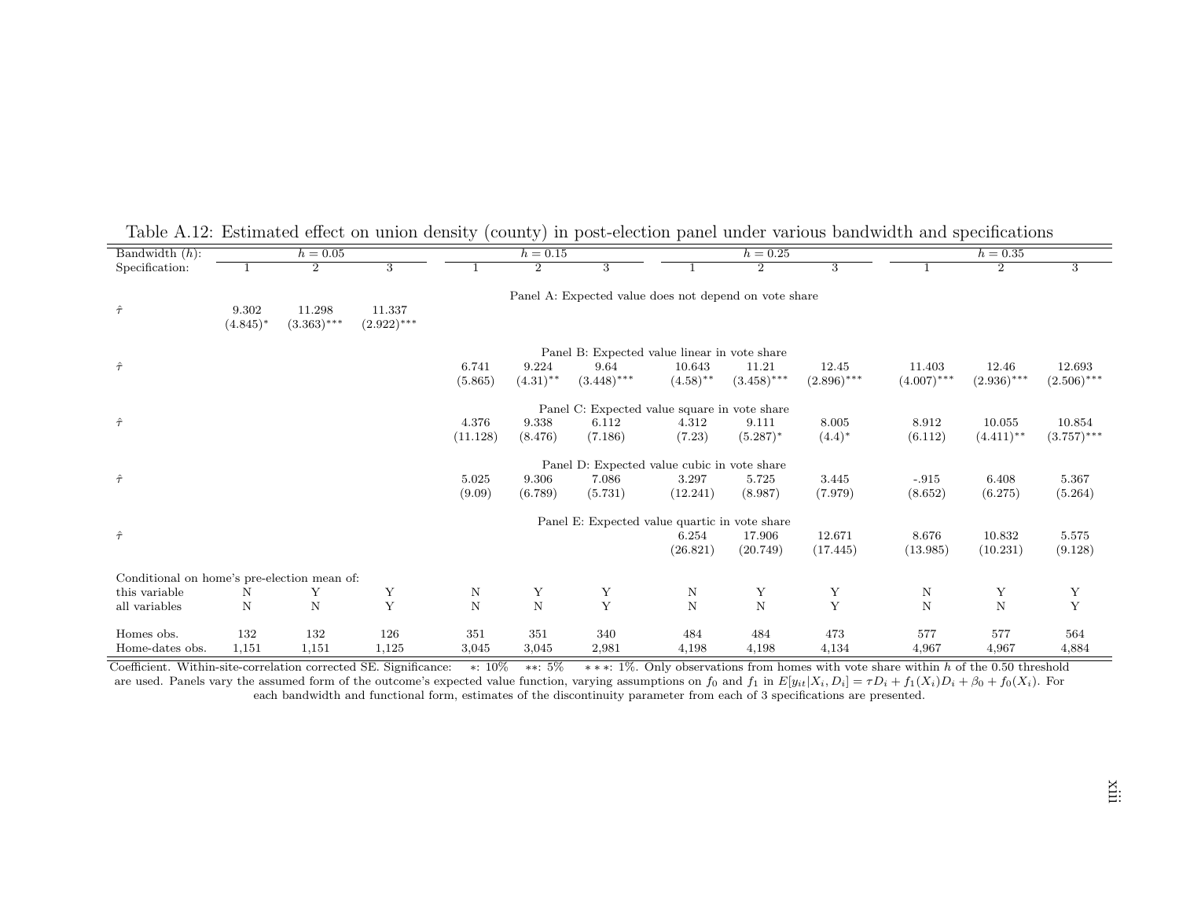Table A.12: Estimated effect on union density (county) in post-election panel under various bandwidth and specifications

| Bandwidth ($h$): | $h = 0.05$ | | | $h = 0.15$ | | | $h = 0.25$ | | | $h = 0.35$ | | |
|---|---|---|---|---|---|---|---|---|---|---|---|---|
| Specification: | 1 | 2 | 3 | 1 | 2 | 3 | 1 | 2 | 3 | 1 | 2 | 3 |
| **Panel A: Expected value does not depend on vote share** | | | | | | | | | | | | |
| $\hat{\tau}$ | 9.302 | 11.298 | 11.337 | | | | | | | | | |
| | (4.845)* | (3.363)*** | (2.922)*** | | | | | | | | | |
| **Panel B: Expected value linear in vote share** | | | | | | | | | | | | |
| $\hat{\tau}$ | | | | 6.741 | 9.224 | 9.64 | 10.643 | 11.21 | 12.45 | 11.403 | 12.46 | 12.693 |
| | | | | (5.865) | (4.31)** | (3.448)*** | (4.58)** | (3.458)*** | (2.896)*** | (4.007)*** | (2.936)*** | (2.506)*** |
| **Panel C: Expected value square in vote share** | | | | | | | | | | | | |
| $\hat{\tau}$ | | | | 4.376 | 9.338 | 6.112 | 4.312 | 9.111 | 8.005 | 8.912 | 10.055 | 10.854 |
| | | | | (11.128) | (8.476) | (7.186) | (7.23) | (5.287)* | (4.4)* | (6.112) | (4.411)** | (3.757)*** |
| **Panel D: Expected value cubic in vote share** | | | | | | | | | | | | |
| $\hat{\tau}$ | | | | 5.025 | 9.306 | 7.086 | 3.297 | 5.725 | 3.445 | -.915 | 6.408 | 5.367 |
| | | | | (9.09) | (6.789) | (5.731) | (12.241) | (8.987) | (7.979) | (8.652) | (6.275) | (5.264) |
| **Panel E: Expected value quartic in vote share** | | | | | | | | | | | | |
| $\hat{\tau}$ | | | | | | | 6.254 | 17.906 | 12.671 | 8.676 | 10.832 | 5.575 |
| | | | | | | | (26.821) | (20.749) | (17.445) | (13.985) | (10.231) | (9.128) |
| Conditional on home's pre-election mean of: | | | | | | | | | | | | |
| this variable | N | Y | Y | N | Y | Y | N | Y | Y | N | Y | Y |
| all variables | N | N | Y | N | N | Y | N | N | Y | N | N | Y |
| Homes obs. | 132 | 132 | 126 | 351 | 351 | 340 | 484 | 484 | 473 | 577 | 577 | 564 |
| Home-dates obs. | 1,151 | 1,151 | 1,125 | 3,045 | 3,045 | 2,981 | 4,198 | 4,198 | 4,134 | 4,967 | 4,967 | 4,884 |

Coefficient. Within-site-correlation corrected SE. Significance: *: 10% **: 5% ***: 1%. Only observations from homes with vote share within $h$ of the 0.50 threshold are used. Panels vary the assumed form of the outcome's expected value function, varying assumptions on $f_0$ and $f_1$ in $E[y_{it}|X_i, D_i] = \tau D_i + f_1(X_i)D_i + \beta_0 + f_0(X_i)$. For each bandwidth and functional form, estimates of the discontinuity parameter from each of 3 specifications are presented.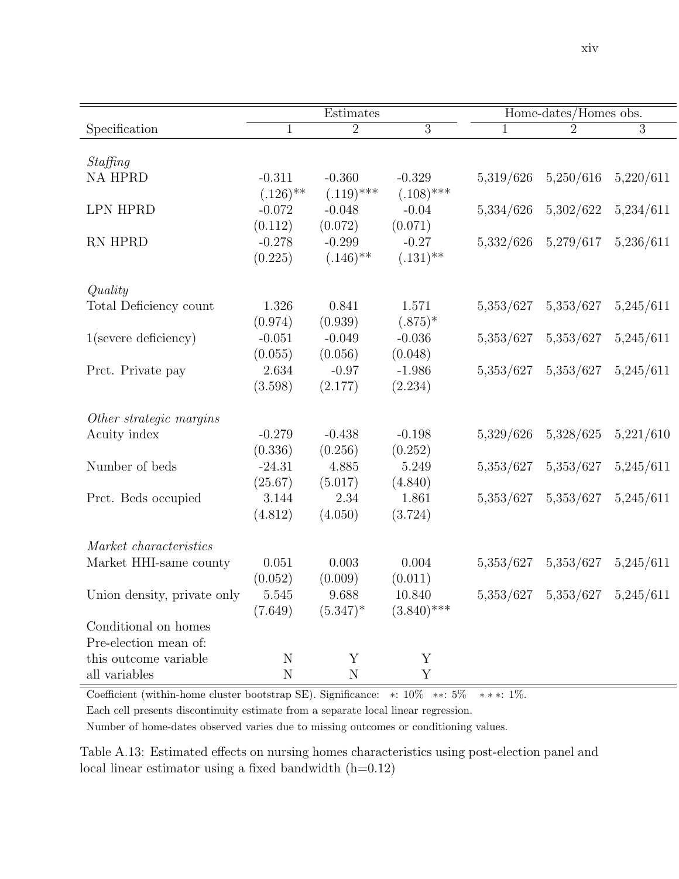| Specification | Estimates | | | Home-dates/Homes obs. | | |
|---|---|---|---|---|---|---|
| | 1 | 2 | 3 | 1 | 2 | 3 |
| *Staffing* | | | | | | |
| NA HPRD | -0.311 | -0.360 | -0.329 | 5,319/626 | 5,250/616 | 5,220/611 |
| | (.126)** | (.119)*** | (.108)*** | | | |
| LPN HPRD | -0.072 | -0.048 | -0.04 | 5,334/626 | 5,302/622 | 5,234/611 |
| | (0.112) | (0.072) | (0.071) | | | |
| RN HPRD | -0.278 | -0.299 | -0.27 | 5,332/626 | 5,279/617 | 5,236/611 |
| | (0.225) | (.146)** | (.131)** | | | |
| *Quality* | | | | | | |
| Total Deficiency count | 1.326 | 0.841 | 1.571 | 5,353/627 | 5,353/627 | 5,245/611 |
| | (0.974) | (0.939) | (.875)* | | | |
| 1(severe deficiency) | -0.051 | -0.049 | -0.036 | 5,353/627 | 5,353/627 | 5,245/611 |
| | (0.055) | (0.056) | (0.048) | | | |
| Prct. Private pay | 2.634 | -0.97 | -1.986 | 5,353/627 | 5,353/627 | 5,245/611 |
| | (3.598) | (2.177) | (2.234) | | | |
| *Other strategic margins* | | | | | | |
| Acuity index | -0.279 | -0.438 | -0.198 | 5,329/626 | 5,328/625 | 5,221/610 |
| | (0.336) | (0.256) | (0.252) | | | |
| Number of beds | -24.31 | 4.885 | 5.249 | 5,353/627 | 5,353/627 | 5,245/611 |
| | (25.67) | (5.017) | (4.840) | | | |
| Prct. Beds occupied | 3.144 | 2.34 | 1.861 | 5,353/627 | 5,353/627 | 5,245/611 |
| | (4.812) | (4.050) | (3.724) | | | |
| *Market characteristics* | | | | | | |
| Market HHI-same county | 0.051 | 0.003 | 0.004 | 5,353/627 | 5,353/627 | 5,245/611 |
| | (0.052) | (0.009) | (0.011) | | | |
| Union density, private only | 5.545 | 9.688 | 10.840 | 5,353/627 | 5,353/627 | 5,245/611 |
| | (7.649) | (5.347)* | (3.840)*** | | | |
| Conditional on homes | | | | | | |
| Pre-election mean of: | | | | | | |
| this outcome variable | N | Y | Y | | | |
| all variables | N | N | Y | | | |

Coefficient (within-home cluster bootstrap SE). Significance: *: 10% **: 5% ***: 1%.

Each cell presents discontinuity estimate from a separate local linear regression.

Number of home-dates observed varies due to missing outcomes or conditioning values.

Table A.13: Estimated effects on nursing homes characteristics using post-election panel and local linear estimator using a fixed bandwidth (h=0.12)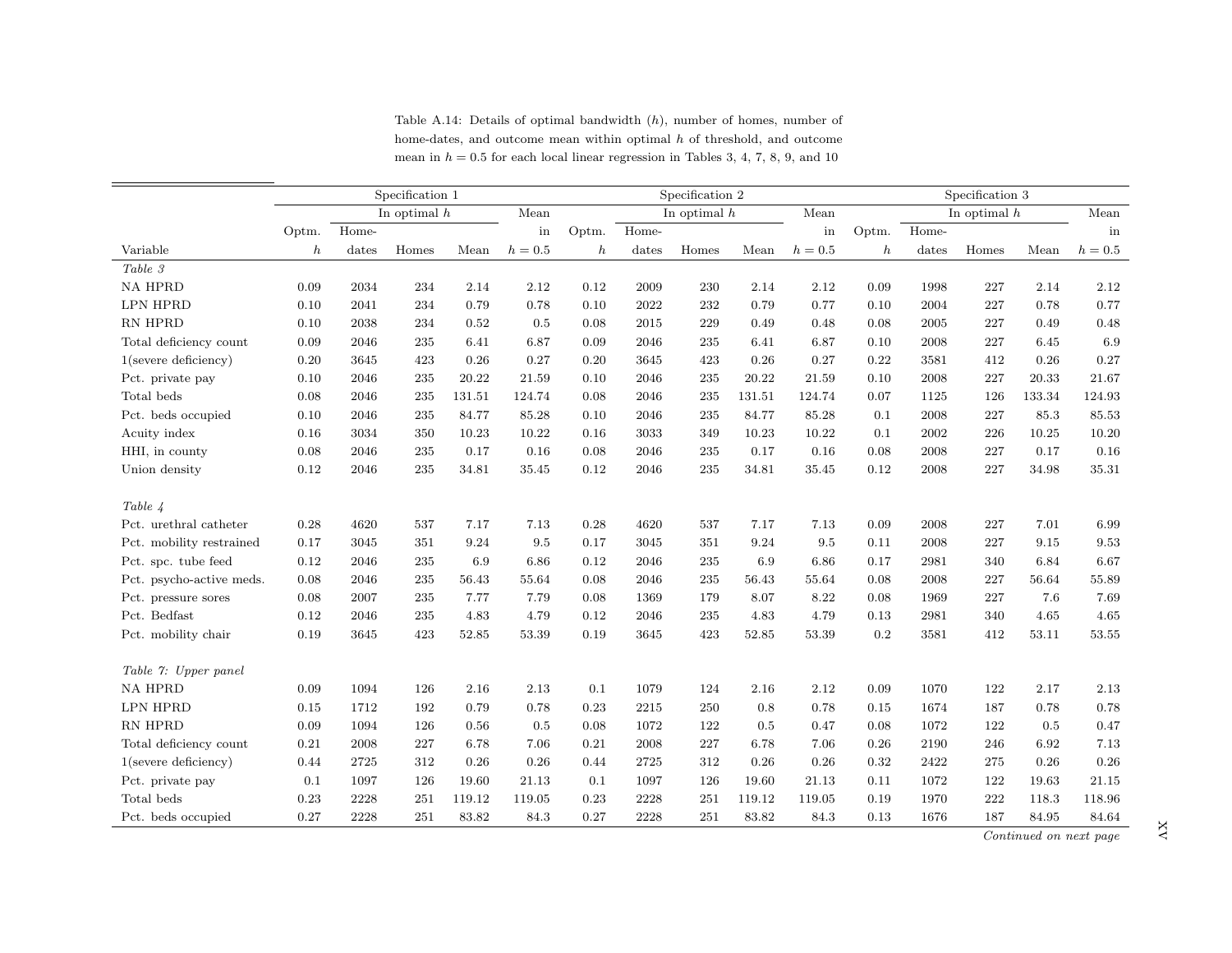Table A.14: Details of optimal bandwidth ($h$), number of homes, number of home-dates, and outcome mean within optimal $h$ of threshold, and outcome mean in $h = 0.5$ for each local linear regression in Tables 3, 4, 7, 8, 9, and 10

| | Specification 1 | | | | | Specification 2 | | | | | Specification 3 | | | | |
|---|---|---|---|---|---|---|---|---|---|---|---|---|---|---|---|
| | | In optimal $h$ | | | Mean | | In optimal $h$ | | | Mean | | In optimal $h$ | | | Mean |
| Variable | Optm. $h$ | Home-dates | Homes | Mean | in $h = 0.5$ | Optm. $h$ | Home-dates | Homes | Mean | in $h = 0.5$ | Optm. $h$ | Home-dates | Homes | Mean | in $h = 0.5$ |
| *Table 3* | | | | | | | | | | | | | | | |
| NA HPRD | 0.09 | 2034 | 234 | 2.14 | 2.12 | 0.12 | 2009 | 230 | 2.14 | 2.12 | 0.09 | 1998 | 227 | 2.14 | 2.12 |
| LPN HPRD | 0.10 | 2041 | 234 | 0.79 | 0.78 | 0.10 | 2022 | 232 | 0.79 | 0.77 | 0.10 | 2004 | 227 | 0.78 | 0.77 |
| RN HPRD | 0.10 | 2038 | 234 | 0.52 | 0.5 | 0.08 | 2015 | 229 | 0.49 | 0.48 | 0.08 | 2005 | 227 | 0.49 | 0.48 |
| Total deficiency count | 0.09 | 2046 | 235 | 6.41 | 6.87 | 0.09 | 2046 | 235 | 6.41 | 6.87 | 0.10 | 2008 | 227 | 6.45 | 6.9 |
| 1(severe deficiency) | 0.20 | 3645 | 423 | 0.26 | 0.27 | 0.20 | 3645 | 423 | 0.26 | 0.27 | 0.22 | 3581 | 412 | 0.26 | 0.27 |
| Pct. private pay | 0.10 | 2046 | 235 | 20.22 | 21.59 | 0.10 | 2046 | 235 | 20.22 | 21.59 | 0.10 | 2008 | 227 | 20.33 | 21.67 |
| Total beds | 0.08 | 2046 | 235 | 131.51 | 124.74 | 0.08 | 2046 | 235 | 131.51 | 124.74 | 0.07 | 1125 | 126 | 133.34 | 124.93 |
| Pct. beds occupied | 0.10 | 2046 | 235 | 84.77 | 85.28 | 0.10 | 2046 | 235 | 84.77 | 85.28 | 0.1 | 2008 | 227 | 85.3 | 85.53 |
| Acuity index | 0.16 | 3034 | 350 | 10.23 | 10.22 | 0.16 | 3033 | 349 | 10.23 | 10.22 | 0.1 | 2002 | 226 | 10.25 | 10.20 |
| HHI, in county | 0.08 | 2046 | 235 | 0.17 | 0.16 | 0.08 | 2046 | 235 | 0.17 | 0.16 | 0.08 | 2008 | 227 | 0.17 | 0.16 |
| Union density | 0.12 | 2046 | 235 | 34.81 | 35.45 | 0.12 | 2046 | 235 | 34.81 | 35.45 | 0.12 | 2008 | 227 | 34.98 | 35.31 |
| *Table 4* | | | | | | | | | | | | | | | |
| Pct. urethral catheter | 0.28 | 4620 | 537 | 7.17 | 7.13 | 0.28 | 4620 | 537 | 7.17 | 7.13 | 0.09 | 2008 | 227 | 7.01 | 6.99 |
| Pct. mobility restrained | 0.17 | 3045 | 351 | 9.24 | 9.5 | 0.17 | 3045 | 351 | 9.24 | 9.5 | 0.11 | 2008 | 227 | 9.15 | 9.53 |
| Pct. spc. tube feed | 0.12 | 2046 | 235 | 6.9 | 6.86 | 0.12 | 2046 | 235 | 6.9 | 6.86 | 0.17 | 2981 | 340 | 6.84 | 6.67 |
| Pct. psycho-active meds. | 0.08 | 2046 | 235 | 56.43 | 55.64 | 0.08 | 2046 | 235 | 56.43 | 55.64 | 0.08 | 2008 | 227 | 56.64 | 55.89 |
| Pct. pressure sores | 0.08 | 2007 | 235 | 7.77 | 7.79 | 0.08 | 1369 | 179 | 8.07 | 8.22 | 0.08 | 1969 | 227 | 7.6 | 7.69 |
| Pct. Bedfast | 0.12 | 2046 | 235 | 4.83 | 4.79 | 0.12 | 2046 | 235 | 4.83 | 4.79 | 0.13 | 2981 | 340 | 4.65 | 4.65 |
| Pct. mobility chair | 0.19 | 3645 | 423 | 52.85 | 53.39 | 0.19 | 3645 | 423 | 52.85 | 53.39 | 0.2 | 3581 | 412 | 53.11 | 53.55 |
| *Table 7: Upper panel* | | | | | | | | | | | | | | | |
| NA HPRD | 0.09 | 1094 | 126 | 2.16 | 2.13 | 0.1 | 1079 | 124 | 2.16 | 2.12 | 0.09 | 1070 | 122 | 2.17 | 2.13 |
| LPN HPRD | 0.15 | 1712 | 192 | 0.79 | 0.78 | 0.23 | 2215 | 250 | 0.8 | 0.78 | 0.15 | 1674 | 187 | 0.78 | 0.78 |
| RN HPRD | 0.09 | 1094 | 126 | 0.56 | 0.5 | 0.08 | 1072 | 122 | 0.5 | 0.47 | 0.08 | 1072 | 122 | 0.5 | 0.47 |
| Total deficiency count | 0.21 | 2008 | 227 | 6.78 | 7.06 | 0.21 | 2008 | 227 | 6.78 | 7.06 | 0.26 | 2190 | 246 | 6.92 | 7.13 |
| 1(severe deficiency) | 0.44 | 2725 | 312 | 0.26 | 0.26 | 0.44 | 2725 | 312 | 0.26 | 0.26 | 0.32 | 2422 | 275 | 0.26 | 0.26 |
| Pct. private pay | 0.1 | 1097 | 126 | 19.60 | 21.13 | 0.1 | 1097 | 126 | 19.60 | 21.13 | 0.11 | 1072 | 122 | 19.63 | 21.15 |
| Total beds | 0.23 | 2228 | 251 | 119.12 | 119.05 | 0.23 | 2228 | 251 | 119.12 | 119.05 | 0.19 | 1970 | 222 | 118.3 | 118.96 |
| Pct. beds occupied | 0.27 | 2228 | 251 | 83.82 | 84.3 | 0.27 | 2228 | 251 | 83.82 | 84.3 | 0.13 | 1676 | 187 | 84.95 | 84.64 |

*Continued on next page*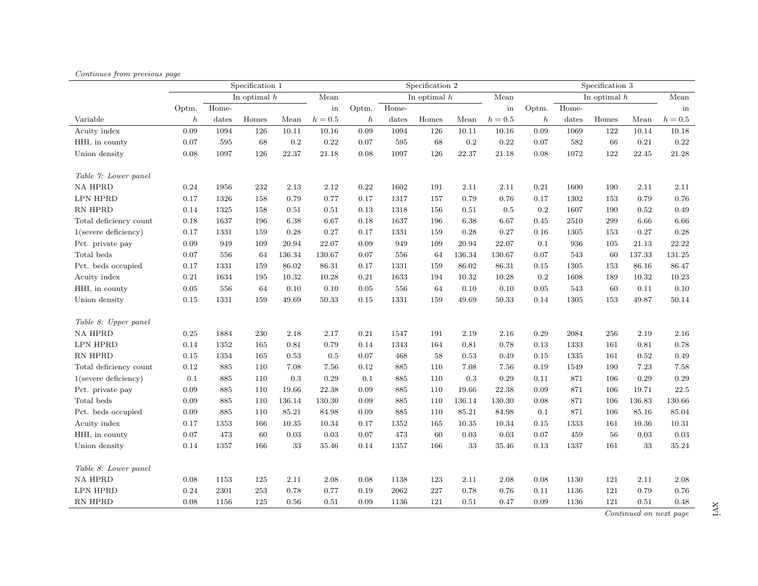*Continues from previous page*

| | Specification 1 | | | | | Specification 2 | | | | | Specification 3 | | | | |
|---|---|---|---|---|---|---|---|---|---|---|---|---|---|---|---|
| | | In optimal $h$ | | | Mean | | In optimal $h$ | | | Mean | | In optimal $h$ | | | Mean |
| Variable | Optm. $h$ | Home-dates | Homes | Mean | in $h = 0.5$ | Optm. $h$ | Home-dates | Homes | Mean | in $h = 0.5$ | Optm. $h$ | Home-dates | Homes | Mean | in $h = 0.5$ |
| Acuity index | 0.09 | 1094 | 126 | 10.11 | 10.16 | 0.09 | 1094 | 126 | 10.11 | 10.16 | 0.09 | 1069 | 122 | 10.14 | 10.18 |
| HHI, in county | 0.07 | 595 | 68 | 0.2 | 0.22 | 0.07 | 595 | 68 | 0.2 | 0.22 | 0.07 | 582 | 66 | 0.21 | 0.22 |
| Union density | 0.08 | 1097 | 126 | 22.37 | 21.18 | 0.08 | 1097 | 126 | 22.37 | 21.18 | 0.08 | 1072 | 122 | 22.45 | 21.28 |
| *Table 7: Lower panel* | | | | | | | | | | | | | | | |
| NA HPRD | 0.24 | 1956 | 232 | 2.13 | 2.12 | 0.22 | 1602 | 191 | 2.11 | 2.11 | 0.21 | 1600 | 190 | 2.11 | 2.11 |
| LPN HPRD | 0.17 | 1326 | 158 | 0.79 | 0.77 | 0.17 | 1317 | 157 | 0.79 | 0.76 | 0.17 | 1302 | 153 | 0.79 | 0.76 |
| RN HPRD | 0.14 | 1325 | 158 | 0.51 | 0.51 | 0.13 | 1318 | 156 | 0.51 | 0.5 | 0.2 | 1607 | 190 | 0.52 | 0.49 |
| Total deficiency count | 0.18 | 1637 | 196 | 6.38 | 6.67 | 0.18 | 1637 | 196 | 6.38 | 6.67 | 0.45 | 2510 | 299 | 6.66 | 6.66 |
| 1(severe deficiency) | 0.17 | 1331 | 159 | 0.28 | 0.27 | 0.17 | 1331 | 159 | 0.28 | 0.27 | 0.16 | 1305 | 153 | 0.27 | 0.28 |
| Pct. private pay | 0.09 | 949 | 109 | 20.94 | 22.07 | 0.09 | 949 | 109 | 20.94 | 22.07 | 0.1 | 936 | 105 | 21.13 | 22.22 |
| Total beds | 0.07 | 556 | 64 | 136.34 | 130.67 | 0.07 | 556 | 64 | 136.34 | 130.67 | 0.07 | 543 | 60 | 137.33 | 131.25 |
| Pct. beds occupied | 0.17 | 1331 | 159 | 86.02 | 86.31 | 0.17 | 1331 | 159 | 86.02 | 86.31 | 0.15 | 1305 | 153 | 86.16 | 86.47 |
| Acuity index | 0.21 | 1634 | 195 | 10.32 | 10.28 | 0.21 | 1633 | 194 | 10.32 | 10.28 | 0.2 | 1608 | 189 | 10.32 | 10.23 |
| HHI, in county | 0.05 | 556 | 64 | 0.10 | 0.10 | 0.05 | 556 | 64 | 0.10 | 0.10 | 0.05 | 543 | 60 | 0.11 | 0.10 |
| Union density | 0.15 | 1331 | 159 | 49.69 | 50.33 | 0.15 | 1331 | 159 | 49.69 | 50.33 | 0.14 | 1305 | 153 | 49.87 | 50.14 |
| *Table 8: Upper panel* | | | | | | | | | | | | | | | |
| NA HPRD | 0.25 | 1884 | 230 | 2.18 | 2.17 | 0.21 | 1547 | 191 | 2.19 | 2.16 | 0.29 | 2084 | 256 | 2.19 | 2.16 |
| LPN HPRD | 0.14 | 1352 | 165 | 0.81 | 0.79 | 0.14 | 1343 | 164 | 0.81 | 0.78 | 0.13 | 1333 | 161 | 0.81 | 0.78 |
| RN HPRD | 0.15 | 1354 | 165 | 0.53 | 0.5 | 0.07 | 468 | 58 | 0.53 | 0.49 | 0.15 | 1335 | 161 | 0.52 | 0.49 |
| Total deficiency count | 0.12 | 885 | 110 | 7.08 | 7.56 | 0.12 | 885 | 110 | 7.08 | 7.56 | 0.19 | 1549 | 190 | 7.23 | 7.58 |
| 1(severe deficiency) | 0.1 | 885 | 110 | 0.3 | 0.29 | 0.1 | 885 | 110 | 0.3 | 0.29 | 0.11 | 871 | 106 | 0.29 | 0.29 |
| Pct. private pay | 0.09 | 885 | 110 | 19.66 | 22.38 | 0.09 | 885 | 110 | 19.66 | 22.38 | 0.09 | 871 | 106 | 19.71 | 22.5 |
| Total beds | 0.09 | 885 | 110 | 136.14 | 130.30 | 0.09 | 885 | 110 | 136.14 | 130.30 | 0.08 | 871 | 106 | 136.83 | 130.66 |
| Pct. beds occupied | 0.09 | 885 | 110 | 85.21 | 84.98 | 0.09 | 885 | 110 | 85.21 | 84.98 | 0.1 | 871 | 106 | 85.16 | 85.04 |
| Acuity index | 0.17 | 1353 | 166 | 10.35 | 10.34 | 0.17 | 1352 | 165 | 10.35 | 10.34 | 0.15 | 1333 | 161 | 10.36 | 10.31 |
| HHI, in county | 0.07 | 473 | 60 | 0.03 | 0.03 | 0.07 | 473 | 60 | 0.03 | 0.03 | 0.07 | 459 | 56 | 0.03 | 0.03 |
| Union density | 0.14 | 1357 | 166 | 33 | 35.46 | 0.14 | 1357 | 166 | 33 | 35.46 | 0.13 | 1337 | 161 | 33 | 35.24 |
| *Table 8: Lower panel* | | | | | | | | | | | | | | | |
| NA HPRD | 0.08 | 1153 | 125 | 2.11 | 2.08 | 0.08 | 1138 | 123 | 2.11 | 2.08 | 0.08 | 1130 | 121 | 2.11 | 2.08 |
| LPN HPRD | 0.24 | 2301 | 253 | 0.78 | 0.77 | 0.19 | 2062 | 227 | 0.78 | 0.76 | 0.11 | 1136 | 121 | 0.79 | 0.76 |
| RN HPRD | 0.08 | 1156 | 125 | 0.56 | 0.51 | 0.09 | 1136 | 121 | 0.51 | 0.47 | 0.09 | 1136 | 121 | 0.51 | 0.48 |

*Continued on next page*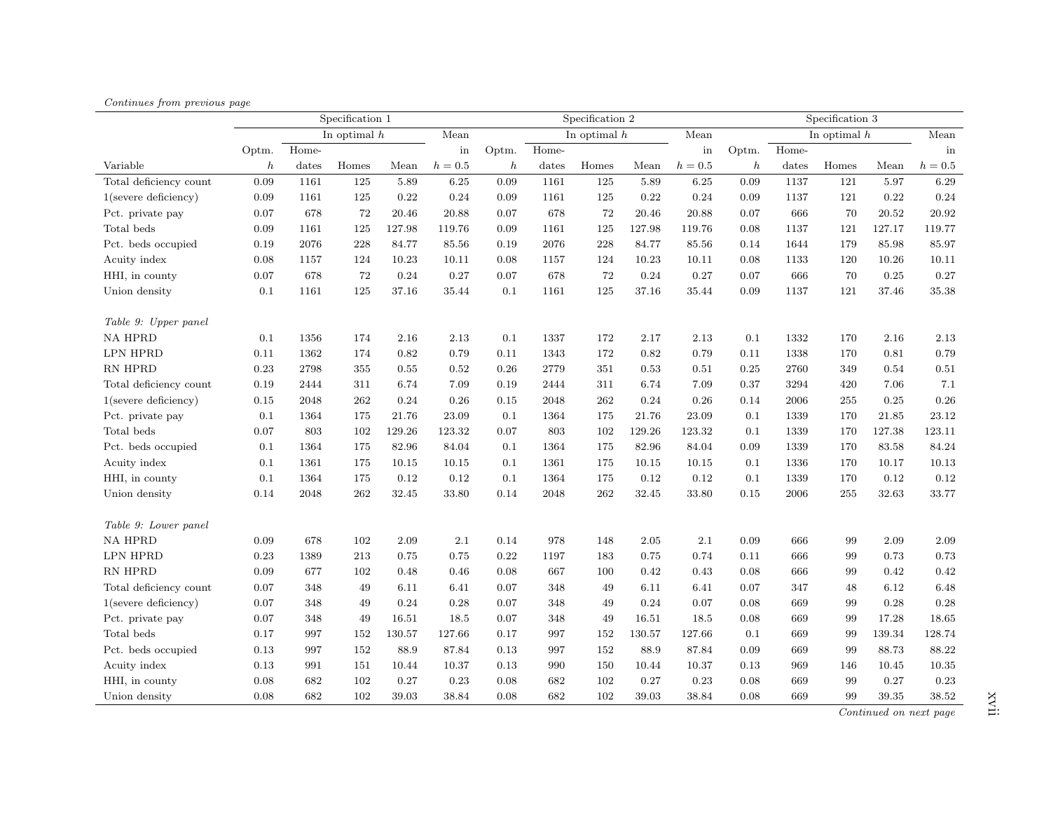*Continues from previous page*

| | Specification 1 | | | | | Specification 2 | | | | | Specification 3 | | | | |
|---|---|---|---|---|---|---|---|---|---|---|---|---|---|---|---|
| | | In optimal $h$ | | | Mean | | In optimal $h$ | | | Mean | | In optimal $h$ | | | Mean |
| Variable | Optm. $h$ | Home-dates | Homes | Mean | in $h = 0.5$ | Optm. $h$ | Home-dates | Homes | Mean | in $h = 0.5$ | Optm. $h$ | Home-dates | Homes | Mean | in $h = 0.5$ |
| Total deficiency count | 0.09 | 1161 | 125 | 5.89 | 6.25 | 0.09 | 1161 | 125 | 5.89 | 6.25 | 0.09 | 1137 | 121 | 5.97 | 6.29 |
| 1(severe deficiency) | 0.09 | 1161 | 125 | 0.22 | 0.24 | 0.09 | 1161 | 125 | 0.22 | 0.24 | 0.09 | 1137 | 121 | 0.22 | 0.24 |
| Pct. private pay | 0.07 | 678 | 72 | 20.46 | 20.88 | 0.07 | 678 | 72 | 20.46 | 20.88 | 0.07 | 666 | 70 | 20.52 | 20.92 |
| Total beds | 0.09 | 1161 | 125 | 127.98 | 119.76 | 0.09 | 1161 | 125 | 127.98 | 119.76 | 0.08 | 1137 | 121 | 127.17 | 119.77 |
| Pct. beds occupied | 0.19 | 2076 | 228 | 84.77 | 85.56 | 0.19 | 2076 | 228 | 84.77 | 85.56 | 0.14 | 1644 | 179 | 85.98 | 85.97 |
| Acuity index | 0.08 | 1157 | 124 | 10.23 | 10.11 | 0.08 | 1157 | 124 | 10.23 | 10.11 | 0.08 | 1133 | 120 | 10.26 | 10.11 |
| HHI, in county | 0.07 | 678 | 72 | 0.24 | 0.27 | 0.07 | 678 | 72 | 0.24 | 0.27 | 0.07 | 666 | 70 | 0.25 | 0.27 |
| Union density | 0.1 | 1161 | 125 | 37.16 | 35.44 | 0.1 | 1161 | 125 | 37.16 | 35.44 | 0.09 | 1137 | 121 | 37.46 | 35.38 |
| *Table 9: Upper panel* | | | | | | | | | | | | | | | |
| NA HPRD | 0.1 | 1356 | 174 | 2.16 | 2.13 | 0.1 | 1337 | 172 | 2.17 | 2.13 | 0.1 | 1332 | 170 | 2.16 | 2.13 |
| LPN HPRD | 0.11 | 1362 | 174 | 0.82 | 0.79 | 0.11 | 1343 | 172 | 0.82 | 0.79 | 0.11 | 1338 | 170 | 0.81 | 0.79 |
| RN HPRD | 0.23 | 2798 | 355 | 0.55 | 0.52 | 0.26 | 2779 | 351 | 0.53 | 0.51 | 0.25 | 2760 | 349 | 0.54 | 0.51 |
| Total deficiency count | 0.19 | 2444 | 311 | 6.74 | 7.09 | 0.19 | 2444 | 311 | 6.74 | 7.09 | 0.37 | 3294 | 420 | 7.06 | 7.1 |
| 1(severe deficiency) | 0.15 | 2048 | 262 | 0.24 | 0.26 | 0.15 | 2048 | 262 | 0.24 | 0.26 | 0.14 | 2006 | 255 | 0.25 | 0.26 |
| Pct. private pay | 0.1 | 1364 | 175 | 21.76 | 23.09 | 0.1 | 1364 | 175 | 21.76 | 23.09 | 0.1 | 1339 | 170 | 21.85 | 23.12 |
| Total beds | 0.07 | 803 | 102 | 129.26 | 123.32 | 0.07 | 803 | 102 | 129.26 | 123.32 | 0.1 | 1339 | 170 | 127.38 | 123.11 |
| Pct. beds occupied | 0.1 | 1364 | 175 | 82.96 | 84.04 | 0.1 | 1364 | 175 | 82.96 | 84.04 | 0.09 | 1339 | 170 | 83.58 | 84.24 |
| Acuity index | 0.1 | 1361 | 175 | 10.15 | 10.15 | 0.1 | 1361 | 175 | 10.15 | 10.15 | 0.1 | 1336 | 170 | 10.17 | 10.13 |
| HHI, in county | 0.1 | 1364 | 175 | 0.12 | 0.12 | 0.1 | 1364 | 175 | 0.12 | 0.12 | 0.1 | 1339 | 170 | 0.12 | 0.12 |
| Union density | 0.14 | 2048 | 262 | 32.45 | 33.80 | 0.14 | 2048 | 262 | 32.45 | 33.80 | 0.15 | 2006 | 255 | 32.63 | 33.77 |
| *Table 9: Lower panel* | | | | | | | | | | | | | | | |
| NA HPRD | 0.09 | 678 | 102 | 2.09 | 2.1 | 0.14 | 978 | 148 | 2.05 | 2.1 | 0.09 | 666 | 99 | 2.09 | 2.09 |
| LPN HPRD | 0.23 | 1389 | 213 | 0.75 | 0.75 | 0.22 | 1197 | 183 | 0.75 | 0.74 | 0.11 | 666 | 99 | 0.73 | 0.73 |
| RN HPRD | 0.09 | 677 | 102 | 0.48 | 0.46 | 0.08 | 667 | 100 | 0.42 | 0.43 | 0.08 | 666 | 99 | 0.42 | 0.42 |
| Total deficiency count | 0.07 | 348 | 49 | 6.11 | 6.41 | 0.07 | 348 | 49 | 6.11 | 6.41 | 0.07 | 347 | 48 | 6.12 | 6.48 |
| 1(severe deficiency) | 0.07 | 348 | 49 | 0.24 | 0.28 | 0.07 | 348 | 49 | 0.24 | 0.07 | 0.08 | 669 | 99 | 0.28 | 0.28 |
| Pct. private pay | 0.07 | 348 | 49 | 16.51 | 18.5 | 0.07 | 348 | 49 | 16.51 | 18.5 | 0.08 | 669 | 99 | 17.28 | 18.65 |
| Total beds | 0.17 | 997 | 152 | 130.57 | 127.66 | 0.17 | 997 | 152 | 130.57 | 127.66 | 0.1 | 669 | 99 | 139.34 | 128.74 |
| Pct. beds occupied | 0.13 | 997 | 152 | 88.9 | 87.84 | 0.13 | 997 | 152 | 88.9 | 87.84 | 0.09 | 669 | 99 | 88.73 | 88.22 |
| Acuity index | 0.13 | 991 | 151 | 10.44 | 10.37 | 0.13 | 990 | 150 | 10.44 | 10.37 | 0.13 | 969 | 146 | 10.45 | 10.35 |
| HHI, in county | 0.08 | 682 | 102 | 0.27 | 0.23 | 0.08 | 682 | 102 | 0.27 | 0.23 | 0.08 | 669 | 99 | 0.27 | 0.23 |
| Union density | 0.08 | 682 | 102 | 39.03 | 38.84 | 0.08 | 682 | 102 | 39.03 | 38.84 | 0.08 | 669 | 99 | 39.35 | 38.52 |

*Continued on next page*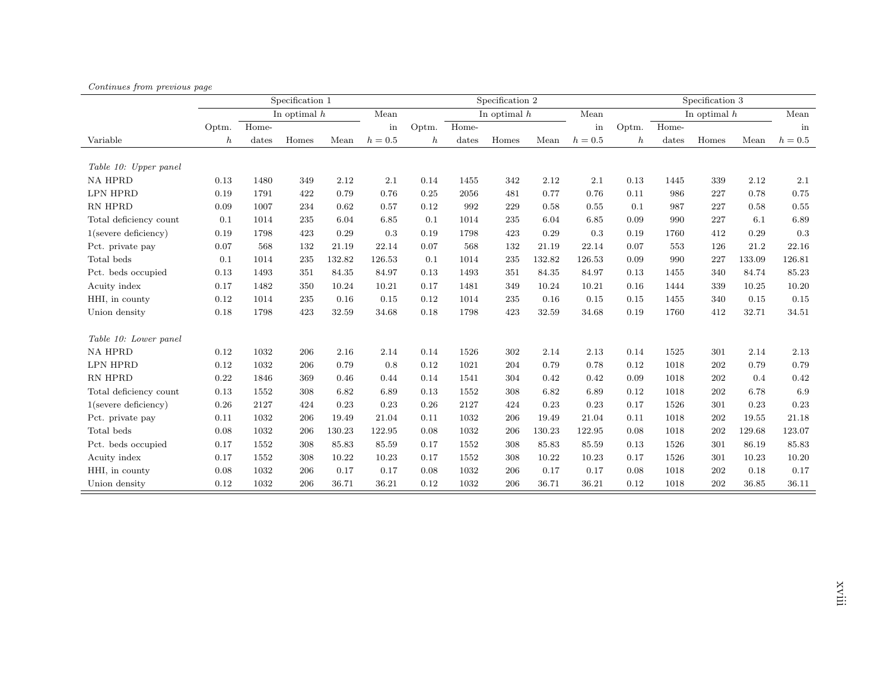*Continues from previous page*

| | Specification 1 | | | | | Specification 2 | | | | | Specification 3 | | | | |
|---|---|---|---|---|---|---|---|---|---|---|---|---|---|---|---|
| | | In optimal $h$ | | | Mean | | In optimal $h$ | | | Mean | | In optimal $h$ | | | Mean |
| Variable | Optm. $h$ | Home-dates | Homes | Mean | in $h = 0.5$ | Optm. $h$ | Home-dates | Homes | Mean | in $h = 0.5$ | Optm. $h$ | Home-dates | Homes | Mean | in $h = 0.5$ |
| *Table 10: Upper panel* | | | | | | | | | | | | | | | |
| NA HPRD | 0.13 | 1480 | 349 | 2.12 | 2.1 | 0.14 | 1455 | 342 | 2.12 | 2.1 | 0.13 | 1445 | 339 | 2.12 | 2.1 |
| LPN HPRD | 0.19 | 1791 | 422 | 0.79 | 0.76 | 0.25 | 2056 | 481 | 0.77 | 0.76 | 0.11 | 986 | 227 | 0.78 | 0.75 |
| RN HPRD | 0.09 | 1007 | 234 | 0.62 | 0.57 | 0.12 | 992 | 229 | 0.58 | 0.55 | 0.1 | 987 | 227 | 0.58 | 0.55 |
| Total deficiency count | 0.1 | 1014 | 235 | 6.04 | 6.85 | 0.1 | 1014 | 235 | 6.04 | 6.85 | 0.09 | 990 | 227 | 6.1 | 6.89 |
| 1(severe deficiency) | 0.19 | 1798 | 423 | 0.29 | 0.3 | 0.19 | 1798 | 423 | 0.29 | 0.3 | 0.19 | 1760 | 412 | 0.29 | 0.3 |
| Pct. private pay | 0.07 | 568 | 132 | 21.19 | 22.14 | 0.07 | 568 | 132 | 21.19 | 22.14 | 0.07 | 553 | 126 | 21.2 | 22.16 |
| Total beds | 0.1 | 1014 | 235 | 132.82 | 126.53 | 0.1 | 1014 | 235 | 132.82 | 126.53 | 0.09 | 990 | 227 | 133.09 | 126.81 |
| Pct. beds occupied | 0.13 | 1493 | 351 | 84.35 | 84.97 | 0.13 | 1493 | 351 | 84.35 | 84.97 | 0.13 | 1455 | 340 | 84.74 | 85.23 |
| Acuity index | 0.17 | 1482 | 350 | 10.24 | 10.21 | 0.17 | 1481 | 349 | 10.24 | 10.21 | 0.16 | 1444 | 339 | 10.25 | 10.20 |
| HHI, in county | 0.12 | 1014 | 235 | 0.16 | 0.15 | 0.12 | 1014 | 235 | 0.16 | 0.15 | 0.15 | 1455 | 340 | 0.15 | 0.15 |
| Union density | 0.18 | 1798 | 423 | 32.59 | 34.68 | 0.18 | 1798 | 423 | 32.59 | 34.68 | 0.19 | 1760 | 412 | 32.71 | 34.51 |
| *Table 10: Lower panel* | | | | | | | | | | | | | | | |
| NA HPRD | 0.12 | 1032 | 206 | 2.16 | 2.14 | 0.14 | 1526 | 302 | 2.14 | 2.13 | 0.14 | 1525 | 301 | 2.14 | 2.13 |
| LPN HPRD | 0.12 | 1032 | 206 | 0.79 | 0.8 | 0.12 | 1021 | 204 | 0.79 | 0.78 | 0.12 | 1018 | 202 | 0.79 | 0.79 |
| RN HPRD | 0.22 | 1846 | 369 | 0.46 | 0.44 | 0.14 | 1541 | 304 | 0.42 | 0.42 | 0.09 | 1018 | 202 | 0.4 | 0.42 |
| Total deficiency count | 0.13 | 1552 | 308 | 6.82 | 6.89 | 0.13 | 1552 | 308 | 6.82 | 6.89 | 0.12 | 1018 | 202 | 6.78 | 6.9 |
| 1(severe deficiency) | 0.26 | 2127 | 424 | 0.23 | 0.23 | 0.26 | 2127 | 424 | 0.23 | 0.23 | 0.17 | 1526 | 301 | 0.23 | 0.23 |
| Pct. private pay | 0.11 | 1032 | 206 | 19.49 | 21.04 | 0.11 | 1032 | 206 | 19.49 | 21.04 | 0.11 | 1018 | 202 | 19.55 | 21.18 |
| Total beds | 0.08 | 1032 | 206 | 130.23 | 122.95 | 0.08 | 1032 | 206 | 130.23 | 122.95 | 0.08 | 1018 | 202 | 129.68 | 123.07 |
| Pct. beds occupied | 0.17 | 1552 | 308 | 85.83 | 85.59 | 0.17 | 1552 | 308 | 85.83 | 85.59 | 0.13 | 1526 | 301 | 86.19 | 85.83 |
| Acuity index | 0.17 | 1552 | 308 | 10.22 | 10.23 | 0.17 | 1552 | 308 | 10.22 | 10.23 | 0.17 | 1526 | 301 | 10.23 | 10.20 |
| HHI, in county | 0.08 | 1032 | 206 | 0.17 | 0.17 | 0.08 | 1032 | 206 | 0.17 | 0.17 | 0.08 | 1018 | 202 | 0.18 | 0.17 |
| Union density | 0.12 | 1032 | 206 | 36.71 | 36.21 | 0.12 | 1032 | 206 | 36.71 | 36.21 | 0.12 | 1018 | 202 | 36.85 | 36.11 |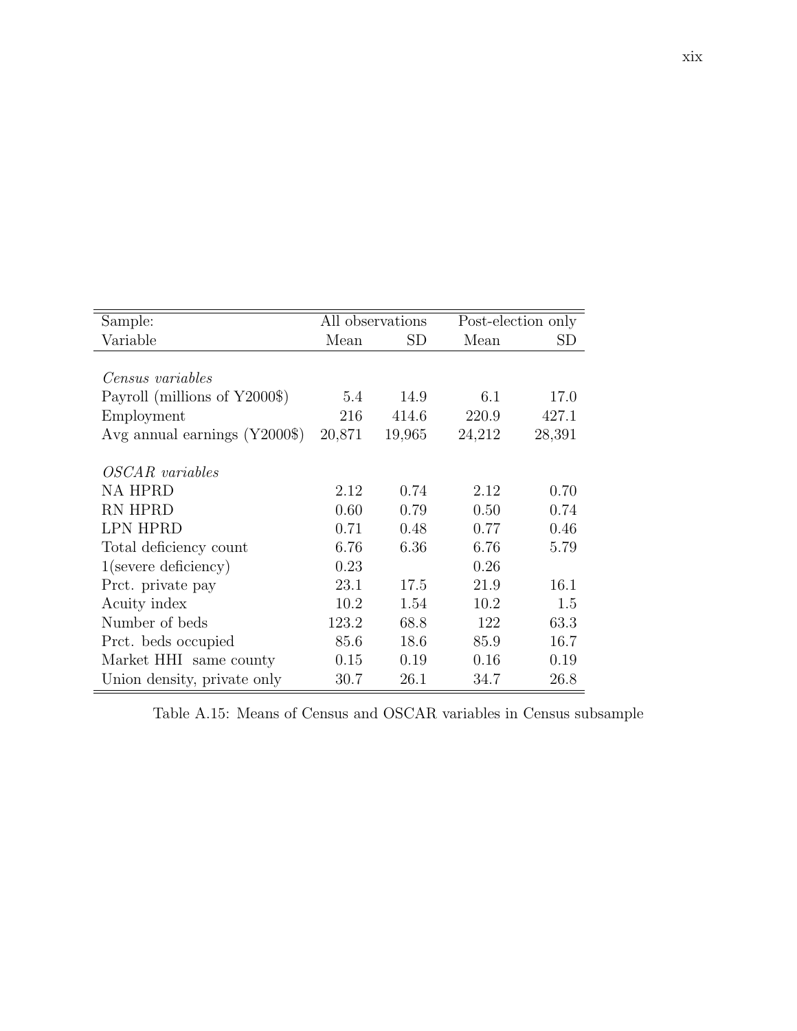| Sample: | All observations | | Post-election only | |
|---|---|---|---|---|
| Variable | Mean | SD | Mean | SD |
| *Census variables* | | | | |
| Payroll (millions of Y2000$) | 5.4 | 14.9 | 6.1 | 17.0 |
| Employment | 216 | 414.6 | 220.9 | 427.1 |
| Avg annual earnings (Y2000$) | 20,871 | 19,965 | 24,212 | 28,391 |
| *OSCAR variables* | | | | |
| NA HPRD | 2.12 | 0.74 | 2.12 | 0.70 |
| RN HPRD | 0.60 | 0.79 | 0.50 | 0.74 |
| LPN HPRD | 0.71 | 0.48 | 0.77 | 0.46 |
| Total deficiency count | 6.76 | 6.36 | 6.76 | 5.79 |
| 1(severe deficiency) | 0.23 | | 0.26 | |
| Prct. private pay | 23.1 | 17.5 | 21.9 | 16.1 |
| Acuity index | 10.2 | 1.54 | 10.2 | 1.5 |
| Number of beds | 123.2 | 68.8 | 122 | 63.3 |
| Prct. beds occupied | 85.6 | 18.6 | 85.9 | 16.7 |
| Market HHI same county | 0.15 | 0.19 | 0.16 | 0.19 |
| Union density, private only | 30.7 | 26.1 | 34.7 | 26.8 |

Table A.15: Means of Census and OSCAR variables in Census subsample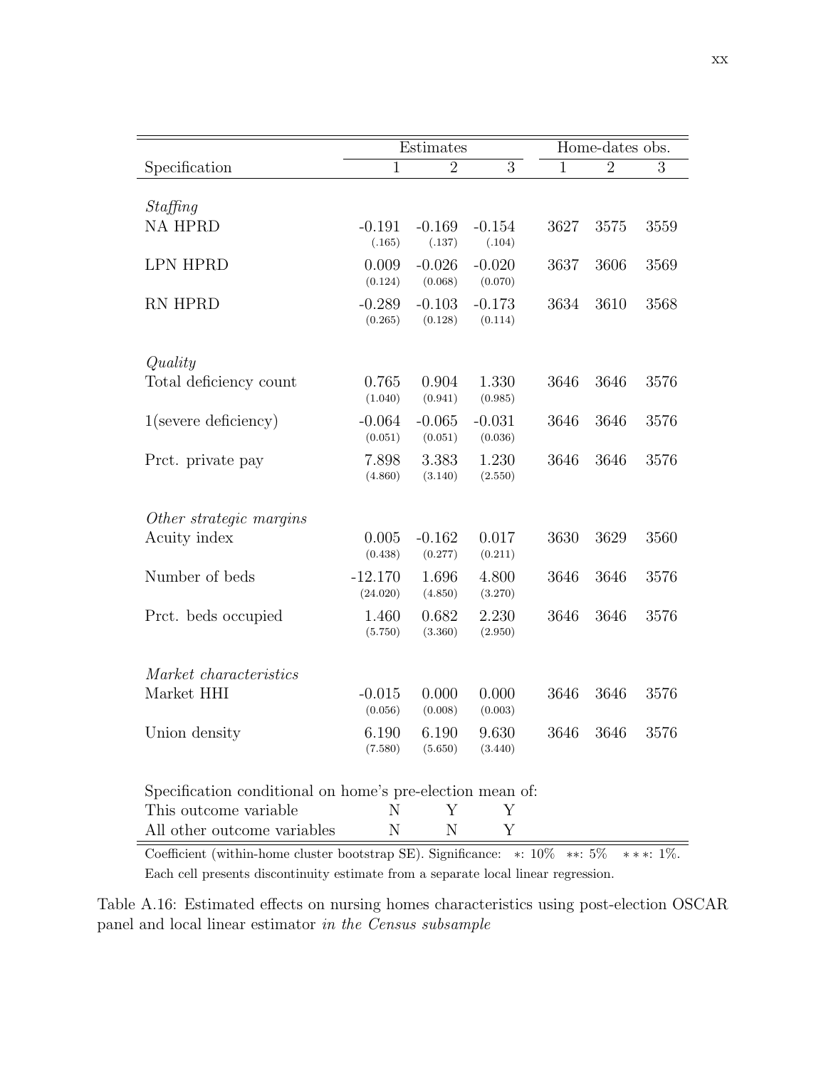| | Estimates | | | Home-dates obs. | | |
|---|---|---|---|---|---|---|
| Specification | 1 | 2 | 3 | 1 | 2 | 3 |
| *Staffing* | | | | | | |
| NA HPRD | -0.191 (.165) | -0.169 (.137) | -0.154 (.104) | 3627 | 3575 | 3559 |
| LPN HPRD | 0.009 (0.124) | -0.026 (0.068) | -0.020 (0.070) | 3637 | 3606 | 3569 |
| RN HPRD | -0.289 (0.265) | -0.103 (0.128) | -0.173 (0.114) | 3634 | 3610 | 3568 |
| *Quality* | | | | | | |
| Total deficiency count | 0.765 (1.040) | 0.904 (0.941) | 1.330 (0.985) | 3646 | 3646 | 3576 |
| 1(severe deficiency) | -0.064 (0.051) | -0.065 (0.051) | -0.031 (0.036) | 3646 | 3646 | 3576 |
| Prct. private pay | 7.898 (4.860) | 3.383 (3.140) | 1.230 (2.550) | 3646 | 3646 | 3576 |
| *Other strategic margins* | | | | | | |
| Acuity index | 0.005 (0.438) | -0.162 (0.277) | 0.017 (0.211) | 3630 | 3629 | 3560 |
| Number of beds | -12.170 (24.020) | 1.696 (4.850) | 4.800 (3.270) | 3646 | 3646 | 3576 |
| Prct. beds occupied | 1.460 (5.750) | 0.682 (3.360) | 2.230 (2.950) | 3646 | 3646 | 3576 |
| *Market characteristics* | | | | | | |
| Market HHI | -0.015 (0.056) | 0.000 (0.008) | 0.000 (0.003) | 3646 | 3646 | 3576 |
| Union density | 6.190 (7.580) | 6.190 (5.650) | 9.630 (3.440) | 3646 | 3646 | 3576 |
| Specification conditional on home's pre-election mean of: | | | | | | |
| This outcome variable | N | Y | Y | | | |
| All other outcome variables | N | N | Y | | | |

Coefficient (within-home cluster bootstrap SE). Significance: $*$: 10% $**$: 5% $***$: 1%.
Each cell presents discontinuity estimate from a separate local linear regression.

Table A.16: Estimated effects on nursing homes characteristics using post-election OSCAR panel and local linear estimator *in the Census subsample*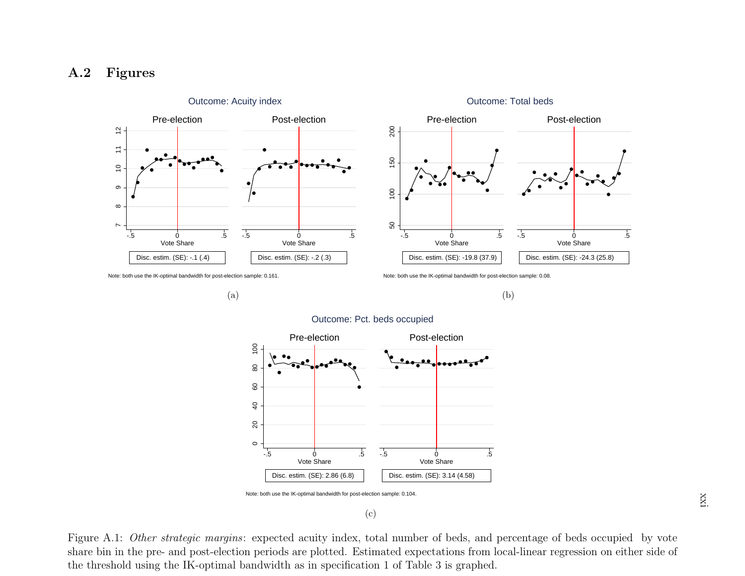## A.2 Figures

Outcome: Acuity index

Pre-election | Post-election

Disc. estim. (SE): -.1 (.4) | Disc. estim. (SE): -.2 (.3)

Note: both use the IK-optimal bandwidth for post-election sample: 0.161.

(a)

Outcome: Total beds

Pre-election | Post-election

Disc. estim. (SE): -19.8 (37.9) | Disc. estim. (SE): -24.3 (25.8)

Note: both use the IK-optimal bandwidth for post-election sample: 0.08.

(b)

Outcome: Pct. beds occupied

Pre-election | Post-election

Disc. estim. (SE): 2.86 (6.8) | Disc. estim. (SE): 3.14 (4.58)

Note: both use the IK-optimal bandwidth for post-election sample: 0.104.

(c)

Figure A.1: *Other strategic margins*: expected acuity index, total number of beds, and percentage of beds occupied by vote share bin in the pre- and post-election periods are plotted. Estimated expectations from local-linear regression on either side of the threshold using the IK-optimal bandwidth as in specification 1 of Table 3 is graphed.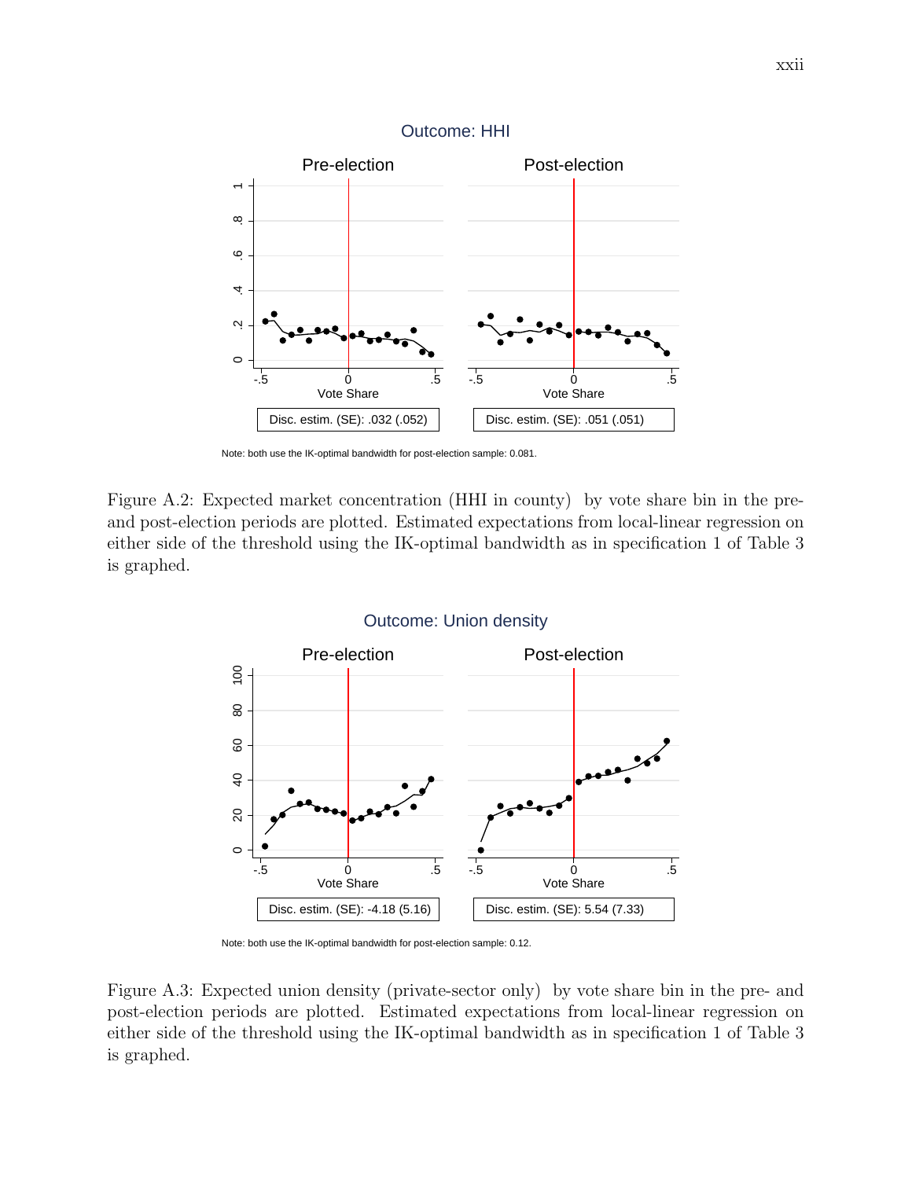Outcome: HHI

Pre-election

Post-election

0
.2
.4
.6
.8
1

-.5
0
.5

Vote Share

Disc. estim. (SE): .032 (.052)

Disc. estim. (SE): .051 (.051)

Note: both use the IK-optimal bandwidth for post-election sample: 0.081.

Figure A.2: Expected market concentration (HHI in county) by vote share bin in the pre- and post-election periods are plotted. Estimated expectations from local-linear regression on either side of the threshold using the IK-optimal bandwidth as in specification 1 of Table 3 is graphed.

Outcome: Union density

Pre-election

Post-election

0
20
40
60
80
100

-.5
0
.5

Vote Share

Disc. estim. (SE): -4.18 (5.16)

Disc. estim. (SE): 5.54 (7.33)

Note: both use the IK-optimal bandwidth for post-election sample: 0.12.

Figure A.3: Expected union density (private-sector only) by vote share bin in the pre- and post-election periods are plotted. Estimated expectations from local-linear regression on either side of the threshold using the IK-optimal bandwidth as in specification 1 of Table 3 is graphed.